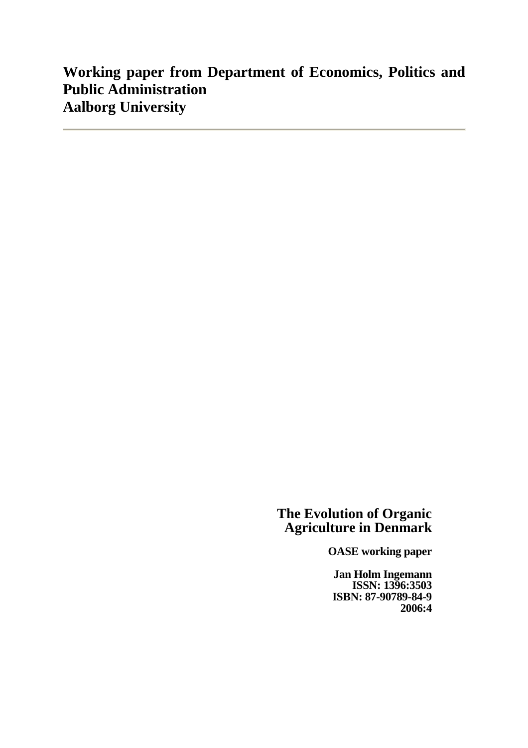**Working paper from Department of Economics, Politics and Public Administration**
**Aalborg University**

---

# The Evolution of Organic Agriculture in Denmark

**OASE working paper**

**Jan Holm Ingemann**
**ISSN: 1396:3503**
**ISBN: 87-90789-84-9**
**2006:4**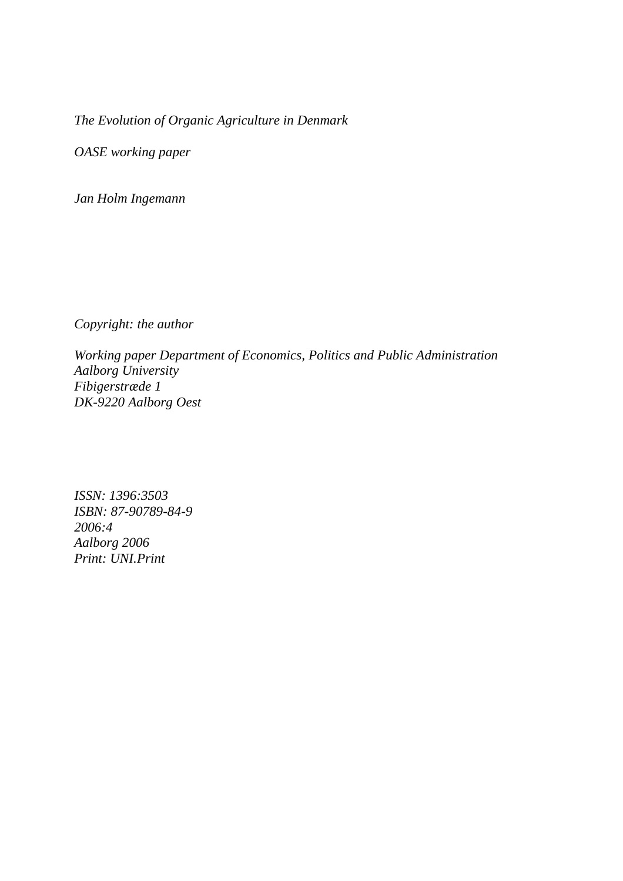*The Evolution of Organic Agriculture in Denmark*

*OASE working paper*

*Jan Holm Ingemann*

*Copyright: the author*

*Working paper Department of Economics, Politics and Public Administration*
*Aalborg University*
*Fibigerstræde 1*
*DK-9220 Aalborg Oest*

*ISSN: 1396:3503*
*ISBN: 87-90789-84-9*
*2006:4*
*Aalborg 2006*
*Print: UNI.Print*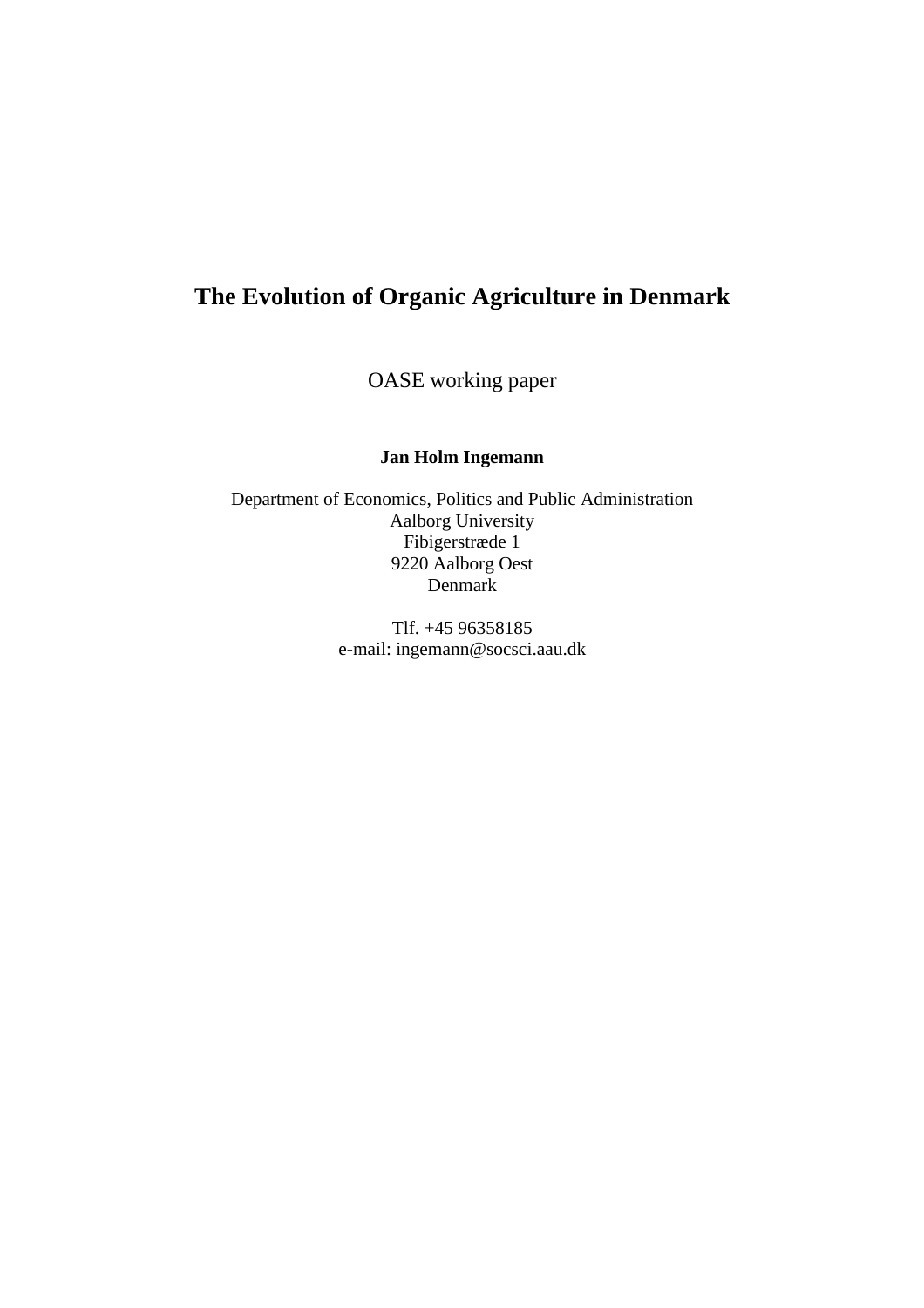# The Evolution of Organic Agriculture in Denmark

OASE working paper

**Jan Holm Ingemann**

Department of Economics, Politics and Public Administration
Aalborg University
Fibigerstræde 1
9220 Aalborg Oest
Denmark

Tlf. +45 96358185
e-mail: ingemann@socsci.aau.dk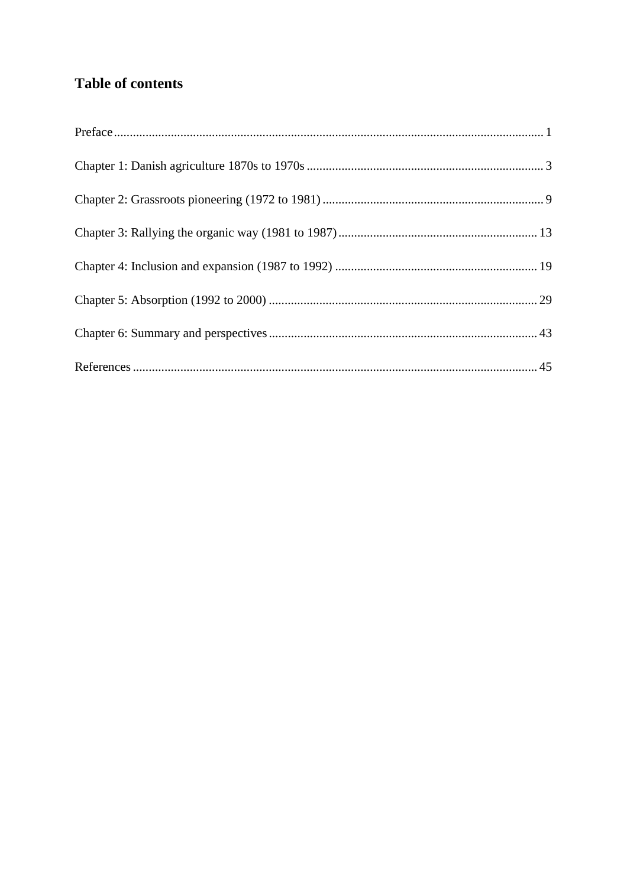## Table of contents

Preface ........................................................................................................................................ 1

Chapter 1: Danish agriculture 1870s to 1970s ........................................................................... 3

Chapter 2: Grassroots pioneering (1972 to 1981) ...................................................................... 9

Chapter 3: Rallying the organic way (1981 to 1987) ............................................................... 13

Chapter 4: Inclusion and expansion (1987 to 1992) ................................................................ 19

Chapter 5: Absorption (1992 to 2000) ..................................................................................... 29

Chapter 6: Summary and perspectives ..................................................................................... 43

References ................................................................................................................................ 45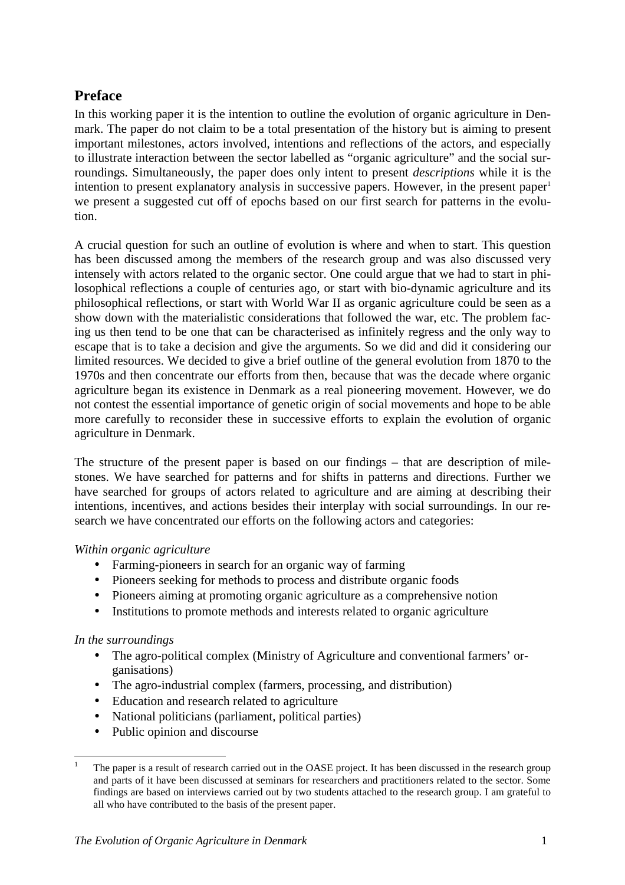## Preface

In this working paper it is the intention to outline the evolution of organic agriculture in Denmark. The paper do not claim to be a total presentation of the history but is aiming to present important milestones, actors involved, intentions and reflections of the actors, and especially to illustrate interaction between the sector labelled as "organic agriculture" and the social surroundings. Simultaneously, the paper does only intent to present *descriptions* while it is the intention to present explanatory analysis in successive papers. However, in the present paper[1] we present a suggested cut off of epochs based on our first search for patterns in the evolution.

A crucial question for such an outline of evolution is where and when to start. This question has been discussed among the members of the research group and was also discussed very intensely with actors related to the organic sector. One could argue that we had to start in philosophical reflections a couple of centuries ago, or start with bio-dynamic agriculture and its philosophical reflections, or start with World War II as organic agriculture could be seen as a show down with the materialistic considerations that followed the war, etc. The problem facing us then tend to be one that can be characterised as infinitely regress and the only way to escape that is to take a decision and give the arguments. So we did and did it considering our limited resources. We decided to give a brief outline of the general evolution from 1870 to the 1970s and then concentrate our efforts from then, because that was the decade where organic agriculture began its existence in Denmark as a real pioneering movement. However, we do not contest the essential importance of genetic origin of social movements and hope to be able more carefully to reconsider these in successive efforts to explain the evolution of organic agriculture in Denmark.

The structure of the present paper is based on our findings – that are description of milestones. We have searched for patterns and for shifts in patterns and directions. Further we have searched for groups of actors related to agriculture and are aiming at describing their intentions, incentives, and actions besides their interplay with social surroundings. In our research we have concentrated our efforts on the following actors and categories:

*Within organic agriculture*

- Farming-pioneers in search for an organic way of farming
- Pioneers seeking for methods to process and distribute organic foods
- Pioneers aiming at promoting organic agriculture as a comprehensive notion
- Institutions to promote methods and interests related to organic agriculture

*In the surroundings*

- The agro-political complex (Ministry of Agriculture and conventional farmers' organisations)
- The agro-industrial complex (farmers, processing, and distribution)
- Education and research related to agriculture
- National politicians (parliament, political parties)
- Public opinion and discourse

[1] The paper is a result of research carried out in the OASE project. It has been discussed in the research group and parts of it have been discussed at seminars for researchers and practitioners related to the sector. Some findings are based on interviews carried out by two students attached to the research group. I am grateful to all who have contributed to the basis of the present paper.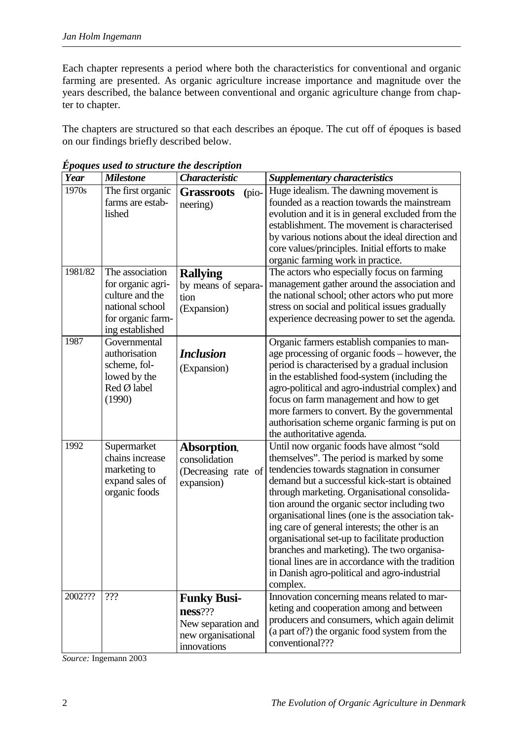Each chapter represents a period where both the characteristics for conventional and organic farming are presented. As organic agriculture increase importance and magnitude over the years described, the balance between conventional and organic agriculture change from chapter to chapter.

The chapters are structured so that each describes an époque. The cut off of époques is based on our findings briefly described below.

***Époques used to structure the description***

| *Year* | *Milestone* | *Characteristic* | *Supplementary characteristics* |
|---|---|---|---|
| 1970s | The first organic farms are established | **Grassroots** (pioneering) | Huge idealism. The dawning movement is founded as a reaction towards the mainstream evolution and it is in general excluded from the establishment. The movement is characterised by various notions about the ideal direction and core values/principles. Initial efforts to make organic farming work in practice. |
| 1981/82 | The association for organic agriculture and the national school for organic farming established | **Rallying** by means of separation (Expansion) | The actors who especially focus on farming management gather around the association and the national school; other actors who put more stress on social and political issues gradually experience decreasing power to set the agenda. |
| 1987 | Governmental authorisation scheme, followed by the Red Ø label (1990) | ***Inclusion*** (Expansion) | Organic farmers establish companies to manage processing of organic foods – however, the period is characterised by a gradual inclusion in the established food-system (including the agro-political and agro-industrial complex) and focus on farm management and how to get more farmers to convert. By the governmental authorisation scheme organic farming is put on the authoritative agenda. |
| 1992 | Supermarket chains increase marketing to expand sales of organic foods | **Absorption**, consolidation (Decreasing rate of expansion) | Until now organic foods have almost "sold themselves". The period is marked by some tendencies towards stagnation in consumer demand but a successful kick-start is obtained through marketing. Organisational consolidation around the organic sector including two organisational lines (one is the association taking care of general interests; the other is an organisational set-up to facilitate production branches and marketing). The two organisational lines are in accordance with the tradition in Danish agro-political and agro-industrial complex. |
| 2002??? | ??? | **Funky Business**??? New separation and new organisational innovations | Innovation concerning means related to marketing and cooperation among and between producers and consumers, which again delimit (a part of?) the organic food system from the conventional??? |

*Source:* Ingemann 2003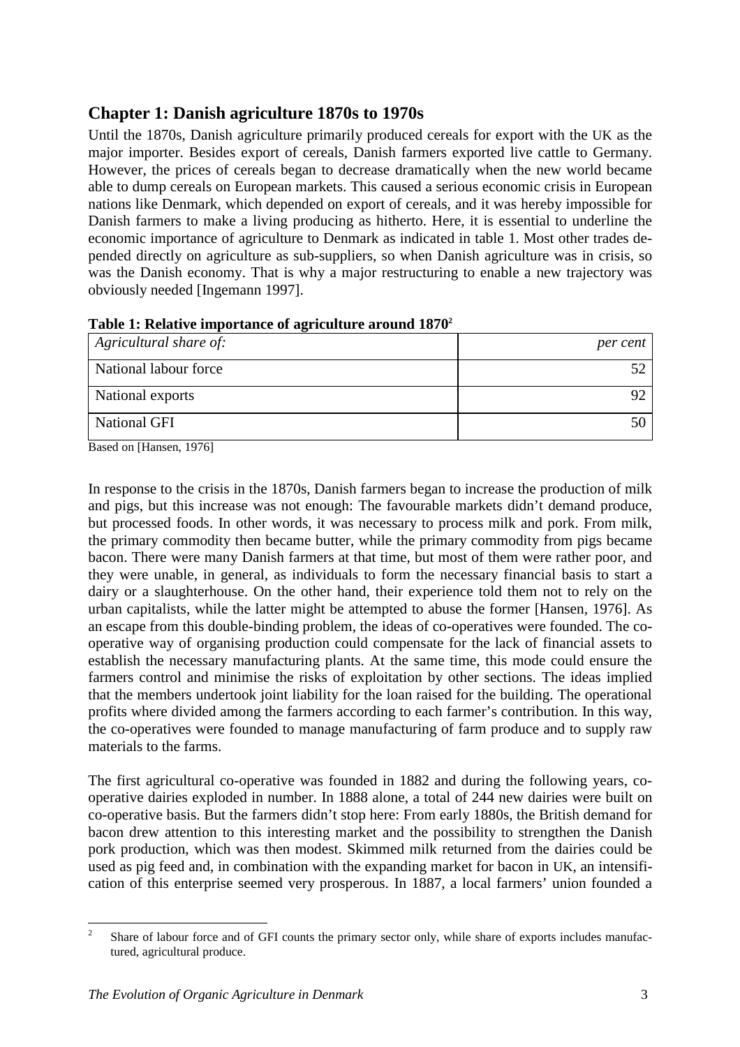## Chapter 1: Danish agriculture 1870s to 1970s

Until the 1870s, Danish agriculture primarily produced cereals for export with the UK as the major importer. Besides export of cereals, Danish farmers exported live cattle to Germany. However, the prices of cereals began to decrease dramatically when the new world became able to dump cereals on European markets. This caused a serious economic crisis in European nations like Denmark, which depended on export of cereals, and it was hereby impossible for Danish farmers to make a living producing as hitherto. Here, it is essential to underline the economic importance of agriculture to Denmark as indicated in table 1. Most other trades depended directly on agriculture as sub-suppliers, so when Danish agriculture was in crisis, so was the Danish economy. That is why a major restructuring to enable a new trajectory was obviously needed [Ingemann 1997].

**Table 1: Relative importance of agriculture around 1870**[2]

| *Agricultural share of:* | *per cent* |
|---|---|
| National labour force | 52 |
| National exports | 92 |
| National GFI | 50 |

Based on [Hansen, 1976]

In response to the crisis in the 1870s, Danish farmers began to increase the production of milk and pigs, but this increase was not enough: The favourable markets didn't demand produce, but processed foods. In other words, it was necessary to process milk and pork. From milk, the primary commodity then became butter, while the primary commodity from pigs became bacon. There were many Danish farmers at that time, but most of them were rather poor, and they were unable, in general, as individuals to form the necessary financial basis to start a dairy or a slaughterhouse. On the other hand, their experience told them not to rely on the urban capitalists, while the latter might be attempted to abuse the former [Hansen, 1976]. As an escape from this double-binding problem, the ideas of co-operatives were founded. The co-operative way of organising production could compensate for the lack of financial assets to establish the necessary manufacturing plants. At the same time, this mode could ensure the farmers control and minimise the risks of exploitation by other sections. The ideas implied that the members undertook joint liability for the loan raised for the building. The operational profits where divided among the farmers according to each farmer's contribution. In this way, the co-operatives were founded to manage manufacturing of farm produce and to supply raw materials to the farms.

The first agricultural co-operative was founded in 1882 and during the following years, co-operative dairies exploded in number. In 1888 alone, a total of 244 new dairies were built on co-operative basis. But the farmers didn't stop here: From early 1880s, the British demand for bacon drew attention to this interesting market and the possibility to strengthen the Danish pork production, which was then modest. Skimmed milk returned from the dairies could be used as pig feed and, in combination with the expanding market for bacon in UK, an intensification of this enterprise seemed very prosperous. In 1887, a local farmers' union founded a

---

[2] Share of labour force and of GFI counts the primary sector only, while share of exports includes manufactured, agricultural produce.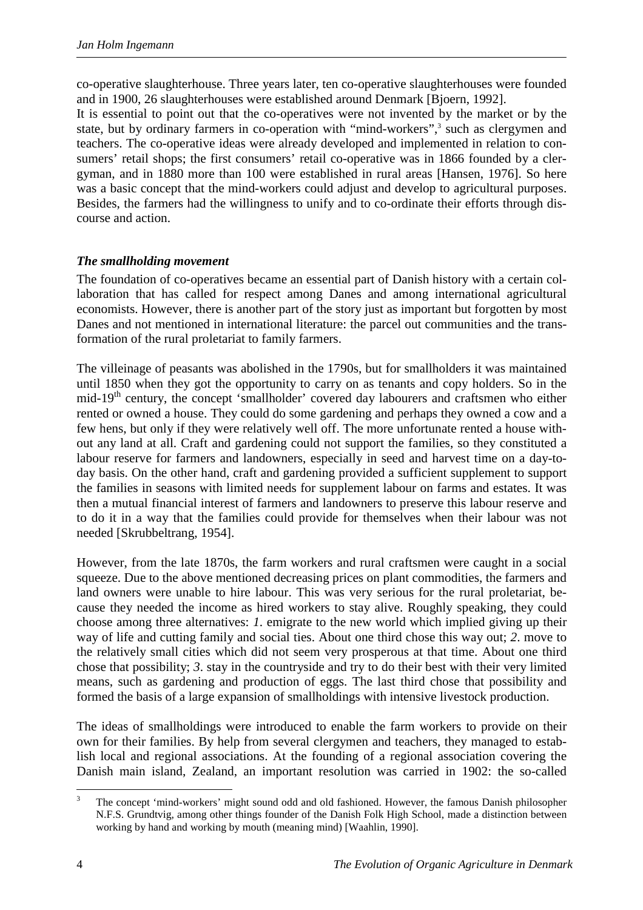co-operative slaughterhouse. Three years later, ten co-operative slaughterhouses were founded and in 1900, 26 slaughterhouses were established around Denmark [Bjoern, 1992].

It is essential to point out that the co-operatives were not invented by the market or by the state, but by ordinary farmers in co-operation with "mind-workers",[3] such as clergymen and teachers. The co-operative ideas were already developed and implemented in relation to consumers' retail shops; the first consumers' retail co-operative was in 1866 founded by a clergyman, and in 1880 more than 100 were established in rural areas [Hansen, 1976]. So here was a basic concept that the mind-workers could adjust and develop to agricultural purposes. Besides, the farmers had the willingness to unify and to co-ordinate their efforts through discourse and action.

### *The smallholding movement*

The foundation of co-operatives became an essential part of Danish history with a certain collaboration that has called for respect among Danes and among international agricultural economists. However, there is another part of the story just as important but forgotten by most Danes and not mentioned in international literature: the parcel out communities and the transformation of the rural proletariat to family farmers.

The villeinage of peasants was abolished in the 1790s, but for smallholders it was maintained until 1850 when they got the opportunity to carry on as tenants and copy holders. So in the mid-19th century, the concept 'smallholder' covered day labourers and craftsmen who either rented or owned a house. They could do some gardening and perhaps they owned a cow and a few hens, but only if they were relatively well off. The more unfortunate rented a house without any land at all. Craft and gardening could not support the families, so they constituted a labour reserve for farmers and landowners, especially in seed and harvest time on a day-to-day basis. On the other hand, craft and gardening provided a sufficient supplement to support the families in seasons with limited needs for supplement labour on farms and estates. It was then a mutual financial interest of farmers and landowners to preserve this labour reserve and to do it in a way that the families could provide for themselves when their labour was not needed [Skrubbeltrang, 1954].

However, from the late 1870s, the farm workers and rural craftsmen were caught in a social squeeze. Due to the above mentioned decreasing prices on plant commodities, the farmers and land owners were unable to hire labour. This was very serious for the rural proletariat, because they needed the income as hired workers to stay alive. Roughly speaking, they could choose among three alternatives: *1*. emigrate to the new world which implied giving up their way of life and cutting family and social ties. About one third chose this way out; *2*. move to the relatively small cities which did not seem very prosperous at that time. About one third chose that possibility; *3*. stay in the countryside and try to do their best with their very limited means, such as gardening and production of eggs. The last third chose that possibility and formed the basis of a large expansion of smallholdings with intensive livestock production.

The ideas of smallholdings were introduced to enable the farm workers to provide on their own for their families. By help from several clergymen and teachers, they managed to establish local and regional associations. At the founding of a regional association covering the Danish main island, Zealand, an important resolution was carried in 1902: the so-called

---

[3] The concept 'mind-workers' might sound odd and old fashioned. However, the famous Danish philosopher N.F.S. Grundtvig, among other things founder of the Danish Folk High School, made a distinction between working by hand and working by mouth (meaning mind) [Waahlin, 1990].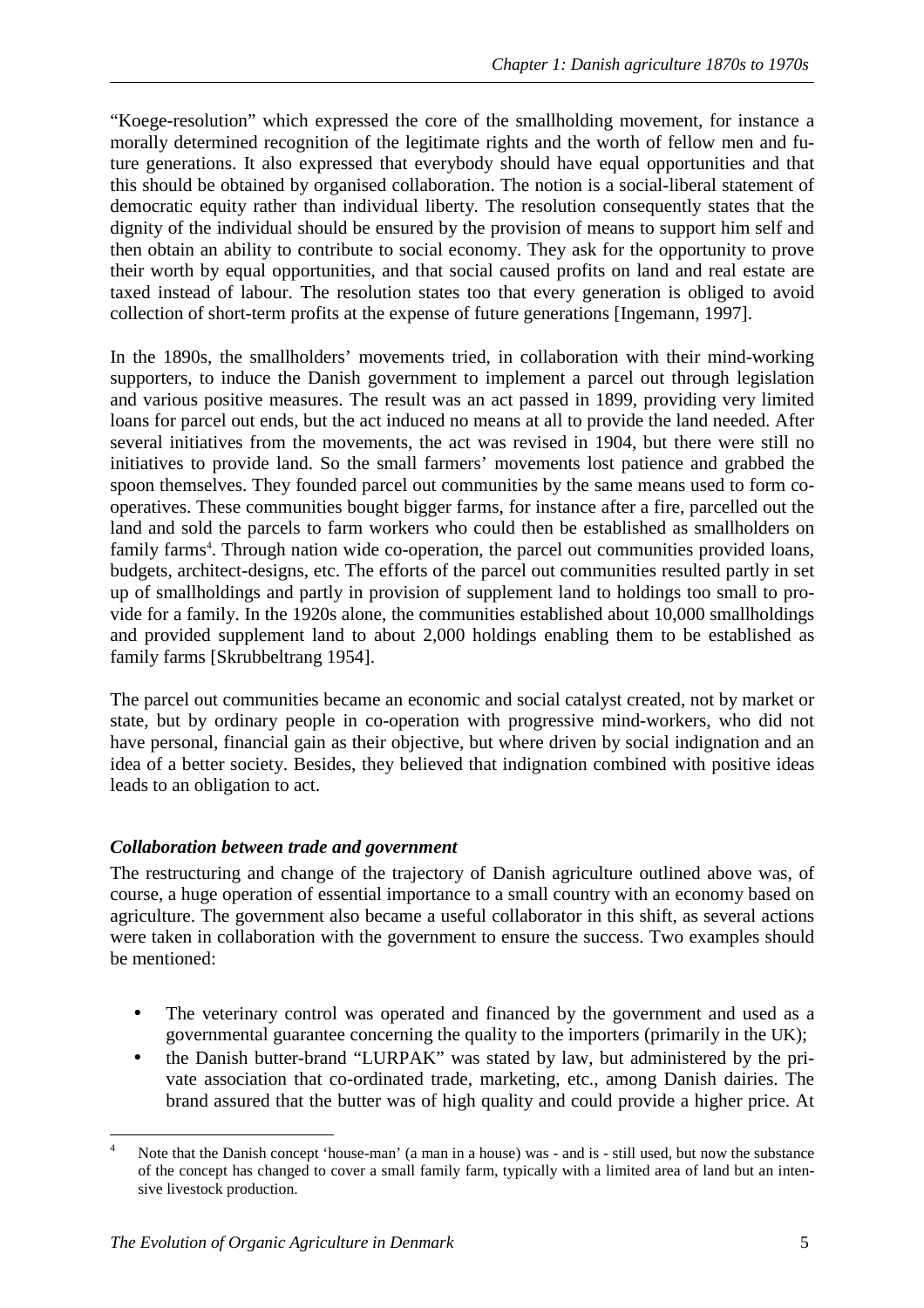"Koege-resolution" which expressed the core of the smallholding movement, for instance a morally determined recognition of the legitimate rights and the worth of fellow men and future generations. It also expressed that everybody should have equal opportunities and that this should be obtained by organised collaboration. The notion is a social-liberal statement of democratic equity rather than individual liberty. The resolution consequently states that the dignity of the individual should be ensured by the provision of means to support him self and then obtain an ability to contribute to social economy. They ask for the opportunity to prove their worth by equal opportunities, and that social caused profits on land and real estate are taxed instead of labour. The resolution states too that every generation is obliged to avoid collection of short-term profits at the expense of future generations [Ingemann, 1997].

In the 1890s, the smallholders' movements tried, in collaboration with their mind-working supporters, to induce the Danish government to implement a parcel out through legislation and various positive measures. The result was an act passed in 1899, providing very limited loans for parcel out ends, but the act induced no means at all to provide the land needed. After several initiatives from the movements, the act was revised in 1904, but there were still no initiatives to provide land. So the small farmers' movements lost patience and grabbed the spoon themselves. They founded parcel out communities by the same means used to form co-operatives. These communities bought bigger farms, for instance after a fire, parcelled out the land and sold the parcels to farm workers who could then be established as smallholders on family farms[4]. Through nation wide co-operation, the parcel out communities provided loans, budgets, architect-designs, etc. The efforts of the parcel out communities resulted partly in set up of smallholdings and partly in provision of supplement land to holdings too small to provide for a family. In the 1920s alone, the communities established about 10,000 smallholdings and provided supplement land to about 2,000 holdings enabling them to be established as family farms [Skrubbeltrang 1954].

The parcel out communities became an economic and social catalyst created, not by market or state, but by ordinary people in co-operation with progressive mind-workers, who did not have personal, financial gain as their objective, but where driven by social indignation and an idea of a better society. Besides, they believed that indignation combined with positive ideas leads to an obligation to act.

### *Collaboration between trade and government*

The restructuring and change of the trajectory of Danish agriculture outlined above was, of course, a huge operation of essential importance to a small country with an economy based on agriculture. The government also became a useful collaborator in this shift, as several actions were taken in collaboration with the government to ensure the success. Two examples should be mentioned:

- The veterinary control was operated and financed by the government and used as a governmental guarantee concerning the quality to the importers (primarily in the UK);
- the Danish butter-brand "LURPAK" was stated by law, but administered by the private association that co-ordinated trade, marketing, etc., among Danish dairies. The brand assured that the butter was of high quality and could provide a higher price. At

[4] Note that the Danish concept 'house-man' (a man in a house) was - and is - still used, but now the substance of the concept has changed to cover a small family farm, typically with a limited area of land but an intensive livestock production.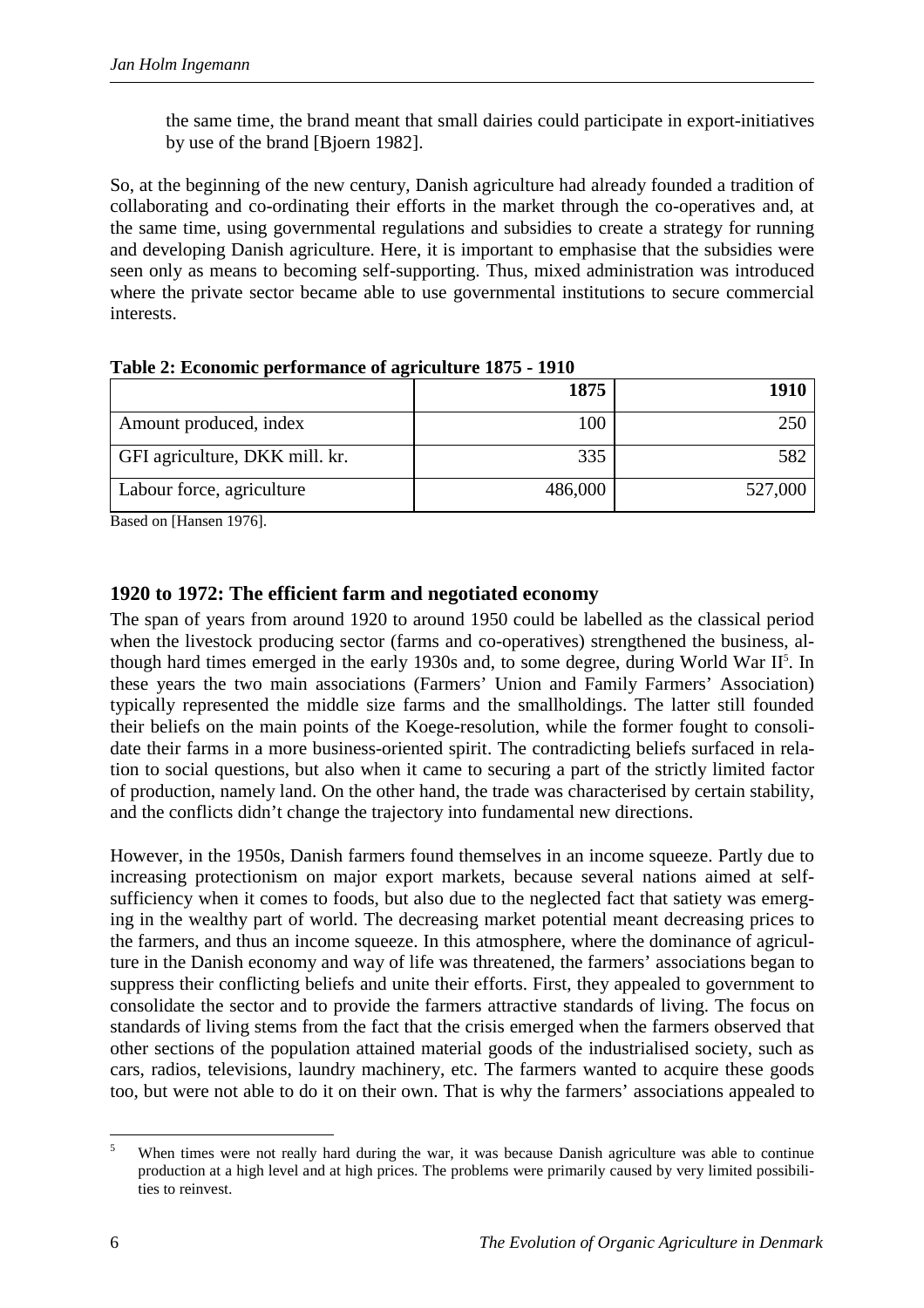the same time, the brand meant that small dairies could participate in export-initiatives by use of the brand [Bjoern 1982].

So, at the beginning of the new century, Danish agriculture had already founded a tradition of collaborating and co-ordinating their efforts in the market through the co-operatives and, at the same time, using governmental regulations and subsidies to create a strategy for running and developing Danish agriculture. Here, it is important to emphasise that the subsidies were seen only as means to becoming self-supporting. Thus, mixed administration was introduced where the private sector became able to use governmental institutions to secure commercial interests.

**Table 2: Economic performance of agriculture 1875 - 1910**

| | 1875 | 1910 |
|---|---|---|
| Amount produced, index | 100 | 250 |
| GFI agriculture, DKK mill. kr. | 335 | 582 |
| Labour force, agriculture | 486,000 | 527,000 |

Based on [Hansen 1976].

## 1920 to 1972: The efficient farm and negotiated economy

The span of years from around 1920 to around 1950 could be labelled as the classical period when the livestock producing sector (farms and co-operatives) strengthened the business, although hard times emerged in the early 1930s and, to some degree, during World War II[5]. In these years the two main associations (Farmers' Union and Family Farmers' Association) typically represented the middle size farms and the smallholdings. The latter still founded their beliefs on the main points of the Koege-resolution, while the former fought to consolidate their farms in a more business-oriented spirit. The contradicting beliefs surfaced in relation to social questions, but also when it came to securing a part of the strictly limited factor of production, namely land. On the other hand, the trade was characterised by certain stability, and the conflicts didn't change the trajectory into fundamental new directions.

However, in the 1950s, Danish farmers found themselves in an income squeeze. Partly due to increasing protectionism on major export markets, because several nations aimed at self-sufficiency when it comes to foods, but also due to the neglected fact that satiety was emerging in the wealthy part of world. The decreasing market potential meant decreasing prices to the farmers, and thus an income squeeze. In this atmosphere, where the dominance of agriculture in the Danish economy and way of life was threatened, the farmers' associations began to suppress their conflicting beliefs and unite their efforts. First, they appealed to government to consolidate the sector and to provide the farmers attractive standards of living. The focus on standards of living stems from the fact that the crisis emerged when the farmers observed that other sections of the population attained material goods of the industrialised society, such as cars, radios, televisions, laundry machinery, etc. The farmers wanted to acquire these goods too, but were not able to do it on their own. That is why the farmers' associations appealed to

[5] When times were not really hard during the war, it was because Danish agriculture was able to continue production at a high level and at high prices. The problems were primarily caused by very limited possibilities to reinvest.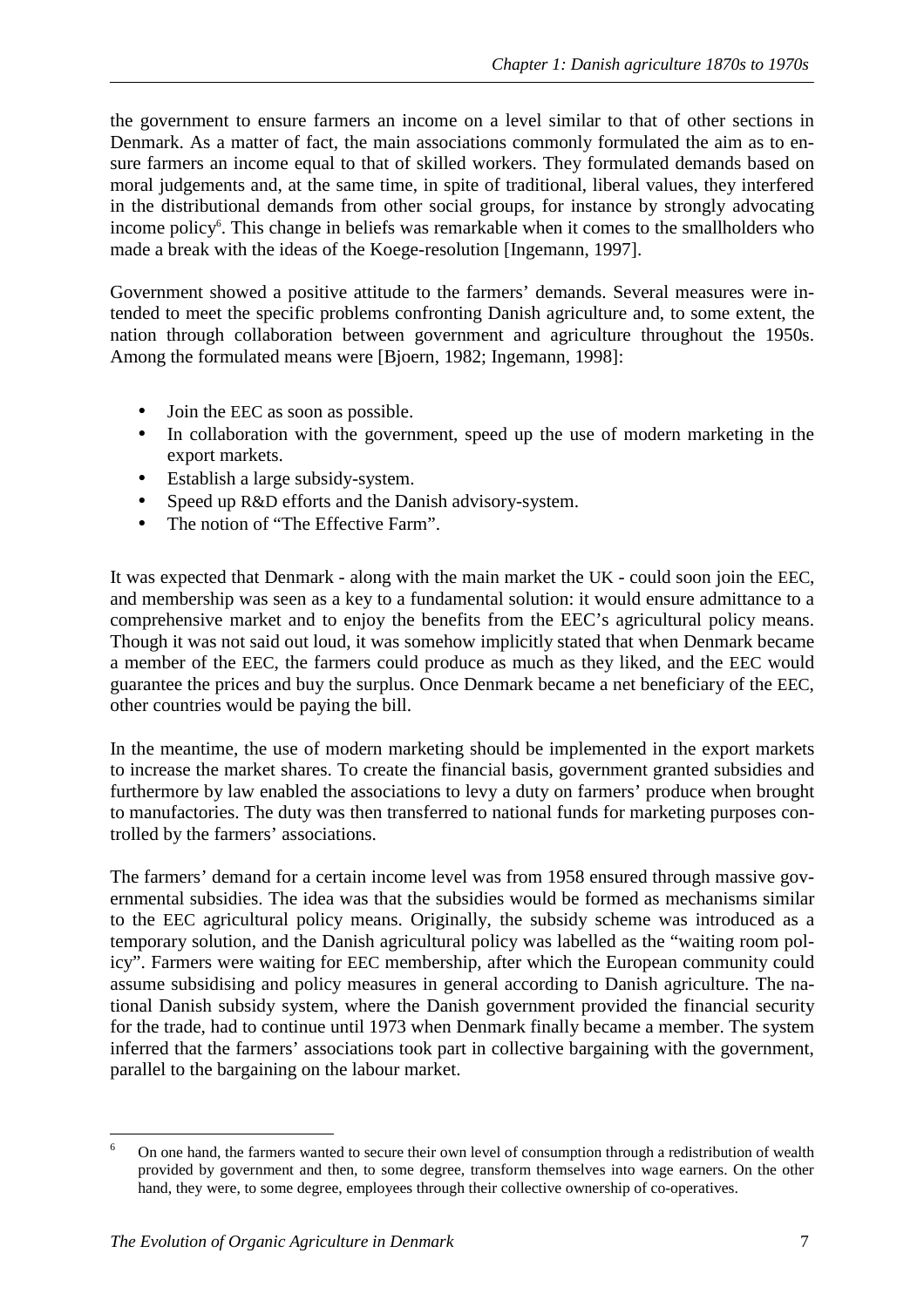the government to ensure farmers an income on a level similar to that of other sections in Denmark. As a matter of fact, the main associations commonly formulated the aim as to ensure farmers an income equal to that of skilled workers. They formulated demands based on moral judgements and, at the same time, in spite of traditional, liberal values, they interfered in the distributional demands from other social groups, for instance by strongly advocating income policy[6]. This change in beliefs was remarkable when it comes to the smallholders who made a break with the ideas of the Koege-resolution [Ingemann, 1997].

Government showed a positive attitude to the farmers' demands. Several measures were intended to meet the specific problems confronting Danish agriculture and, to some extent, the nation through collaboration between government and agriculture throughout the 1950s. Among the formulated means were [Bjoern, 1982; Ingemann, 1998]:

- Join the EEC as soon as possible.
- In collaboration with the government, speed up the use of modern marketing in the export markets.
- Establish a large subsidy-system.
- Speed up R&D efforts and the Danish advisory-system.
- The notion of "The Effective Farm".

It was expected that Denmark - along with the main market the UK - could soon join the EEC, and membership was seen as a key to a fundamental solution: it would ensure admittance to a comprehensive market and to enjoy the benefits from the EEC's agricultural policy means. Though it was not said out loud, it was somehow implicitly stated that when Denmark became a member of the EEC, the farmers could produce as much as they liked, and the EEC would guarantee the prices and buy the surplus. Once Denmark became a net beneficiary of the EEC, other countries would be paying the bill.

In the meantime, the use of modern marketing should be implemented in the export markets to increase the market shares. To create the financial basis, government granted subsidies and furthermore by law enabled the associations to levy a duty on farmers' produce when brought to manufactories. The duty was then transferred to national funds for marketing purposes controlled by the farmers' associations.

The farmers' demand for a certain income level was from 1958 ensured through massive governmental subsidies. The idea was that the subsidies would be formed as mechanisms similar to the EEC agricultural policy means. Originally, the subsidy scheme was introduced as a temporary solution, and the Danish agricultural policy was labelled as the "waiting room policy". Farmers were waiting for EEC membership, after which the European community could assume subsidising and policy measures in general according to Danish agriculture. The national Danish subsidy system, where the Danish government provided the financial security for the trade, had to continue until 1973 when Denmark finally became a member. The system inferred that the farmers' associations took part in collective bargaining with the government, parallel to the bargaining on the labour market.

[6] On one hand, the farmers wanted to secure their own level of consumption through a redistribution of wealth provided by government and then, to some degree, transform themselves into wage earners. On the other hand, they were, to some degree, employees through their collective ownership of co-operatives.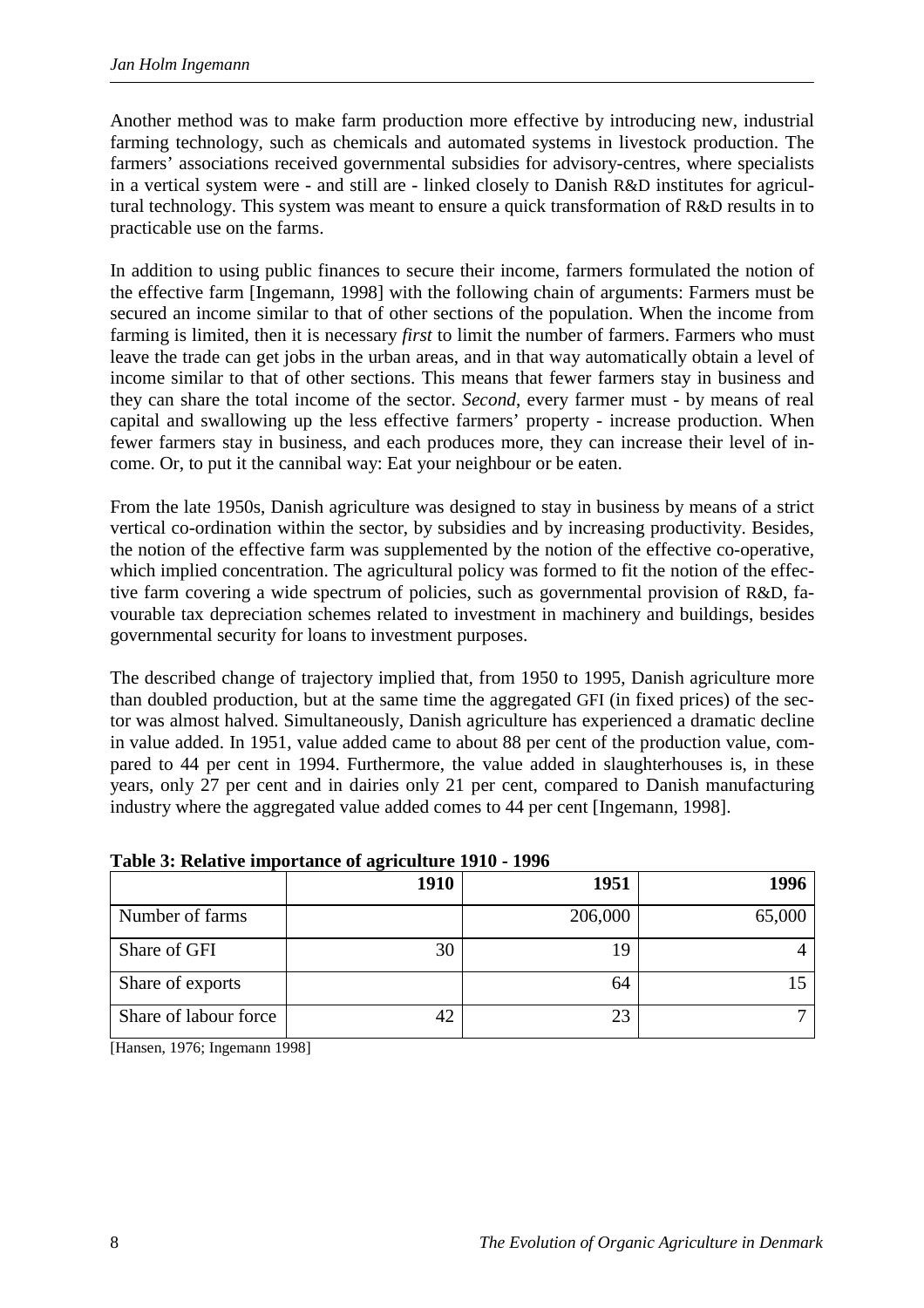Another method was to make farm production more effective by introducing new, industrial farming technology, such as chemicals and automated systems in livestock production. The farmers' associations received governmental subsidies for advisory-centres, where specialists in a vertical system were - and still are - linked closely to Danish R&D institutes for agricultural technology. This system was meant to ensure a quick transformation of R&D results in to practicable use on the farms.

In addition to using public finances to secure their income, farmers formulated the notion of the effective farm [Ingemann, 1998] with the following chain of arguments: Farmers must be secured an income similar to that of other sections of the population. When the income from farming is limited, then it is necessary *first* to limit the number of farmers. Farmers who must leave the trade can get jobs in the urban areas, and in that way automatically obtain a level of income similar to that of other sections. This means that fewer farmers stay in business and they can share the total income of the sector. *Second*, every farmer must - by means of real capital and swallowing up the less effective farmers' property - increase production. When fewer farmers stay in business, and each produces more, they can increase their level of income. Or, to put it the cannibal way: Eat your neighbour or be eaten.

From the late 1950s, Danish agriculture was designed to stay in business by means of a strict vertical co-ordination within the sector, by subsidies and by increasing productivity. Besides, the notion of the effective farm was supplemented by the notion of the effective co-operative, which implied concentration. The agricultural policy was formed to fit the notion of the effective farm covering a wide spectrum of policies, such as governmental provision of R&D, favourable tax depreciation schemes related to investment in machinery and buildings, besides governmental security for loans to investment purposes.

The described change of trajectory implied that, from 1950 to 1995, Danish agriculture more than doubled production, but at the same time the aggregated GFI (in fixed prices) of the sector was almost halved. Simultaneously, Danish agriculture has experienced a dramatic decline in value added. In 1951, value added came to about 88 per cent of the production value, compared to 44 per cent in 1994. Furthermore, the value added in slaughterhouses is, in these years, only 27 per cent and in dairies only 21 per cent, compared to Danish manufacturing industry where the aggregated value added comes to 44 per cent [Ingemann, 1998].

**Table 3: Relative importance of agriculture 1910 - 1996**

| | 1910 | 1951 | 1996 |
|---|---|---|---|
| Number of farms | | 206,000 | 65,000 |
| Share of GFI | 30 | 19 | 4 |
| Share of exports | | 64 | 15 |
| Share of labour force | 42 | 23 | 7 |

[Hansen, 1976; Ingemann 1998]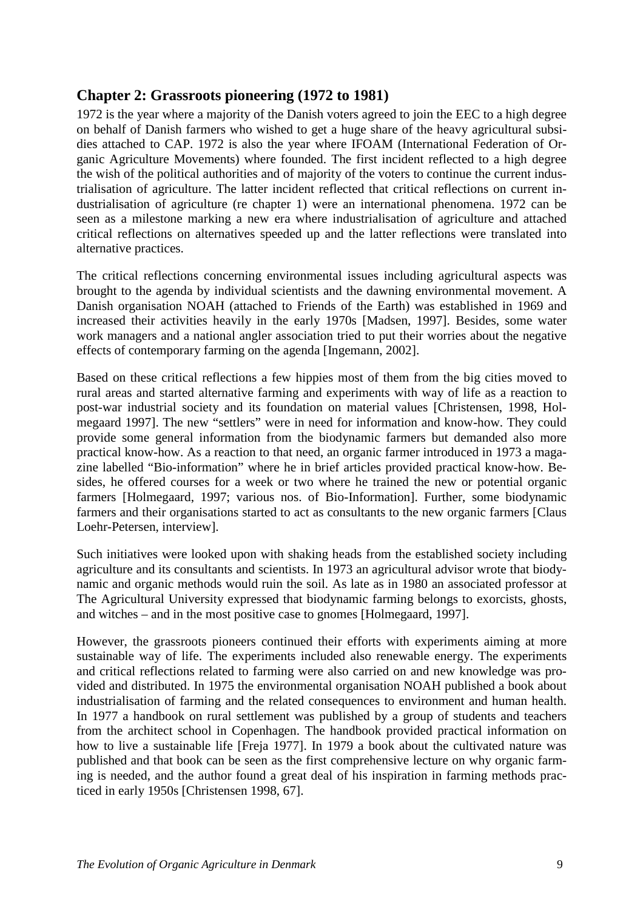## Chapter 2: Grassroots pioneering (1972 to 1981)

1972 is the year where a majority of the Danish voters agreed to join the EEC to a high degree on behalf of Danish farmers who wished to get a huge share of the heavy agricultural subsidies attached to CAP. 1972 is also the year where IFOAM (International Federation of Organic Agriculture Movements) where founded. The first incident reflected to a high degree the wish of the political authorities and of majority of the voters to continue the current industrialisation of agriculture. The latter incident reflected that critical reflections on current industrialisation of agriculture (re chapter 1) were an international phenomena. 1972 can be seen as a milestone marking a new era where industrialisation of agriculture and attached critical reflections on alternatives speeded up and the latter reflections were translated into alternative practices.

The critical reflections concerning environmental issues including agricultural aspects was brought to the agenda by individual scientists and the dawning environmental movement. A Danish organisation NOAH (attached to Friends of the Earth) was established in 1969 and increased their activities heavily in the early 1970s [Madsen, 1997]. Besides, some water work managers and a national angler association tried to put their worries about the negative effects of contemporary farming on the agenda [Ingemann, 2002].

Based on these critical reflections a few hippies most of them from the big cities moved to rural areas and started alternative farming and experiments with way of life as a reaction to post-war industrial society and its foundation on material values [Christensen, 1998, Holmegaard 1997]. The new "settlers" were in need for information and know-how. They could provide some general information from the biodynamic farmers but demanded also more practical know-how. As a reaction to that need, an organic farmer introduced in 1973 a magazine labelled "Bio-information" where he in brief articles provided practical know-how. Besides, he offered courses for a week or two where he trained the new or potential organic farmers [Holmegaard, 1997; various nos. of Bio-Information]. Further, some biodynamic farmers and their organisations started to act as consultants to the new organic farmers [Claus Loehr-Petersen, interview].

Such initiatives were looked upon with shaking heads from the established society including agriculture and its consultants and scientists. In 1973 an agricultural advisor wrote that biodynamic and organic methods would ruin the soil. As late as in 1980 an associated professor at The Agricultural University expressed that biodynamic farming belongs to exorcists, ghosts, and witches – and in the most positive case to gnomes [Holmegaard, 1997].

However, the grassroots pioneers continued their efforts with experiments aiming at more sustainable way of life. The experiments included also renewable energy. The experiments and critical reflections related to farming were also carried on and new knowledge was provided and distributed. In 1975 the environmental organisation NOAH published a book about industrialisation of farming and the related consequences to environment and human health. In 1977 a handbook on rural settlement was published by a group of students and teachers from the architect school in Copenhagen. The handbook provided practical information on how to live a sustainable life [Freja 1977]. In 1979 a book about the cultivated nature was published and that book can be seen as the first comprehensive lecture on why organic farming is needed, and the author found a great deal of his inspiration in farming methods practiced in early 1950s [Christensen 1998, 67].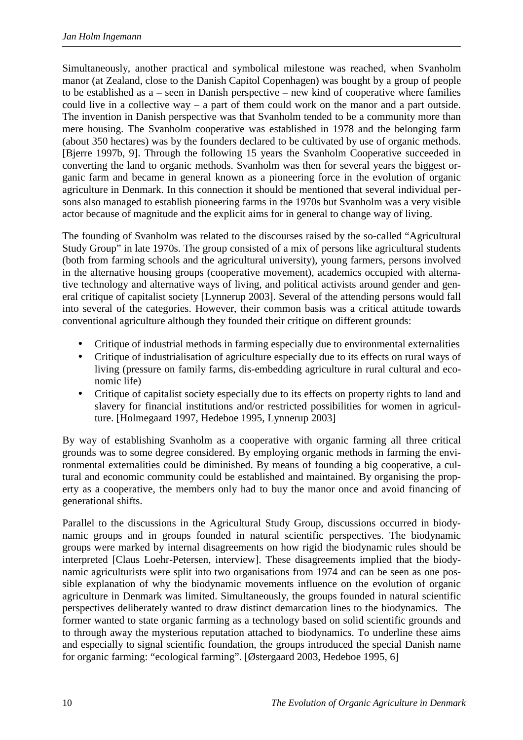Simultaneously, another practical and symbolical milestone was reached, when Svanholm manor (at Zealand, close to the Danish Capitol Copenhagen) was bought by a group of people to be established as a – seen in Danish perspective – new kind of cooperative where families could live in a collective way – a part of them could work on the manor and a part outside. The invention in Danish perspective was that Svanholm tended to be a community more than mere housing. The Svanholm cooperative was established in 1978 and the belonging farm (about 350 hectares) was by the founders declared to be cultivated by use of organic methods. [Bjerre 1997b, 9]. Through the following 15 years the Svanholm Cooperative succeeded in converting the land to organic methods. Svanholm was then for several years the biggest organic farm and became in general known as a pioneering force in the evolution of organic agriculture in Denmark. In this connection it should be mentioned that several individual persons also managed to establish pioneering farms in the 1970s but Svanholm was a very visible actor because of magnitude and the explicit aims for in general to change way of living.

The founding of Svanholm was related to the discourses raised by the so-called "Agricultural Study Group" in late 1970s. The group consisted of a mix of persons like agricultural students (both from farming schools and the agricultural university), young farmers, persons involved in the alternative housing groups (cooperative movement), academics occupied with alternative technology and alternative ways of living, and political activists around gender and general critique of capitalist society [Lynnerup 2003]. Several of the attending persons would fall into several of the categories. However, their common basis was a critical attitude towards conventional agriculture although they founded their critique on different grounds:

- Critique of industrial methods in farming especially due to environmental externalities
- Critique of industrialisation of agriculture especially due to its effects on rural ways of living (pressure on family farms, dis-embedding agriculture in rural cultural and economic life)
- Critique of capitalist society especially due to its effects on property rights to land and slavery for financial institutions and/or restricted possibilities for women in agriculture. [Holmegaard 1997, Hedeboe 1995, Lynnerup 2003]

By way of establishing Svanholm as a cooperative with organic farming all three critical grounds was to some degree considered. By employing organic methods in farming the environmental externalities could be diminished. By means of founding a big cooperative, a cultural and economic community could be established and maintained. By organising the property as a cooperative, the members only had to buy the manor once and avoid financing of generational shifts.

Parallel to the discussions in the Agricultural Study Group, discussions occurred in biodynamic groups and in groups founded in natural scientific perspectives. The biodynamic groups were marked by internal disagreements on how rigid the biodynamic rules should be interpreted [Claus Loehr-Petersen, interview]. These disagreements implied that the biodynamic agriculturists were split into two organisations from 1974 and can be seen as one possible explanation of why the biodynamic movements influence on the evolution of organic agriculture in Denmark was limited. Simultaneously, the groups founded in natural scientific perspectives deliberately wanted to draw distinct demarcation lines to the biodynamics. The former wanted to state organic farming as a technology based on solid scientific grounds and to through away the mysterious reputation attached to biodynamics. To underline these aims and especially to signal scientific foundation, the groups introduced the special Danish name for organic farming: "ecological farming". [Østergaard 2003, Hedeboe 1995, 6]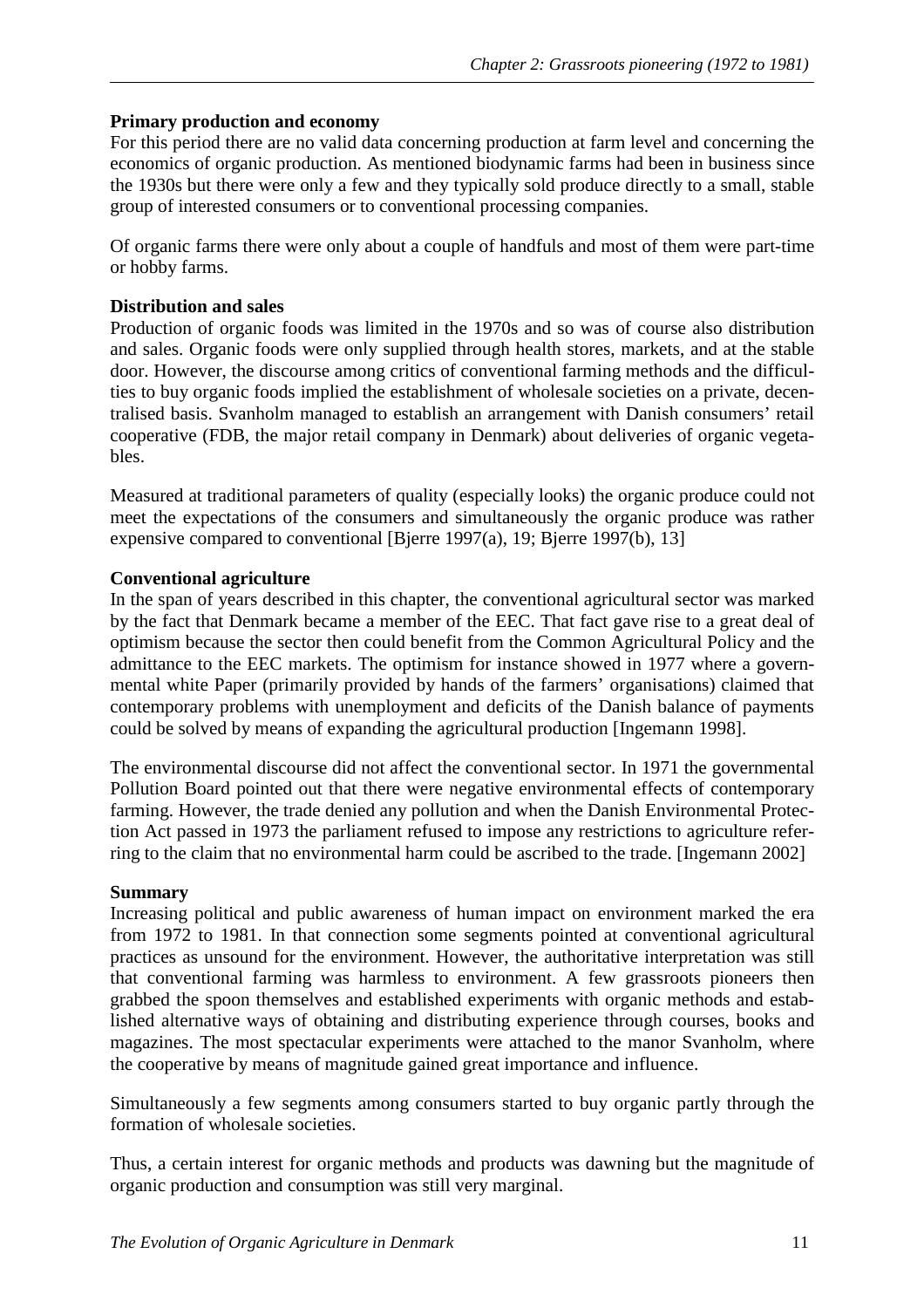**Primary production and economy**

For this period there are no valid data concerning production at farm level and concerning the economics of organic production. As mentioned biodynamic farms had been in business since the 1930s but there were only a few and they typically sold produce directly to a small, stable group of interested consumers or to conventional processing companies.

Of organic farms there were only about a couple of handfuls and most of them were part-time or hobby farms.

**Distribution and sales**

Production of organic foods was limited in the 1970s and so was of course also distribution and sales. Organic foods were only supplied through health stores, markets, and at the stable door. However, the discourse among critics of conventional farming methods and the difficulties to buy organic foods implied the establishment of wholesale societies on a private, decentralised basis. Svanholm managed to establish an arrangement with Danish consumers' retail cooperative (FDB, the major retail company in Denmark) about deliveries of organic vegetables.

Measured at traditional parameters of quality (especially looks) the organic produce could not meet the expectations of the consumers and simultaneously the organic produce was rather expensive compared to conventional [Bjerre 1997(a), 19; Bjerre 1997(b), 13]

**Conventional agriculture**

In the span of years described in this chapter, the conventional agricultural sector was marked by the fact that Denmark became a member of the EEC. That fact gave rise to a great deal of optimism because the sector then could benefit from the Common Agricultural Policy and the admittance to the EEC markets. The optimism for instance showed in 1977 where a governmental white Paper (primarily provided by hands of the farmers' organisations) claimed that contemporary problems with unemployment and deficits of the Danish balance of payments could be solved by means of expanding the agricultural production [Ingemann 1998].

The environmental discourse did not affect the conventional sector. In 1971 the governmental Pollution Board pointed out that there were negative environmental effects of contemporary farming. However, the trade denied any pollution and when the Danish Environmental Protection Act passed in 1973 the parliament refused to impose any restrictions to agriculture referring to the claim that no environmental harm could be ascribed to the trade. [Ingemann 2002]

**Summary**

Increasing political and public awareness of human impact on environment marked the era from 1972 to 1981. In that connection some segments pointed at conventional agricultural practices as unsound for the environment. However, the authoritative interpretation was still that conventional farming was harmless to environment. A few grassroots pioneers then grabbed the spoon themselves and established experiments with organic methods and established alternative ways of obtaining and distributing experience through courses, books and magazines. The most spectacular experiments were attached to the manor Svanholm, where the cooperative by means of magnitude gained great importance and influence.

Simultaneously a few segments among consumers started to buy organic partly through the formation of wholesale societies.

Thus, a certain interest for organic methods and products was dawning but the magnitude of organic production and consumption was still very marginal.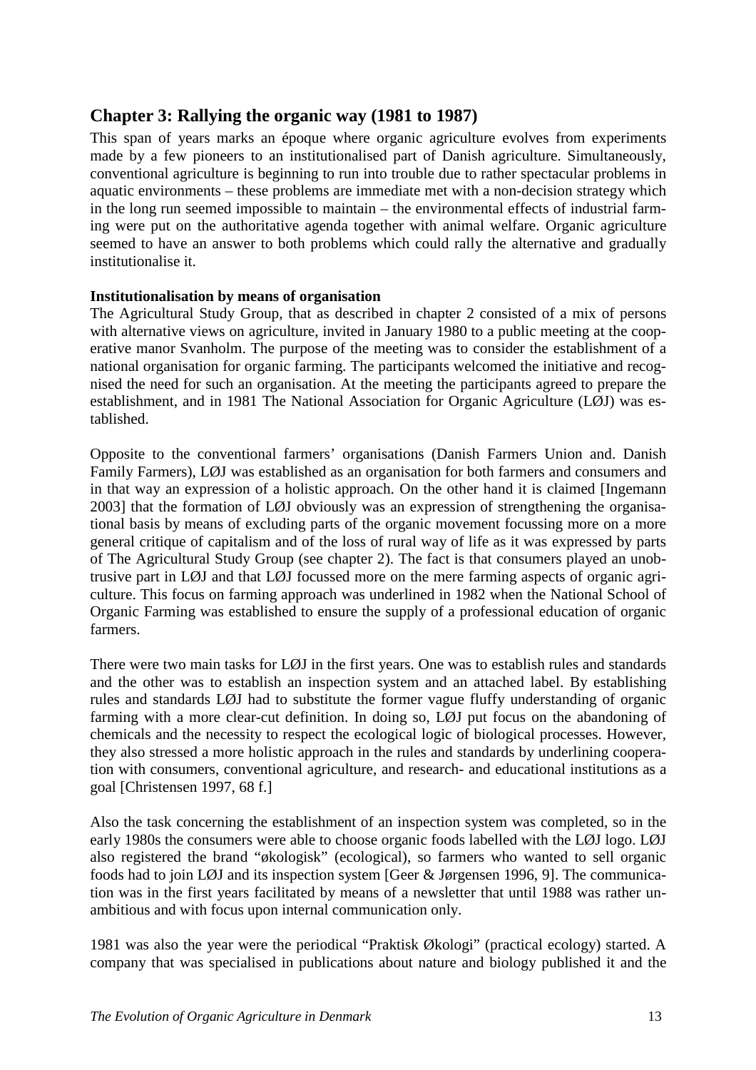## Chapter 3: Rallying the organic way (1981 to 1987)

This span of years marks an époque where organic agriculture evolves from experiments made by a few pioneers to an institutionalised part of Danish agriculture. Simultaneously, conventional agriculture is beginning to run into trouble due to rather spectacular problems in aquatic environments – these problems are immediate met with a non-decision strategy which in the long run seemed impossible to maintain – the environmental effects of industrial farming were put on the authoritative agenda together with animal welfare. Organic agriculture seemed to have an answer to both problems which could rally the alternative and gradually institutionalise it.

**Institutionalisation by means of organisation**

The Agricultural Study Group, that as described in chapter 2 consisted of a mix of persons with alternative views on agriculture, invited in January 1980 to a public meeting at the cooperative manor Svanholm. The purpose of the meeting was to consider the establishment of a national organisation for organic farming. The participants welcomed the initiative and recognised the need for such an organisation. At the meeting the participants agreed to prepare the establishment, and in 1981 The National Association for Organic Agriculture (LØJ) was established.

Opposite to the conventional farmers' organisations (Danish Farmers Union and. Danish Family Farmers), LØJ was established as an organisation for both farmers and consumers and in that way an expression of a holistic approach. On the other hand it is claimed [Ingemann 2003] that the formation of LØJ obviously was an expression of strengthening the organisational basis by means of excluding parts of the organic movement focussing more on a more general critique of capitalism and of the loss of rural way of life as it was expressed by parts of The Agricultural Study Group (see chapter 2). The fact is that consumers played an unobtrusive part in LØJ and that LØJ focussed more on the mere farming aspects of organic agriculture. This focus on farming approach was underlined in 1982 when the National School of Organic Farming was established to ensure the supply of a professional education of organic farmers.

There were two main tasks for LØJ in the first years. One was to establish rules and standards and the other was to establish an inspection system and an attached label. By establishing rules and standards LØJ had to substitute the former vague fluffy understanding of organic farming with a more clear-cut definition. In doing so, LØJ put focus on the abandoning of chemicals and the necessity to respect the ecological logic of biological processes. However, they also stressed a more holistic approach in the rules and standards by underlining cooperation with consumers, conventional agriculture, and research- and educational institutions as a goal [Christensen 1997, 68 f.]

Also the task concerning the establishment of an inspection system was completed, so in the early 1980s the consumers were able to choose organic foods labelled with the LØJ logo. LØJ also registered the brand "økologisk" (ecological), so farmers who wanted to sell organic foods had to join LØJ and its inspection system [Geer & Jørgensen 1996, 9]. The communication was in the first years facilitated by means of a newsletter that until 1988 was rather unambitious and with focus upon internal communication only.

1981 was also the year were the periodical "Praktisk Økologi" (practical ecology) started. A company that was specialised in publications about nature and biology published it and the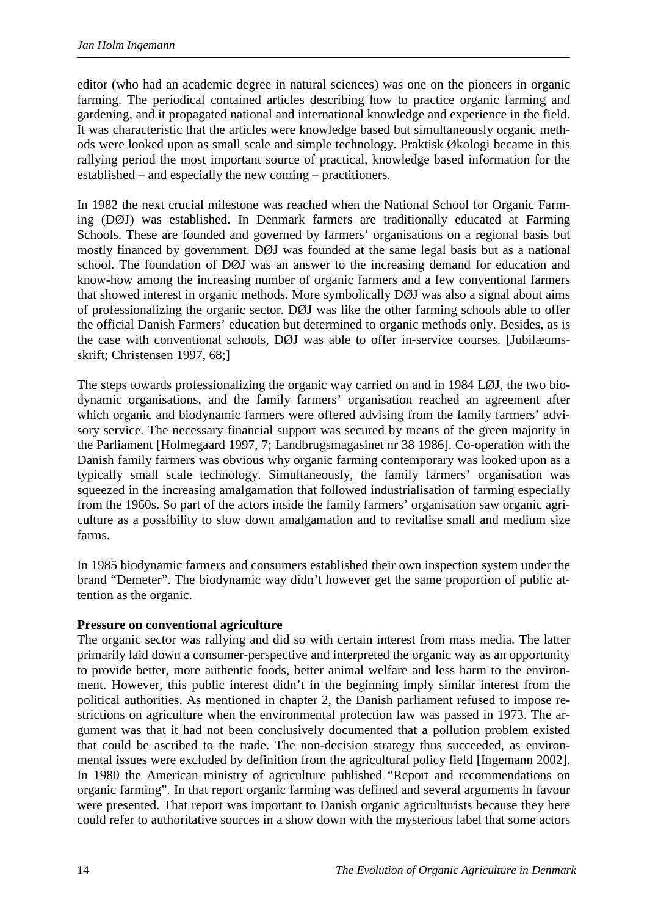editor (who had an academic degree in natural sciences) was one on the pioneers in organic farming. The periodical contained articles describing how to practice organic farming and gardening, and it propagated national and international knowledge and experience in the field. It was characteristic that the articles were knowledge based but simultaneously organic methods were looked upon as small scale and simple technology. Praktisk Økologi became in this rallying period the most important source of practical, knowledge based information for the established – and especially the new coming – practitioners.

In 1982 the next crucial milestone was reached when the National School for Organic Farming (DØJ) was established. In Denmark farmers are traditionally educated at Farming Schools. These are founded and governed by farmers' organisations on a regional basis but mostly financed by government. DØJ was founded at the same legal basis but as a national school. The foundation of DØJ was an answer to the increasing demand for education and know-how among the increasing number of organic farmers and a few conventional farmers that showed interest in organic methods. More symbolically DØJ was also a signal about aims of professionalizing the organic sector. DØJ was like the other farming schools able to offer the official Danish Farmers' education but determined to organic methods only. Besides, as is the case with conventional schools, DØJ was able to offer in-service courses. [Jubilæumsskrift; Christensen 1997, 68;]

The steps towards professionalizing the organic way carried on and in 1984 LØJ, the two biodynamic organisations, and the family farmers' organisation reached an agreement after which organic and biodynamic farmers were offered advising from the family farmers' advisory service. The necessary financial support was secured by means of the green majority in the Parliament [Holmegaard 1997, 7; Landbrugsmagasinet nr 38 1986]. Co-operation with the Danish family farmers was obvious why organic farming contemporary was looked upon as a typically small scale technology. Simultaneously, the family farmers' organisation was squeezed in the increasing amalgamation that followed industrialisation of farming especially from the 1960s. So part of the actors inside the family farmers' organisation saw organic agriculture as a possibility to slow down amalgamation and to revitalise small and medium size farms.

In 1985 biodynamic farmers and consumers established their own inspection system under the brand "Demeter". The biodynamic way didn't however get the same proportion of public attention as the organic.

**Pressure on conventional agriculture**

The organic sector was rallying and did so with certain interest from mass media. The latter primarily laid down a consumer-perspective and interpreted the organic way as an opportunity to provide better, more authentic foods, better animal welfare and less harm to the environment. However, this public interest didn't in the beginning imply similar interest from the political authorities. As mentioned in chapter 2, the Danish parliament refused to impose restrictions on agriculture when the environmental protection law was passed in 1973. The argument was that it had not been conclusively documented that a pollution problem existed that could be ascribed to the trade. The non-decision strategy thus succeeded, as environmental issues were excluded by definition from the agricultural policy field [Ingemann 2002]. In 1980 the American ministry of agriculture published "Report and recommendations on organic farming". In that report organic farming was defined and several arguments in favour were presented. That report was important to Danish organic agriculturists because they here could refer to authoritative sources in a show down with the mysterious label that some actors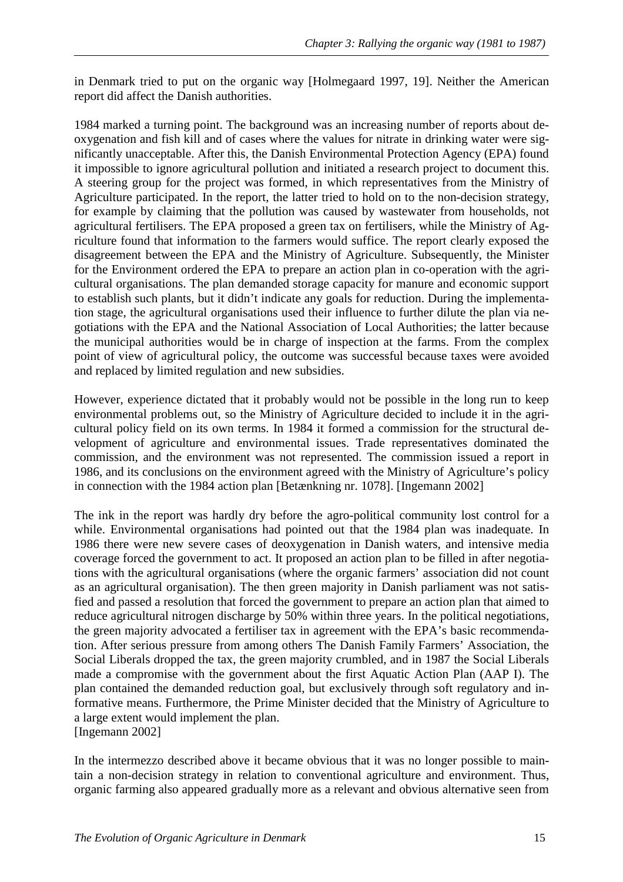in Denmark tried to put on the organic way [Holmegaard 1997, 19]. Neither the American report did affect the Danish authorities.

1984 marked a turning point. The background was an increasing number of reports about deoxygenation and fish kill and of cases where the values for nitrate in drinking water were significantly unacceptable. After this, the Danish Environmental Protection Agency (EPA) found it impossible to ignore agricultural pollution and initiated a research project to document this. A steering group for the project was formed, in which representatives from the Ministry of Agriculture participated. In the report, the latter tried to hold on to the non-decision strategy, for example by claiming that the pollution was caused by wastewater from households, not agricultural fertilisers. The EPA proposed a green tax on fertilisers, while the Ministry of Agriculture found that information to the farmers would suffice. The report clearly exposed the disagreement between the EPA and the Ministry of Agriculture. Subsequently, the Minister for the Environment ordered the EPA to prepare an action plan in co-operation with the agricultural organisations. The plan demanded storage capacity for manure and economic support to establish such plants, but it didn't indicate any goals for reduction. During the implementation stage, the agricultural organisations used their influence to further dilute the plan via negotiations with the EPA and the National Association of Local Authorities; the latter because the municipal authorities would be in charge of inspection at the farms. From the complex point of view of agricultural policy, the outcome was successful because taxes were avoided and replaced by limited regulation and new subsidies.

However, experience dictated that it probably would not be possible in the long run to keep environmental problems out, so the Ministry of Agriculture decided to include it in the agricultural policy field on its own terms. In 1984 it formed a commission for the structural development of agriculture and environmental issues. Trade representatives dominated the commission, and the environment was not represented. The commission issued a report in 1986, and its conclusions on the environment agreed with the Ministry of Agriculture's policy in connection with the 1984 action plan [Betænkning nr. 1078]. [Ingemann 2002]

The ink in the report was hardly dry before the agro-political community lost control for a while. Environmental organisations had pointed out that the 1984 plan was inadequate. In 1986 there were new severe cases of deoxygenation in Danish waters, and intensive media coverage forced the government to act. It proposed an action plan to be filled in after negotiations with the agricultural organisations (where the organic farmers' association did not count as an agricultural organisation). The then green majority in Danish parliament was not satisfied and passed a resolution that forced the government to prepare an action plan that aimed to reduce agricultural nitrogen discharge by 50% within three years. In the political negotiations, the green majority advocated a fertiliser tax in agreement with the EPA's basic recommendation. After serious pressure from among others The Danish Family Farmers' Association, the Social Liberals dropped the tax, the green majority crumbled, and in 1987 the Social Liberals made a compromise with the government about the first Aquatic Action Plan (AAP I). The plan contained the demanded reduction goal, but exclusively through soft regulatory and informative means. Furthermore, the Prime Minister decided that the Ministry of Agriculture to a large extent would implement the plan.
[Ingemann 2002]

In the intermezzo described above it became obvious that it was no longer possible to maintain a non-decision strategy in relation to conventional agriculture and environment. Thus, organic farming also appeared gradually more as a relevant and obvious alternative seen from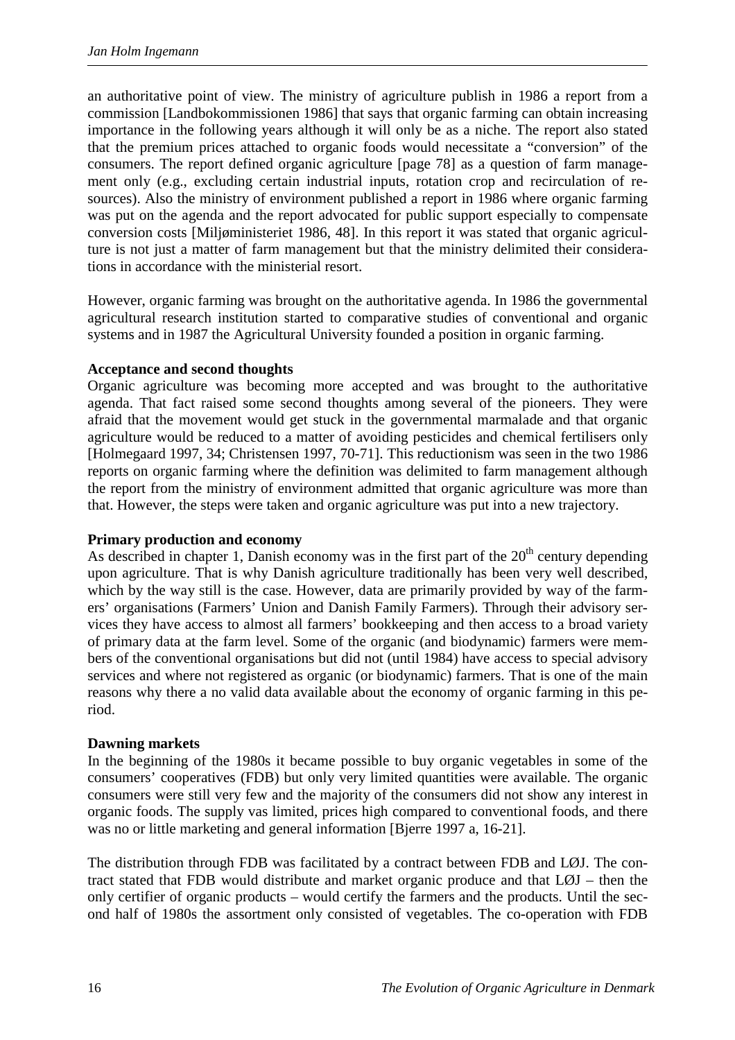an authoritative point of view. The ministry of agriculture publish in 1986 a report from a commission [Landbokommissionen 1986] that says that organic farming can obtain increasing importance in the following years although it will only be as a niche. The report also stated that the premium prices attached to organic foods would necessitate a "conversion" of the consumers. The report defined organic agriculture [page 78] as a question of farm management only (e.g., excluding certain industrial inputs, rotation crop and recirculation of resources). Also the ministry of environment published a report in 1986 where organic farming was put on the agenda and the report advocated for public support especially to compensate conversion costs [Miljøministeriet 1986, 48]. In this report it was stated that organic agriculture is not just a matter of farm management but that the ministry delimited their considerations in accordance with the ministerial resort.

However, organic farming was brought on the authoritative agenda. In 1986 the governmental agricultural research institution started to comparative studies of conventional and organic systems and in 1987 the Agricultural University founded a position in organic farming.

**Acceptance and second thoughts**

Organic agriculture was becoming more accepted and was brought to the authoritative agenda. That fact raised some second thoughts among several of the pioneers. They were afraid that the movement would get stuck in the governmental marmalade and that organic agriculture would be reduced to a matter of avoiding pesticides and chemical fertilisers only [Holmegaard 1997, 34; Christensen 1997, 70-71]. This reductionism was seen in the two 1986 reports on organic farming where the definition was delimited to farm management although the report from the ministry of environment admitted that organic agriculture was more than that. However, the steps were taken and organic agriculture was put into a new trajectory.

**Primary production and economy**

As described in chapter 1, Danish economy was in the first part of the 20th century depending upon agriculture. That is why Danish agriculture traditionally has been very well described, which by the way still is the case. However, data are primarily provided by way of the farmers' organisations (Farmers' Union and Danish Family Farmers). Through their advisory services they have access to almost all farmers' bookkeeping and then access to a broad variety of primary data at the farm level. Some of the organic (and biodynamic) farmers were members of the conventional organisations but did not (until 1984) have access to special advisory services and where not registered as organic (or biodynamic) farmers. That is one of the main reasons why there a no valid data available about the economy of organic farming in this period.

**Dawning markets**

In the beginning of the 1980s it became possible to buy organic vegetables in some of the consumers' cooperatives (FDB) but only very limited quantities were available. The organic consumers were still very few and the majority of the consumers did not show any interest in organic foods. The supply vas limited, prices high compared to conventional foods, and there was no or little marketing and general information [Bjerre 1997 a, 16-21].

The distribution through FDB was facilitated by a contract between FDB and LØJ. The contract stated that FDB would distribute and market organic produce and that LØJ – then the only certifier of organic products – would certify the farmers and the products. Until the second half of 1980s the assortment only consisted of vegetables. The co-operation with FDB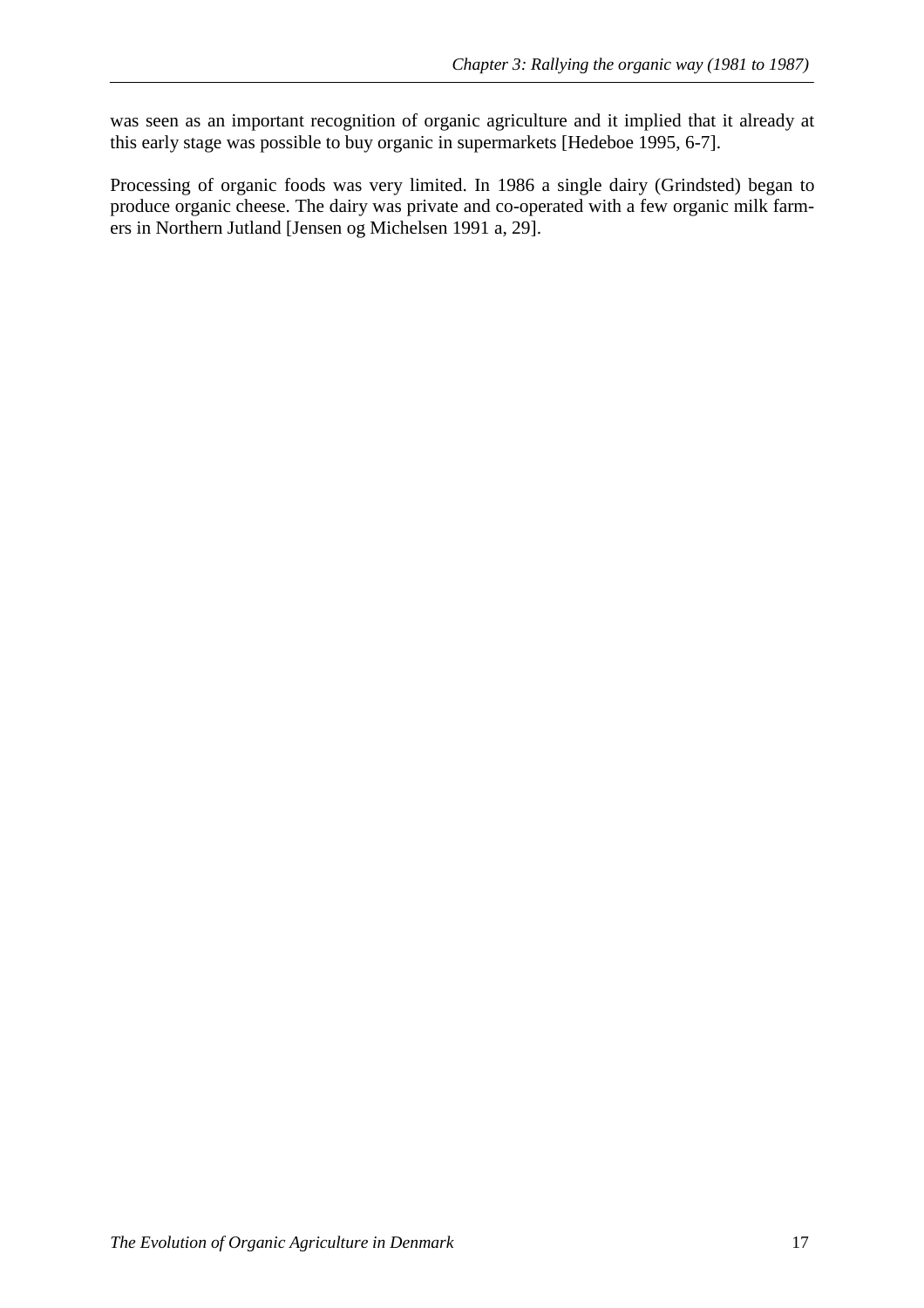was seen as an important recognition of organic agriculture and it implied that it already at this early stage was possible to buy organic in supermarkets [Hedeboe 1995, 6-7].

Processing of organic foods was very limited. In 1986 a single dairy (Grindsted) began to produce organic cheese. The dairy was private and co-operated with a few organic milk farmers in Northern Jutland [Jensen og Michelsen 1991 a, 29].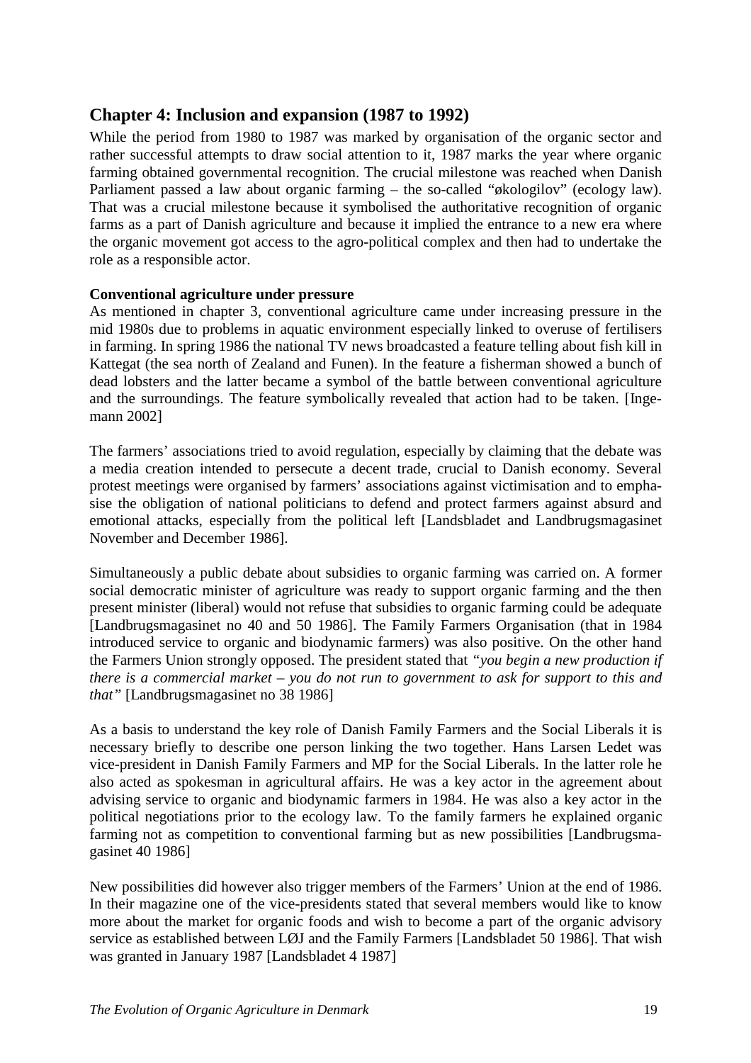## Chapter 4: Inclusion and expansion (1987 to 1992)

While the period from 1980 to 1987 was marked by organisation of the organic sector and rather successful attempts to draw social attention to it, 1987 marks the year where organic farming obtained governmental recognition. The crucial milestone was reached when Danish Parliament passed a law about organic farming – the so-called "økologilov" (ecology law). That was a crucial milestone because it symbolised the authoritative recognition of organic farms as a part of Danish agriculture and because it implied the entrance to a new era where the organic movement got access to the agro-political complex and then had to undertake the role as a responsible actor.

**Conventional agriculture under pressure**

As mentioned in chapter 3, conventional agriculture came under increasing pressure in the mid 1980s due to problems in aquatic environment especially linked to overuse of fertilisers in farming. In spring 1986 the national TV news broadcasted a feature telling about fish kill in Kattegat (the sea north of Zealand and Funen). In the feature a fisherman showed a bunch of dead lobsters and the latter became a symbol of the battle between conventional agriculture and the surroundings. The feature symbolically revealed that action had to be taken. [Ingemann 2002]

The farmers' associations tried to avoid regulation, especially by claiming that the debate was a media creation intended to persecute a decent trade, crucial to Danish economy. Several protest meetings were organised by farmers' associations against victimisation and to emphasise the obligation of national politicians to defend and protect farmers against absurd and emotional attacks, especially from the political left [Landsbladet and Landbrugsmagasinet November and December 1986].

Simultaneously a public debate about subsidies to organic farming was carried on. A former social democratic minister of agriculture was ready to support organic farming and the then present minister (liberal) would not refuse that subsidies to organic farming could be adequate [Landbrugsmagasinet no 40 and 50 1986]. The Family Farmers Organisation (that in 1984 introduced service to organic and biodynamic farmers) was also positive. On the other hand the Farmers Union strongly opposed. The president stated that *"you begin a new production if there is a commercial market – you do not run to government to ask for support to this and that"* [Landbrugsmagasinet no 38 1986]

As a basis to understand the key role of Danish Family Farmers and the Social Liberals it is necessary briefly to describe one person linking the two together. Hans Larsen Ledet was vice-president in Danish Family Farmers and MP for the Social Liberals. In the latter role he also acted as spokesman in agricultural affairs. He was a key actor in the agreement about advising service to organic and biodynamic farmers in 1984. He was also a key actor in the political negotiations prior to the ecology law. To the family farmers he explained organic farming not as competition to conventional farming but as new possibilities [Landbrugsmagasinet 40 1986]

New possibilities did however also trigger members of the Farmers' Union at the end of 1986. In their magazine one of the vice-presidents stated that several members would like to know more about the market for organic foods and wish to become a part of the organic advisory service as established between LØJ and the Family Farmers [Landsbladet 50 1986]. That wish was granted in January 1987 [Landsbladet 4 1987]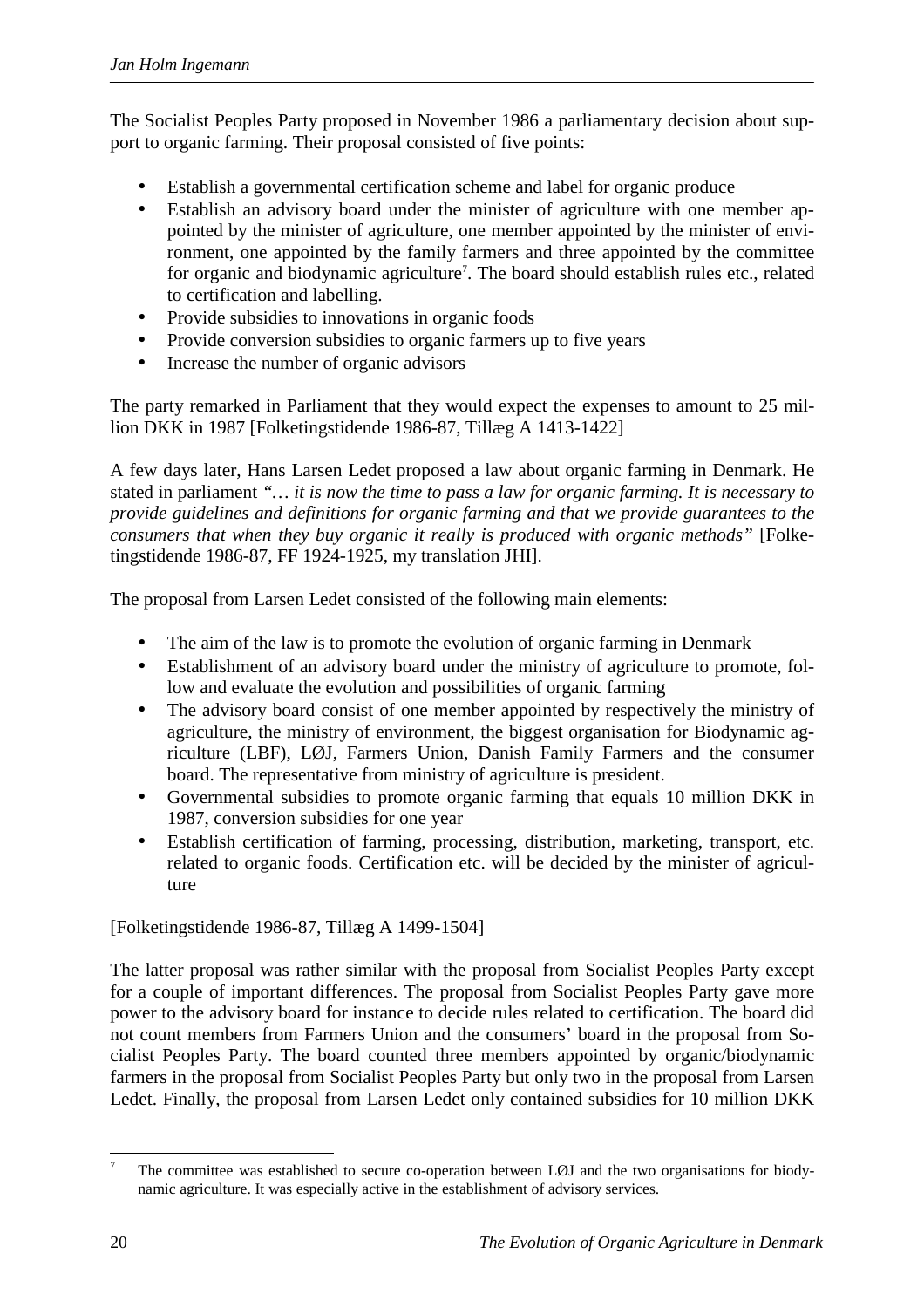The Socialist Peoples Party proposed in November 1986 a parliamentary decision about support to organic farming. Their proposal consisted of five points:

- Establish a governmental certification scheme and label for organic produce
- Establish an advisory board under the minister of agriculture with one member appointed by the minister of agriculture, one member appointed by the minister of environment, one appointed by the family farmers and three appointed by the committee for organic and biodynamic agriculture[7]. The board should establish rules etc., related to certification and labelling.
- Provide subsidies to innovations in organic foods
- Provide conversion subsidies to organic farmers up to five years
- Increase the number of organic advisors

The party remarked in Parliament that they would expect the expenses to amount to 25 million DKK in 1987 [Folketingstidende 1986-87, Tillæg A 1413-1422]

A few days later, Hans Larsen Ledet proposed a law about organic farming in Denmark. He stated in parliament *"… it is now the time to pass a law for organic farming. It is necessary to provide guidelines and definitions for organic farming and that we provide guarantees to the consumers that when they buy organic it really is produced with organic methods"* [Folketingstidende 1986-87, FF 1924-1925, my translation JHI].

The proposal from Larsen Ledet consisted of the following main elements:

- The aim of the law is to promote the evolution of organic farming in Denmark
- Establishment of an advisory board under the ministry of agriculture to promote, follow and evaluate the evolution and possibilities of organic farming
- The advisory board consist of one member appointed by respectively the ministry of agriculture, the ministry of environment, the biggest organisation for Biodynamic agriculture (LBF), LØJ, Farmers Union, Danish Family Farmers and the consumer board. The representative from ministry of agriculture is president.
- Governmental subsidies to promote organic farming that equals 10 million DKK in 1987, conversion subsidies for one year
- Establish certification of farming, processing, distribution, marketing, transport, etc. related to organic foods. Certification etc. will be decided by the minister of agriculture

[Folketingstidende 1986-87, Tillæg A 1499-1504]

The latter proposal was rather similar with the proposal from Socialist Peoples Party except for a couple of important differences. The proposal from Socialist Peoples Party gave more power to the advisory board for instance to decide rules related to certification. The board did not count members from Farmers Union and the consumers' board in the proposal from Socialist Peoples Party. The board counted three members appointed by organic/biodynamic farmers in the proposal from Socialist Peoples Party but only two in the proposal from Larsen Ledet. Finally, the proposal from Larsen Ledet only contained subsidies for 10 million DKK

[7] The committee was established to secure co-operation between LØJ and the two organisations for biodynamic agriculture. It was especially active in the establishment of advisory services.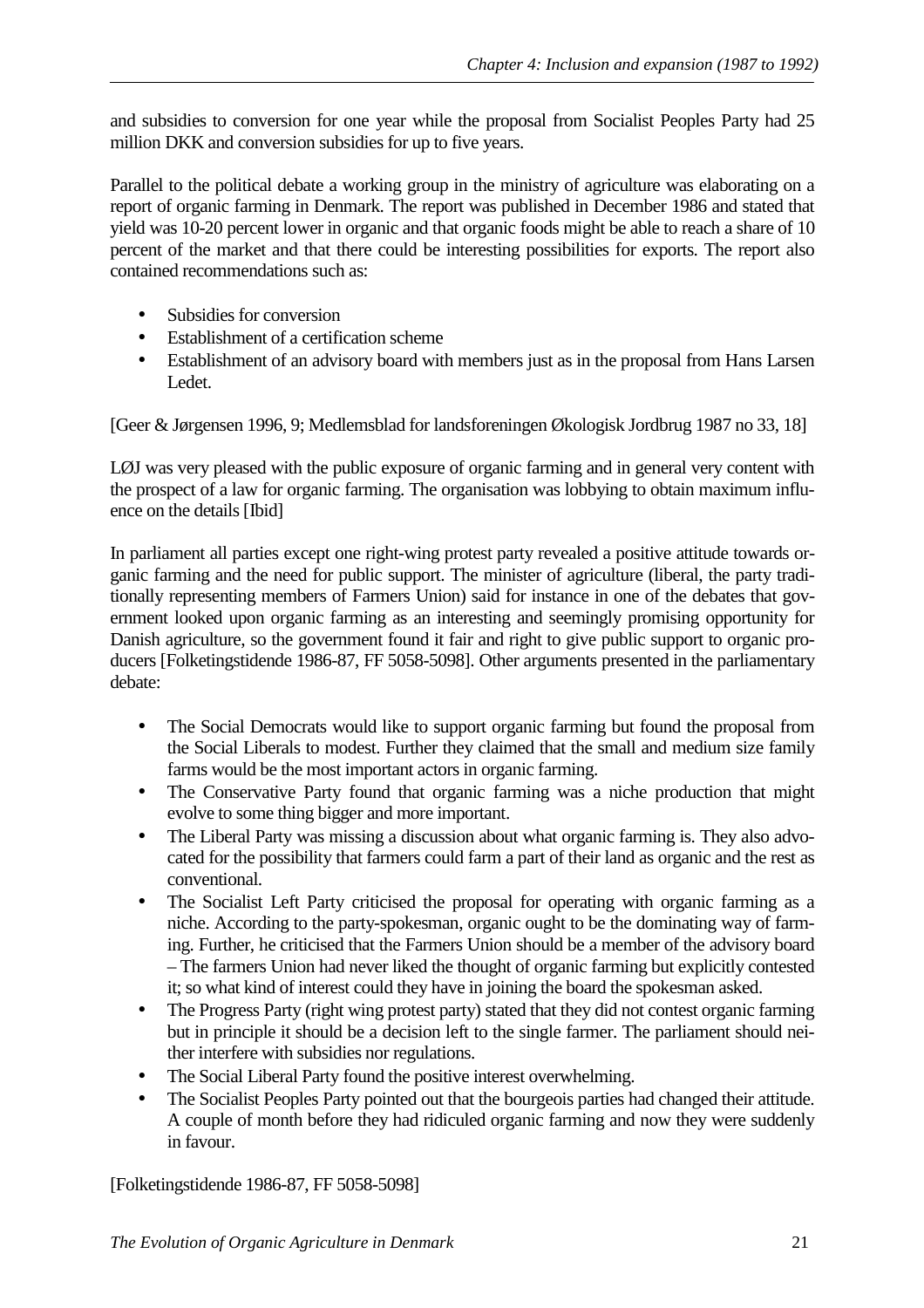and subsidies to conversion for one year while the proposal from Socialist Peoples Party had 25 million DKK and conversion subsidies for up to five years.

Parallel to the political debate a working group in the ministry of agriculture was elaborating on a report of organic farming in Denmark. The report was published in December 1986 and stated that yield was 10-20 percent lower in organic and that organic foods might be able to reach a share of 10 percent of the market and that there could be interesting possibilities for exports. The report also contained recommendations such as:

- Subsidies for conversion
- Establishment of a certification scheme
- Establishment of an advisory board with members just as in the proposal from Hans Larsen Ledet.

[Geer & Jørgensen 1996, 9; Medlemsblad for landsforeningen Økologisk Jordbrug 1987 no 33, 18]

LØJ was very pleased with the public exposure of organic farming and in general very content with the prospect of a law for organic farming. The organisation was lobbying to obtain maximum influence on the details [Ibid]

In parliament all parties except one right-wing protest party revealed a positive attitude towards organic farming and the need for public support. The minister of agriculture (liberal, the party traditionally representing members of Farmers Union) said for instance in one of the debates that government looked upon organic farming as an interesting and seemingly promising opportunity for Danish agriculture, so the government found it fair and right to give public support to organic producers [Folketingstidende 1986-87, FF 5058-5098]. Other arguments presented in the parliamentary debate:

- The Social Democrats would like to support organic farming but found the proposal from the Social Liberals to modest. Further they claimed that the small and medium size family farms would be the most important actors in organic farming.
- The Conservative Party found that organic farming was a niche production that might evolve to some thing bigger and more important.
- The Liberal Party was missing a discussion about what organic farming is. They also advocated for the possibility that farmers could farm a part of their land as organic and the rest as conventional.
- The Socialist Left Party criticised the proposal for operating with organic farming as a niche. According to the party-spokesman, organic ought to be the dominating way of farming. Further, he criticised that the Farmers Union should be a member of the advisory board – The farmers Union had never liked the thought of organic farming but explicitly contested it; so what kind of interest could they have in joining the board the spokesman asked.
- The Progress Party (right wing protest party) stated that they did not contest organic farming but in principle it should be a decision left to the single farmer. The parliament should neither interfere with subsidies nor regulations.
- The Social Liberal Party found the positive interest overwhelming.
- The Socialist Peoples Party pointed out that the bourgeois parties had changed their attitude. A couple of month before they had ridiculed organic farming and now they were suddenly in favour.

[Folketingstidende 1986-87, FF 5058-5098]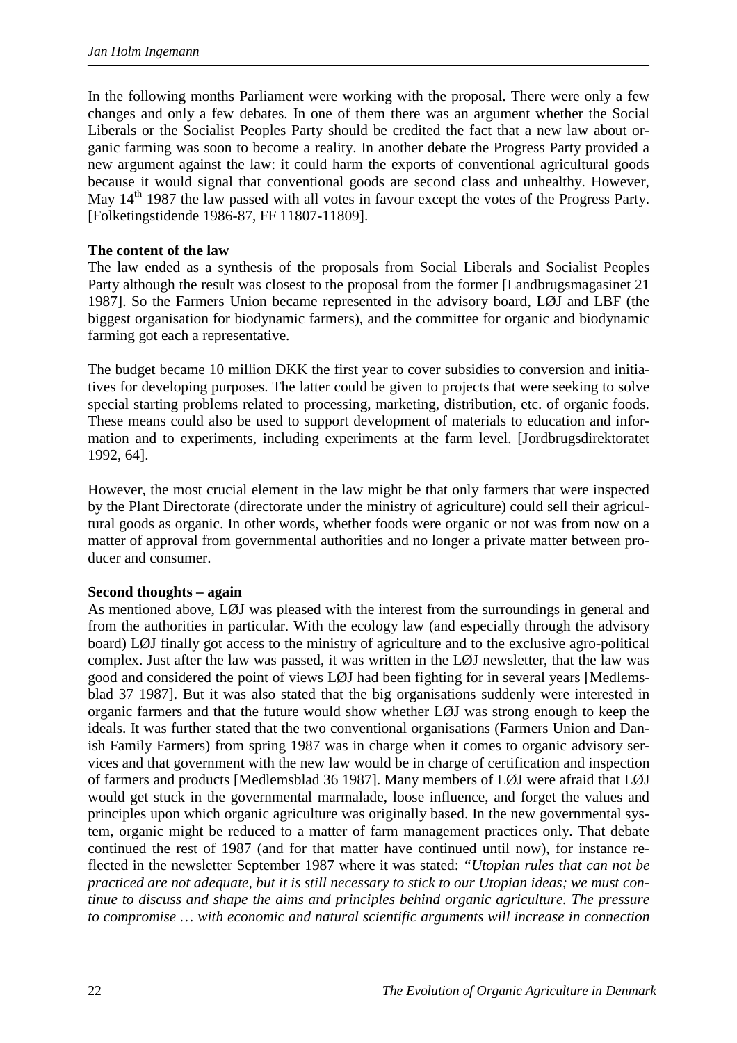In the following months Parliament were working with the proposal. There were only a few changes and only a few debates. In one of them there was an argument whether the Social Liberals or the Socialist Peoples Party should be credited the fact that a new law about organic farming was soon to become a reality. In another debate the Progress Party provided a new argument against the law: it could harm the exports of conventional agricultural goods because it would signal that conventional goods are second class and unhealthy. However, May 14th 1987 the law passed with all votes in favour except the votes of the Progress Party. [Folketingstidende 1986-87, FF 11807-11809].

**The content of the law**

The law ended as a synthesis of the proposals from Social Liberals and Socialist Peoples Party although the result was closest to the proposal from the former [Landbrugsmagasinet 21 1987]. So the Farmers Union became represented in the advisory board, LØJ and LBF (the biggest organisation for biodynamic farmers), and the committee for organic and biodynamic farming got each a representative.

The budget became 10 million DKK the first year to cover subsidies to conversion and initiatives for developing purposes. The latter could be given to projects that were seeking to solve special starting problems related to processing, marketing, distribution, etc. of organic foods. These means could also be used to support development of materials to education and information and to experiments, including experiments at the farm level. [Jordbrugsdirektoratet 1992, 64].

However, the most crucial element in the law might be that only farmers that were inspected by the Plant Directorate (directorate under the ministry of agriculture) could sell their agricultural goods as organic. In other words, whether foods were organic or not was from now on a matter of approval from governmental authorities and no longer a private matter between producer and consumer.

**Second thoughts – again**

As mentioned above, LØJ was pleased with the interest from the surroundings in general and from the authorities in particular. With the ecology law (and especially through the advisory board) LØJ finally got access to the ministry of agriculture and to the exclusive agro-political complex. Just after the law was passed, it was written in the LØJ newsletter, that the law was good and considered the point of views LØJ had been fighting for in several years [Medlemsblad 37 1987]. But it was also stated that the big organisations suddenly were interested in organic farmers and that the future would show whether LØJ was strong enough to keep the ideals. It was further stated that the two conventional organisations (Farmers Union and Danish Family Farmers) from spring 1987 was in charge when it comes to organic advisory services and that government with the new law would be in charge of certification and inspection of farmers and products [Medlemsblad 36 1987]. Many members of LØJ were afraid that LØJ would get stuck in the governmental marmalade, loose influence, and forget the values and principles upon which organic agriculture was originally based. In the new governmental system, organic might be reduced to a matter of farm management practices only. That debate continued the rest of 1987 (and for that matter have continued until now), for instance reflected in the newsletter September 1987 where it was stated: *"Utopian rules that can not be practiced are not adequate, but it is still necessary to stick to our Utopian ideas; we must continue to discuss and shape the aims and principles behind organic agriculture. The pressure to compromise … with economic and natural scientific arguments will increase in connection*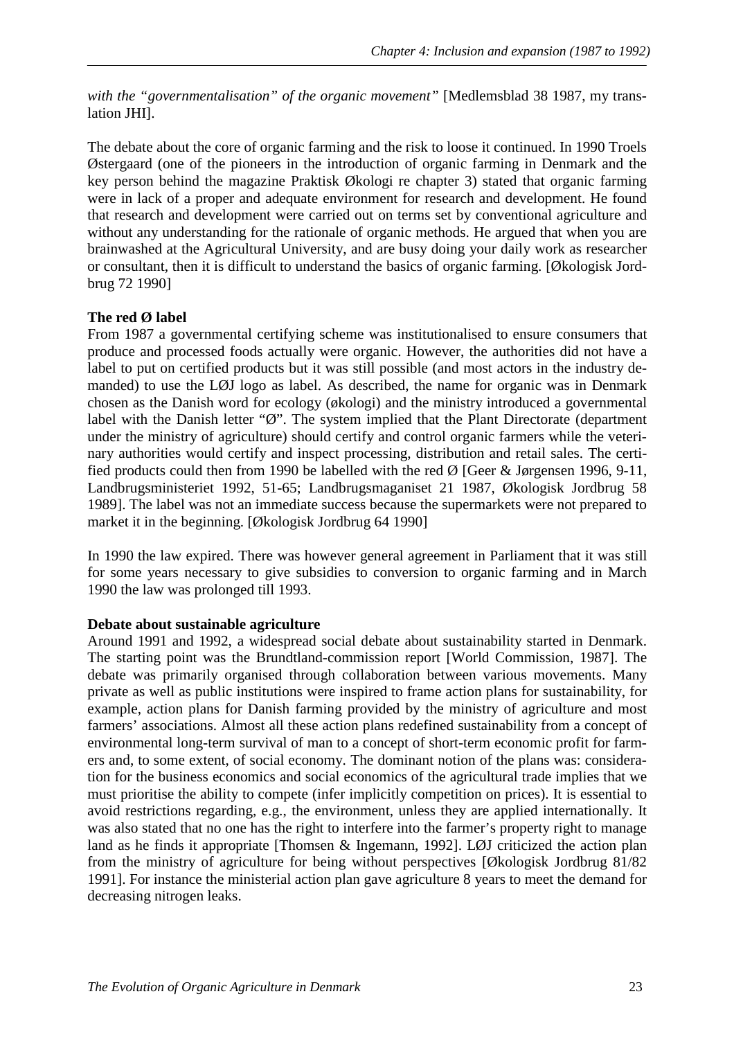*with the "governmentalisation" of the organic movement"* [Medlemsblad 38 1987, my translation JHI].

The debate about the core of organic farming and the risk to loose it continued. In 1990 Troels Østergaard (one of the pioneers in the introduction of organic farming in Denmark and the key person behind the magazine Praktisk Økologi re chapter 3) stated that organic farming were in lack of a proper and adequate environment for research and development. He found that research and development were carried out on terms set by conventional agriculture and without any understanding for the rationale of organic methods. He argued that when you are brainwashed at the Agricultural University, and are busy doing your daily work as researcher or consultant, then it is difficult to understand the basics of organic farming. [Økologisk Jordbrug 72 1990]

**The red Ø label**

From 1987 a governmental certifying scheme was institutionalised to ensure consumers that produce and processed foods actually were organic. However, the authorities did not have a label to put on certified products but it was still possible (and most actors in the industry demanded) to use the LØJ logo as label. As described, the name for organic was in Denmark chosen as the Danish word for ecology (økologi) and the ministry introduced a governmental label with the Danish letter "Ø". The system implied that the Plant Directorate (department under the ministry of agriculture) should certify and control organic farmers while the veterinary authorities would certify and inspect processing, distribution and retail sales. The certified products could then from 1990 be labelled with the red Ø [Geer & Jørgensen 1996, 9-11, Landbrugsministeriet 1992, 51-65; Landbrugsmaganiset 21 1987, Økologisk Jordbrug 58 1989]. The label was not an immediate success because the supermarkets were not prepared to market it in the beginning. [Økologisk Jordbrug 64 1990]

In 1990 the law expired. There was however general agreement in Parliament that it was still for some years necessary to give subsidies to conversion to organic farming and in March 1990 the law was prolonged till 1993.

**Debate about sustainable agriculture**

Around 1991 and 1992, a widespread social debate about sustainability started in Denmark. The starting point was the Brundtland-commission report [World Commission, 1987]. The debate was primarily organised through collaboration between various movements. Many private as well as public institutions were inspired to frame action plans for sustainability, for example, action plans for Danish farming provided by the ministry of agriculture and most farmers' associations. Almost all these action plans redefined sustainability from a concept of environmental long-term survival of man to a concept of short-term economic profit for farmers and, to some extent, of social economy. The dominant notion of the plans was: consideration for the business economics and social economics of the agricultural trade implies that we must prioritise the ability to compete (infer implicitly competition on prices). It is essential to avoid restrictions regarding, e.g., the environment, unless they are applied internationally. It was also stated that no one has the right to interfere into the farmer's property right to manage land as he finds it appropriate [Thomsen & Ingemann, 1992]. LØJ criticized the action plan from the ministry of agriculture for being without perspectives [Økologisk Jordbrug 81/82 1991]. For instance the ministerial action plan gave agriculture 8 years to meet the demand for decreasing nitrogen leaks.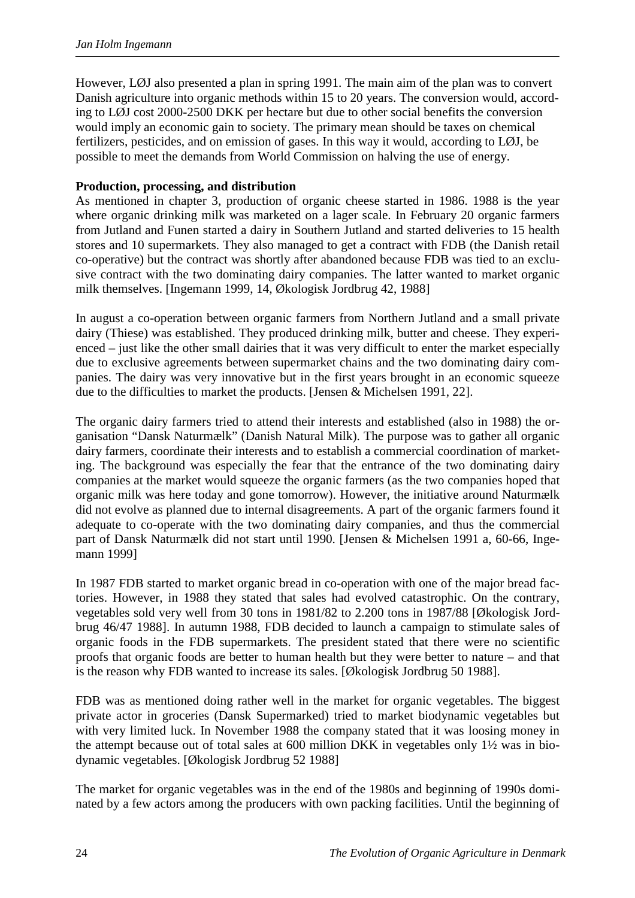However, LØJ also presented a plan in spring 1991. The main aim of the plan was to convert Danish agriculture into organic methods within 15 to 20 years. The conversion would, according to LØJ cost 2000-2500 DKK per hectare but due to other social benefits the conversion would imply an economic gain to society. The primary mean should be taxes on chemical fertilizers, pesticides, and on emission of gases. In this way it would, according to LØJ, be possible to meet the demands from World Commission on halving the use of energy.

**Production, processing, and distribution**

As mentioned in chapter 3, production of organic cheese started in 1986. 1988 is the year where organic drinking milk was marketed on a lager scale. In February 20 organic farmers from Jutland and Funen started a dairy in Southern Jutland and started deliveries to 15 health stores and 10 supermarkets. They also managed to get a contract with FDB (the Danish retail co-operative) but the contract was shortly after abandoned because FDB was tied to an exclusive contract with the two dominating dairy companies. The latter wanted to market organic milk themselves. [Ingemann 1999, 14, Økologisk Jordbrug 42, 1988]

In august a co-operation between organic farmers from Northern Jutland and a small private dairy (Thiese) was established. They produced drinking milk, butter and cheese. They experienced – just like the other small dairies that it was very difficult to enter the market especially due to exclusive agreements between supermarket chains and the two dominating dairy companies. The dairy was very innovative but in the first years brought in an economic squeeze due to the difficulties to market the products. [Jensen & Michelsen 1991, 22].

The organic dairy farmers tried to attend their interests and established (also in 1988) the organisation "Dansk Naturmælk" (Danish Natural Milk). The purpose was to gather all organic dairy farmers, coordinate their interests and to establish a commercial coordination of marketing. The background was especially the fear that the entrance of the two dominating dairy companies at the market would squeeze the organic farmers (as the two companies hoped that organic milk was here today and gone tomorrow). However, the initiative around Naturmælk did not evolve as planned due to internal disagreements. A part of the organic farmers found it adequate to co-operate with the two dominating dairy companies, and thus the commercial part of Dansk Naturmælk did not start until 1990. [Jensen & Michelsen 1991 a, 60-66, Ingemann 1999]

In 1987 FDB started to market organic bread in co-operation with one of the major bread factories. However, in 1988 they stated that sales had evolved catastrophic. On the contrary, vegetables sold very well from 30 tons in 1981/82 to 2.200 tons in 1987/88 [Økologisk Jordbrug 46/47 1988]. In autumn 1988, FDB decided to launch a campaign to stimulate sales of organic foods in the FDB supermarkets. The president stated that there were no scientific proofs that organic foods are better to human health but they were better to nature – and that is the reason why FDB wanted to increase its sales. [Økologisk Jordbrug 50 1988].

FDB was as mentioned doing rather well in the market for organic vegetables. The biggest private actor in groceries (Dansk Supermarked) tried to market biodynamic vegetables but with very limited luck. In November 1988 the company stated that it was loosing money in the attempt because out of total sales at 600 million DKK in vegetables only 1½ was in biodynamic vegetables. [Økologisk Jordbrug 52 1988]

The market for organic vegetables was in the end of the 1980s and beginning of 1990s dominated by a few actors among the producers with own packing facilities. Until the beginning of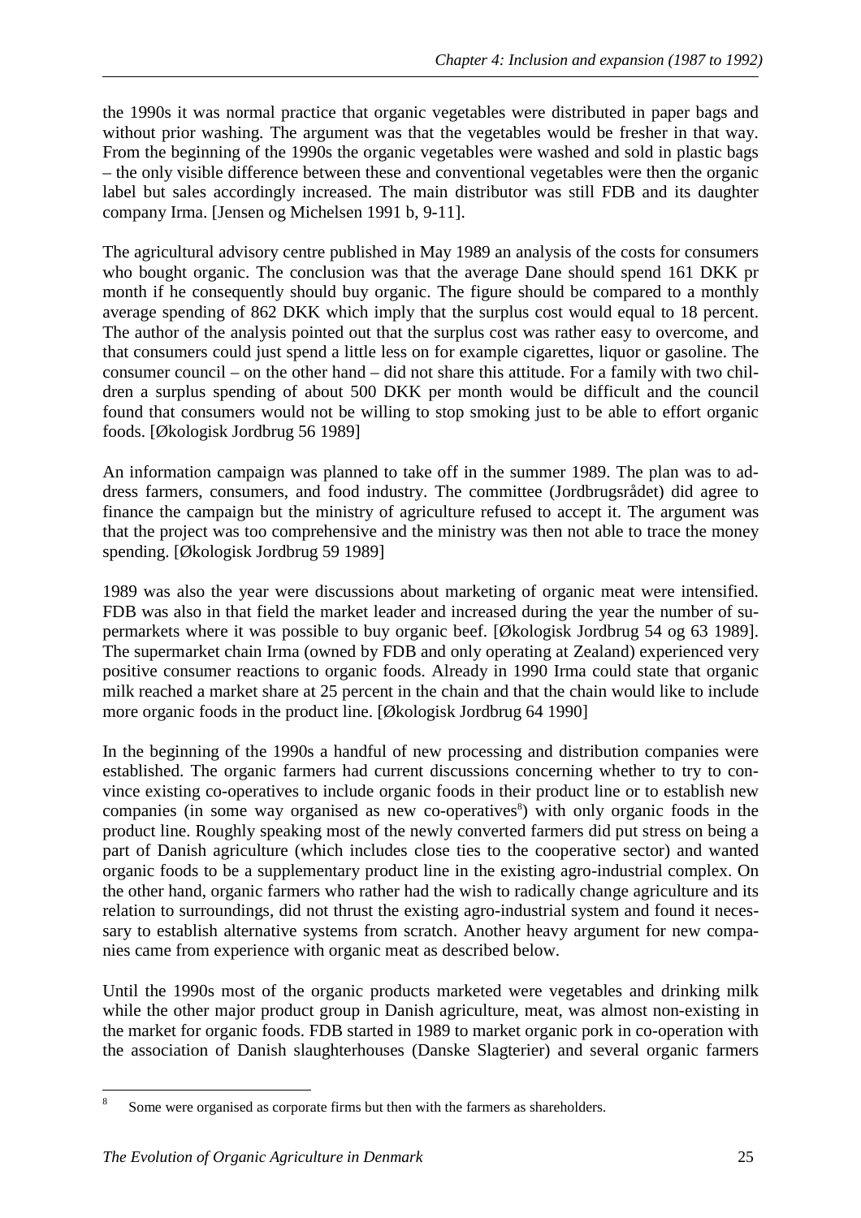the 1990s it was normal practice that organic vegetables were distributed in paper bags and without prior washing. The argument was that the vegetables would be fresher in that way. From the beginning of the 1990s the organic vegetables were washed and sold in plastic bags – the only visible difference between these and conventional vegetables were then the organic label but sales accordingly increased. The main distributor was still FDB and its daughter company Irma. [Jensen og Michelsen 1991 b, 9-11].

The agricultural advisory centre published in May 1989 an analysis of the costs for consumers who bought organic. The conclusion was that the average Dane should spend 161 DKK pr month if he consequently should buy organic. The figure should be compared to a monthly average spending of 862 DKK which imply that the surplus cost would equal to 18 percent. The author of the analysis pointed out that the surplus cost was rather easy to overcome, and that consumers could just spend a little less on for example cigarettes, liquor or gasoline. The consumer council – on the other hand – did not share this attitude. For a family with two children a surplus spending of about 500 DKK per month would be difficult and the council found that consumers would not be willing to stop smoking just to be able to effort organic foods. [Økologisk Jordbrug 56 1989]

An information campaign was planned to take off in the summer 1989. The plan was to address farmers, consumers, and food industry. The committee (Jordbrugsrådet) did agree to finance the campaign but the ministry of agriculture refused to accept it. The argument was that the project was too comprehensive and the ministry was then not able to trace the money spending. [Økologisk Jordbrug 59 1989]

1989 was also the year were discussions about marketing of organic meat were intensified. FDB was also in that field the market leader and increased during the year the number of supermarkets where it was possible to buy organic beef. [Økologisk Jordbrug 54 og 63 1989]. The supermarket chain Irma (owned by FDB and only operating at Zealand) experienced very positive consumer reactions to organic foods. Already in 1990 Irma could state that organic milk reached a market share at 25 percent in the chain and that the chain would like to include more organic foods in the product line. [Økologisk Jordbrug 64 1990]

In the beginning of the 1990s a handful of new processing and distribution companies were established. The organic farmers had current discussions concerning whether to try to convince existing co-operatives to include organic foods in their product line or to establish new companies (in some way organised as new co-operatives[8]) with only organic foods in the product line. Roughly speaking most of the newly converted farmers did put stress on being a part of Danish agriculture (which includes close ties to the cooperative sector) and wanted organic foods to be a supplementary product line in the existing agro-industrial complex. On the other hand, organic farmers who rather had the wish to radically change agriculture and its relation to surroundings, did not thrust the existing agro-industrial system and found it necessary to establish alternative systems from scratch. Another heavy argument for new companies came from experience with organic meat as described below.

Until the 1990s most of the organic products marketed were vegetables and drinking milk while the other major product group in Danish agriculture, meat, was almost non-existing in the market for organic foods. FDB started in 1989 to market organic pork in co-operation with the association of Danish slaughterhouses (Danske Slagterier) and several organic farmers

[8] Some were organised as corporate firms but then with the farmers as shareholders.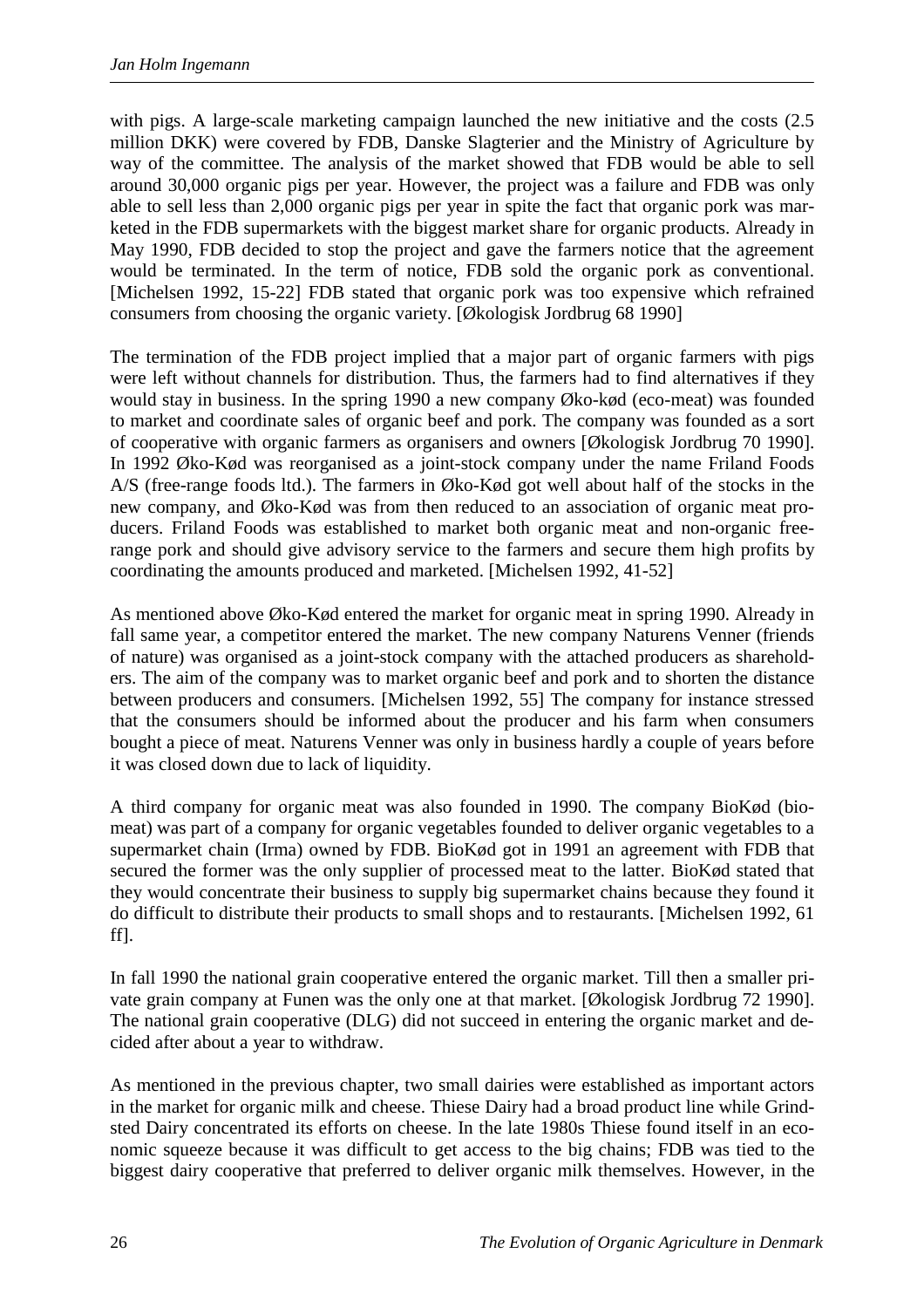with pigs. A large-scale marketing campaign launched the new initiative and the costs (2.5 million DKK) were covered by FDB, Danske Slagterier and the Ministry of Agriculture by way of the committee. The analysis of the market showed that FDB would be able to sell around 30,000 organic pigs per year. However, the project was a failure and FDB was only able to sell less than 2,000 organic pigs per year in spite the fact that organic pork was marketed in the FDB supermarkets with the biggest market share for organic products. Already in May 1990, FDB decided to stop the project and gave the farmers notice that the agreement would be terminated. In the term of notice, FDB sold the organic pork as conventional. [Michelsen 1992, 15-22] FDB stated that organic pork was too expensive which refrained consumers from choosing the organic variety. [Økologisk Jordbrug 68 1990]

The termination of the FDB project implied that a major part of organic farmers with pigs were left without channels for distribution. Thus, the farmers had to find alternatives if they would stay in business. In the spring 1990 a new company Øko-kød (eco-meat) was founded to market and coordinate sales of organic beef and pork. The company was founded as a sort of cooperative with organic farmers as organisers and owners [Økologisk Jordbrug 70 1990]. In 1992 Øko-Kød was reorganised as a joint-stock company under the name Friland Foods A/S (free-range foods ltd.). The farmers in Øko-Kød got well about half of the stocks in the new company, and Øko-Kød was from then reduced to an association of organic meat producers. Friland Foods was established to market both organic meat and non-organic free-range pork and should give advisory service to the farmers and secure them high profits by coordinating the amounts produced and marketed. [Michelsen 1992, 41-52]

As mentioned above Øko-Kød entered the market for organic meat in spring 1990. Already in fall same year, a competitor entered the market. The new company Naturens Venner (friends of nature) was organised as a joint-stock company with the attached producers as shareholders. The aim of the company was to market organic beef and pork and to shorten the distance between producers and consumers. [Michelsen 1992, 55] The company for instance stressed that the consumers should be informed about the producer and his farm when consumers bought a piece of meat. Naturens Venner was only in business hardly a couple of years before it was closed down due to lack of liquidity.

A third company for organic meat was also founded in 1990. The company BioKød (biomeat) was part of a company for organic vegetables founded to deliver organic vegetables to a supermarket chain (Irma) owned by FDB. BioKød got in 1991 an agreement with FDB that secured the former was the only supplier of processed meat to the latter. BioKød stated that they would concentrate their business to supply big supermarket chains because they found it do difficult to distribute their products to small shops and to restaurants. [Michelsen 1992, 61 ff].

In fall 1990 the national grain cooperative entered the organic market. Till then a smaller private grain company at Funen was the only one at that market. [Økologisk Jordbrug 72 1990]. The national grain cooperative (DLG) did not succeed in entering the organic market and decided after about a year to withdraw.

As mentioned in the previous chapter, two small dairies were established as important actors in the market for organic milk and cheese. Thiese Dairy had a broad product line while Grindsted Dairy concentrated its efforts on cheese. In the late 1980s Thiese found itself in an economic squeeze because it was difficult to get access to the big chains; FDB was tied to the biggest dairy cooperative that preferred to deliver organic milk themselves. However, in the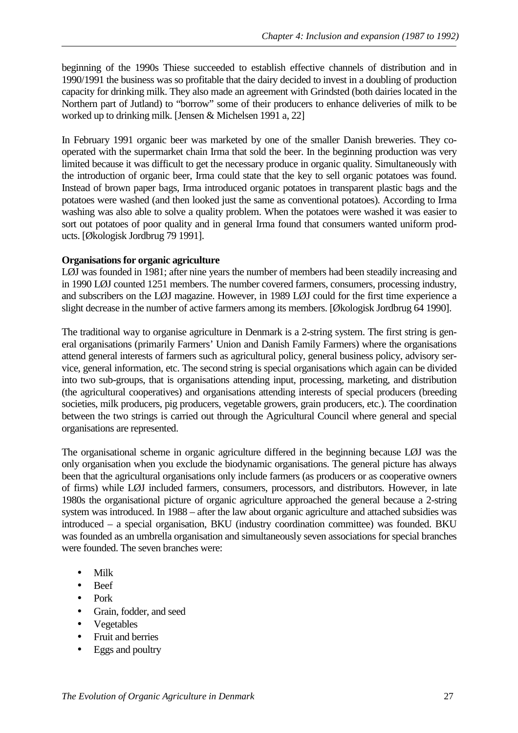beginning of the 1990s Thiese succeeded to establish effective channels of distribution and in 1990/1991 the business was so profitable that the dairy decided to invest in a doubling of production capacity for drinking milk. They also made an agreement with Grindsted (both dairies located in the Northern part of Jutland) to "borrow" some of their producers to enhance deliveries of milk to be worked up to drinking milk. [Jensen & Michelsen 1991 a, 22]

In February 1991 organic beer was marketed by one of the smaller Danish breweries. They co-operated with the supermarket chain Irma that sold the beer. In the beginning production was very limited because it was difficult to get the necessary produce in organic quality. Simultaneously with the introduction of organic beer, Irma could state that the key to sell organic potatoes was found. Instead of brown paper bags, Irma introduced organic potatoes in transparent plastic bags and the potatoes were washed (and then looked just the same as conventional potatoes). According to Irma washing was also able to solve a quality problem. When the potatoes were washed it was easier to sort out potatoes of poor quality and in general Irma found that consumers wanted uniform products. [Økologisk Jordbrug 79 1991].

**Organisations for organic agriculture**

LØJ was founded in 1981; after nine years the number of members had been steadily increasing and in 1990 LØJ counted 1251 members. The number covered farmers, consumers, processing industry, and subscribers on the LØJ magazine. However, in 1989 LØJ could for the first time experience a slight decrease in the number of active farmers among its members. [Økologisk Jordbrug 64 1990].

The traditional way to organise agriculture in Denmark is a 2-string system. The first string is general organisations (primarily Farmers' Union and Danish Family Farmers) where the organisations attend general interests of farmers such as agricultural policy, general business policy, advisory service, general information, etc. The second string is special organisations which again can be divided into two sub-groups, that is organisations attending input, processing, marketing, and distribution (the agricultural cooperatives) and organisations attending interests of special producers (breeding societies, milk producers, pig producers, vegetable growers, grain producers, etc.). The coordination between the two strings is carried out through the Agricultural Council where general and special organisations are represented.

The organisational scheme in organic agriculture differed in the beginning because LØJ was the only organisation when you exclude the biodynamic organisations. The general picture has always been that the agricultural organisations only include farmers (as producers or as cooperative owners of firms) while LØJ included farmers, consumers, processors, and distributors. However, in late 1980s the organisational picture of organic agriculture approached the general because a 2-string system was introduced. In 1988 – after the law about organic agriculture and attached subsidies was introduced – a special organisation, BKU (industry coordination committee) was founded. BKU was founded as an umbrella organisation and simultaneously seven associations for special branches were founded. The seven branches were:

- Milk
- Beef
- Pork
- Grain, fodder, and seed
- Vegetables
- Fruit and berries
- Eggs and poultry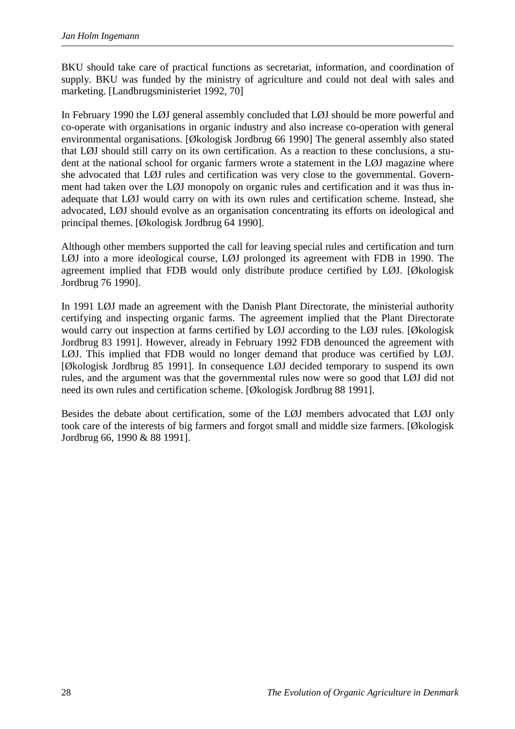BKU should take care of practical functions as secretariat, information, and coordination of supply. BKU was funded by the ministry of agriculture and could not deal with sales and marketing. [Landbrugsministeriet 1992, 70]

In February 1990 the LØJ general assembly concluded that LØJ should be more powerful and co-operate with organisations in organic industry and also increase co-operation with general environmental organisations. [Økologisk Jordbrug 66 1990] The general assembly also stated that LØJ should still carry on its own certification. As a reaction to these conclusions, a student at the national school for organic farmers wrote a statement in the LØJ magazine where she advocated that LØJ rules and certification was very close to the governmental. Government had taken over the LØJ monopoly on organic rules and certification and it was thus inadequate that LØJ would carry on with its own rules and certification scheme. Instead, she advocated, LØJ should evolve as an organisation concentrating its efforts on ideological and principal themes. [Økologisk Jordbrug 64 1990].

Although other members supported the call for leaving special rules and certification and turn LØJ into a more ideological course, LØJ prolonged its agreement with FDB in 1990. The agreement implied that FDB would only distribute produce certified by LØJ. [Økologisk Jordbrug 76 1990].

In 1991 LØJ made an agreement with the Danish Plant Directorate, the ministerial authority certifying and inspecting organic farms. The agreement implied that the Plant Directorate would carry out inspection at farms certified by LØJ according to the LØJ rules. [Økologisk Jordbrug 83 1991]. However, already in February 1992 FDB denounced the agreement with LØJ. This implied that FDB would no longer demand that produce was certified by LØJ. [Økologisk Jordbrug 85 1991]. In consequence LØJ decided temporary to suspend its own rules, and the argument was that the governmental rules now were so good that LØJ did not need its own rules and certification scheme. [Økologisk Jordbrug 88 1991].

Besides the debate about certification, some of the LØJ members advocated that LØJ only took care of the interests of big farmers and forgot small and middle size farmers. [Økologisk Jordbrug 66, 1990 & 88 1991].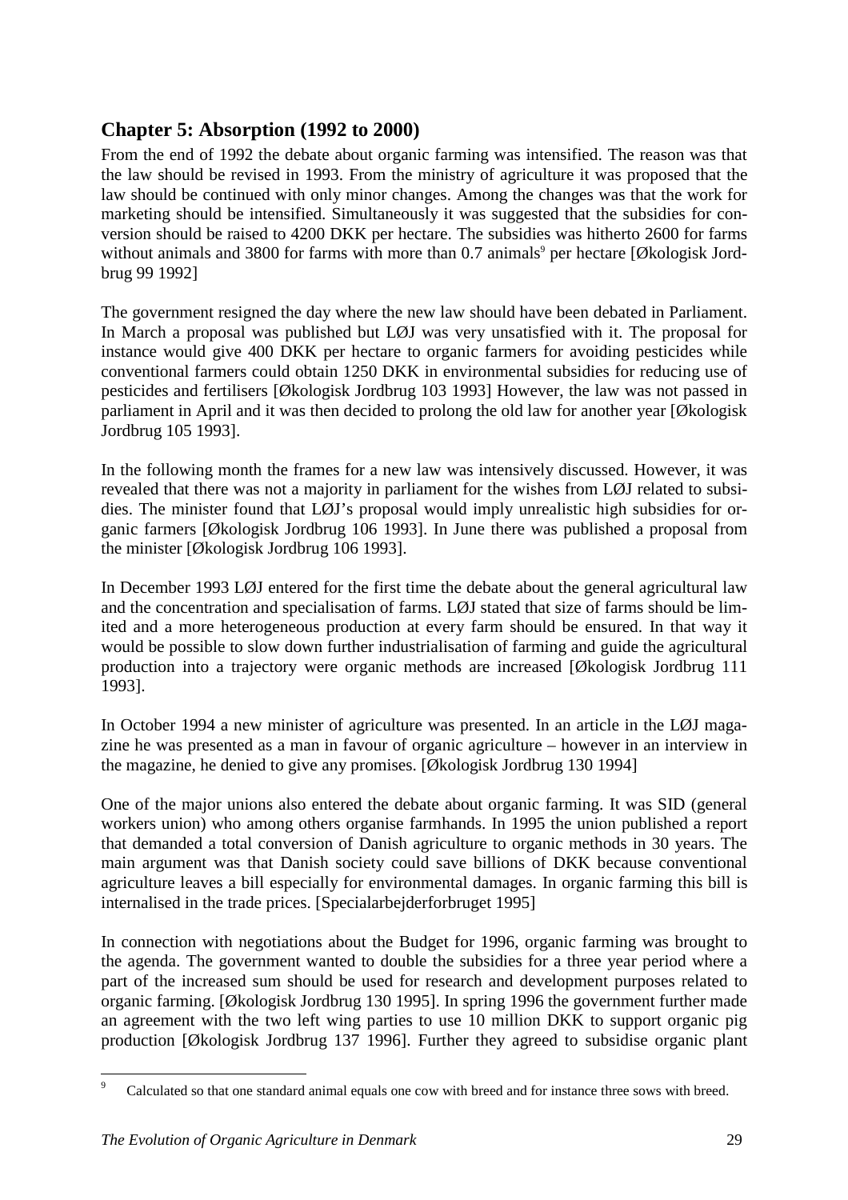## Chapter 5: Absorption (1992 to 2000)

From the end of 1992 the debate about organic farming was intensified. The reason was that the law should be revised in 1993. From the ministry of agriculture it was proposed that the law should be continued with only minor changes. Among the changes was that the work for marketing should be intensified. Simultaneously it was suggested that the subsidies for conversion should be raised to 4200 DKK per hectare. The subsidies was hitherto 2600 for farms without animals and 3800 for farms with more than 0.7 animals[9] per hectare [Økologisk Jordbrug 99 1992]

The government resigned the day where the new law should have been debated in Parliament. In March a proposal was published but LØJ was very unsatisfied with it. The proposal for instance would give 400 DKK per hectare to organic farmers for avoiding pesticides while conventional farmers could obtain 1250 DKK in environmental subsidies for reducing use of pesticides and fertilisers [Økologisk Jordbrug 103 1993] However, the law was not passed in parliament in April and it was then decided to prolong the old law for another year [Økologisk Jordbrug 105 1993].

In the following month the frames for a new law was intensively discussed. However, it was revealed that there was not a majority in parliament for the wishes from LØJ related to subsidies. The minister found that LØJ's proposal would imply unrealistic high subsidies for organic farmers [Økologisk Jordbrug 106 1993]. In June there was published a proposal from the minister [Økologisk Jordbrug 106 1993].

In December 1993 LØJ entered for the first time the debate about the general agricultural law and the concentration and specialisation of farms. LØJ stated that size of farms should be limited and a more heterogeneous production at every farm should be ensured. In that way it would be possible to slow down further industrialisation of farming and guide the agricultural production into a trajectory were organic methods are increased [Økologisk Jordbrug 111 1993].

In October 1994 a new minister of agriculture was presented. In an article in the LØJ magazine he was presented as a man in favour of organic agriculture – however in an interview in the magazine, he denied to give any promises. [Økologisk Jordbrug 130 1994]

One of the major unions also entered the debate about organic farming. It was SID (general workers union) who among others organise farmhands. In 1995 the union published a report that demanded a total conversion of Danish agriculture to organic methods in 30 years. The main argument was that Danish society could save billions of DKK because conventional agriculture leaves a bill especially for environmental damages. In organic farming this bill is internalised in the trade prices. [Specialarbejderforbruget 1995]

In connection with negotiations about the Budget for 1996, organic farming was brought to the agenda. The government wanted to double the subsidies for a three year period where a part of the increased sum should be used for research and development purposes related to organic farming. [Økologisk Jordbrug 130 1995]. In spring 1996 the government further made an agreement with the two left wing parties to use 10 million DKK to support organic pig production [Økologisk Jordbrug 137 1996]. Further they agreed to subsidise organic plant

[9] Calculated so that one standard animal equals one cow with breed and for instance three sows with breed.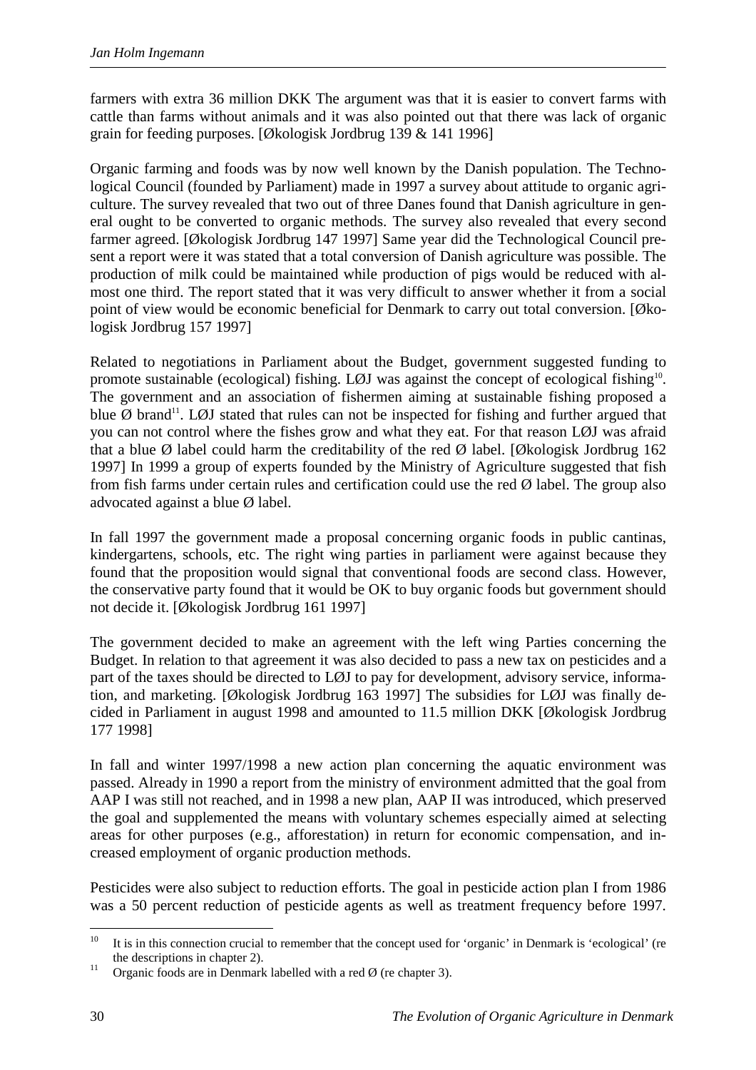farmers with extra 36 million DKK The argument was that it is easier to convert farms with cattle than farms without animals and it was also pointed out that there was lack of organic grain for feeding purposes. [Økologisk Jordbrug 139 & 141 1996]

Organic farming and foods was by now well known by the Danish population. The Technological Council (founded by Parliament) made in 1997 a survey about attitude to organic agriculture. The survey revealed that two out of three Danes found that Danish agriculture in general ought to be converted to organic methods. The survey also revealed that every second farmer agreed. [Økologisk Jordbrug 147 1997] Same year did the Technological Council present a report were it was stated that a total conversion of Danish agriculture was possible. The production of milk could be maintained while production of pigs would be reduced with almost one third. The report stated that it was very difficult to answer whether it from a social point of view would be economic beneficial for Denmark to carry out total conversion. [Økologisk Jordbrug 157 1997]

Related to negotiations in Parliament about the Budget, government suggested funding to promote sustainable (ecological) fishing. LØJ was against the concept of ecological fishing[10]. The government and an association of fishermen aiming at sustainable fishing proposed a blue Ø brand[11]. LØJ stated that rules can not be inspected for fishing and further argued that you can not control where the fishes grow and what they eat. For that reason LØJ was afraid that a blue Ø label could harm the creditability of the red Ø label. [Økologisk Jordbrug 162 1997] In 1999 a group of experts founded by the Ministry of Agriculture suggested that fish from fish farms under certain rules and certification could use the red Ø label. The group also advocated against a blue Ø label.

In fall 1997 the government made a proposal concerning organic foods in public cantinas, kindergartens, schools, etc. The right wing parties in parliament were against because they found that the proposition would signal that conventional foods are second class. However, the conservative party found that it would be OK to buy organic foods but government should not decide it. [Økologisk Jordbrug 161 1997]

The government decided to make an agreement with the left wing Parties concerning the Budget. In relation to that agreement it was also decided to pass a new tax on pesticides and a part of the taxes should be directed to LØJ to pay for development, advisory service, information, and marketing. [Økologisk Jordbrug 163 1997] The subsidies for LØJ was finally decided in Parliament in august 1998 and amounted to 11.5 million DKK [Økologisk Jordbrug 177 1998]

In fall and winter 1997/1998 a new action plan concerning the aquatic environment was passed. Already in 1990 a report from the ministry of environment admitted that the goal from AAP I was still not reached, and in 1998 a new plan, AAP II was introduced, which preserved the goal and supplemented the means with voluntary schemes especially aimed at selecting areas for other purposes (e.g., afforestation) in return for economic compensation, and increased employment of organic production methods.

Pesticides were also subject to reduction efforts. The goal in pesticide action plan I from 1986 was a 50 percent reduction of pesticide agents as well as treatment frequency before 1997.

[10] It is in this connection crucial to remember that the concept used for 'organic' in Denmark is 'ecological' (re the descriptions in chapter 2).

[11] Organic foods are in Denmark labelled with a red Ø (re chapter 3).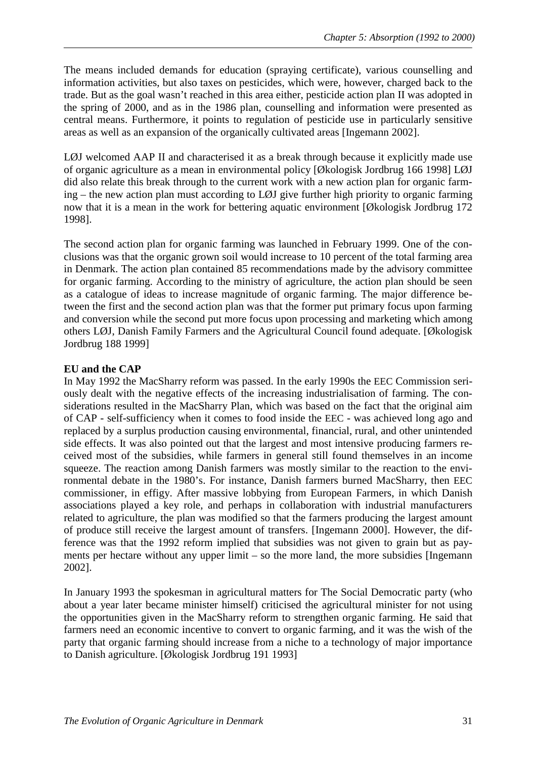The means included demands for education (spraying certificate), various counselling and information activities, but also taxes on pesticides, which were, however, charged back to the trade. But as the goal wasn't reached in this area either, pesticide action plan II was adopted in the spring of 2000, and as in the 1986 plan, counselling and information were presented as central means. Furthermore, it points to regulation of pesticide use in particularly sensitive areas as well as an expansion of the organically cultivated areas [Ingemann 2002].

LØJ welcomed AAP II and characterised it as a break through because it explicitly made use of organic agriculture as a mean in environmental policy [Økologisk Jordbrug 166 1998] LØJ did also relate this break through to the current work with a new action plan for organic farming – the new action plan must according to LØJ give further high priority to organic farming now that it is a mean in the work for bettering aquatic environment [Økologisk Jordbrug 172 1998].

The second action plan for organic farming was launched in February 1999. One of the conclusions was that the organic grown soil would increase to 10 percent of the total farming area in Denmark. The action plan contained 85 recommendations made by the advisory committee for organic farming. According to the ministry of agriculture, the action plan should be seen as a catalogue of ideas to increase magnitude of organic farming. The major difference between the first and the second action plan was that the former put primary focus upon farming and conversion while the second put more focus upon processing and marketing which among others LØJ, Danish Family Farmers and the Agricultural Council found adequate. [Økologisk Jordbrug 188 1999]

**EU and the CAP**

In May 1992 the MacSharry reform was passed. In the early 1990s the EEC Commission seriously dealt with the negative effects of the increasing industrialisation of farming. The considerations resulted in the MacSharry Plan, which was based on the fact that the original aim of CAP - self-sufficiency when it comes to food inside the EEC - was achieved long ago and replaced by a surplus production causing environmental, financial, rural, and other unintended side effects. It was also pointed out that the largest and most intensive producing farmers received most of the subsidies, while farmers in general still found themselves in an income squeeze. The reaction among Danish farmers was mostly similar to the reaction to the environmental debate in the 1980's. For instance, Danish farmers burned MacSharry, then EEC commissioner, in effigy. After massive lobbying from European Farmers, in which Danish associations played a key role, and perhaps in collaboration with industrial manufacturers related to agriculture, the plan was modified so that the farmers producing the largest amount of produce still receive the largest amount of transfers. [Ingemann 2000]. However, the difference was that the 1992 reform implied that subsidies was not given to grain but as payments per hectare without any upper limit – so the more land, the more subsidies [Ingemann 2002].

In January 1993 the spokesman in agricultural matters for The Social Democratic party (who about a year later became minister himself) criticised the agricultural minister for not using the opportunities given in the MacSharry reform to strengthen organic farming. He said that farmers need an economic incentive to convert to organic farming, and it was the wish of the party that organic farming should increase from a niche to a technology of major importance to Danish agriculture. [Økologisk Jordbrug 191 1993]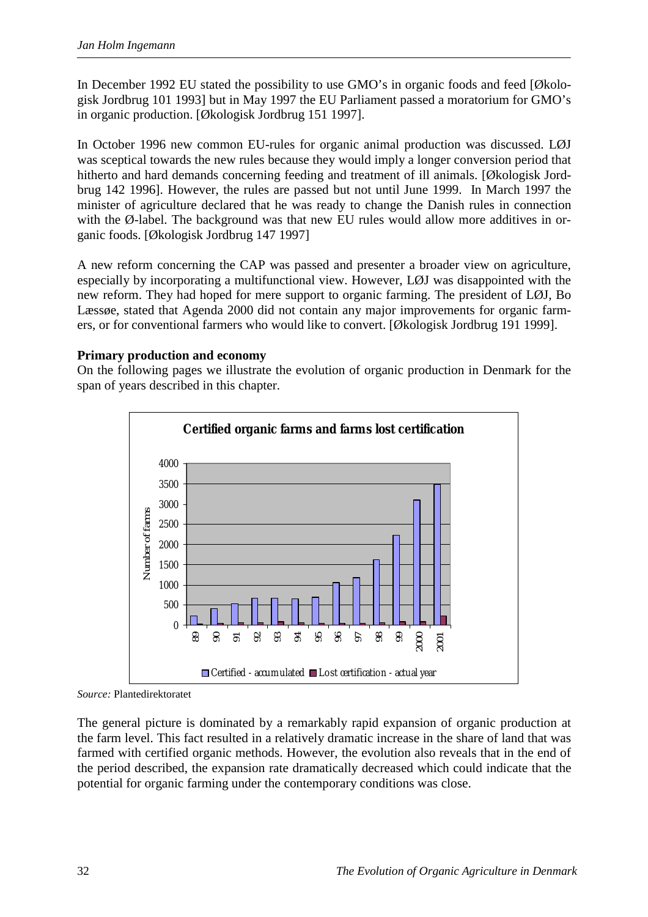In December 1992 EU stated the possibility to use GMO's in organic foods and feed [Økologisk Jordbrug 101 1993] but in May 1997 the EU Parliament passed a moratorium for GMO's in organic production. [Økologisk Jordbrug 151 1997].

In October 1996 new common EU-rules for organic animal production was discussed. LØJ was sceptical towards the new rules because they would imply a longer conversion period that hitherto and hard demands concerning feeding and treatment of ill animals. [Økologisk Jordbrug 142 1996]. However, the rules are passed but not until June 1999. In March 1997 the minister of agriculture declared that he was ready to change the Danish rules in connection with the Ø-label. The background was that new EU rules would allow more additives in organic foods. [Økologisk Jordbrug 147 1997]

A new reform concerning the CAP was passed and presenter a broader view on agriculture, especially by incorporating a multifunctional view. However, LØJ was disappointed with the new reform. They had hoped for mere support to organic farming. The president of LØJ, Bo Læssøe, stated that Agenda 2000 did not contain any major improvements for organic farmers, or for conventional farmers who would like to convert. [Økologisk Jordbrug 191 1999].

**Primary production and economy**

On the following pages we illustrate the evolution of organic production in Denmark for the span of years described in this chapter.

Certified organic farms and farms lost certification

Number of farms

0
500
1000
1500
2000
2500
3000
3500
4000

89 90 91 92 93 94 95 96 97 98 99 2000 2001

Certified - accumulated
Lost certification - actual year

*Source:* Plantedirektoratet

The general picture is dominated by a remarkably rapid expansion of organic production at the farm level. This fact resulted in a relatively dramatic increase in the share of land that was farmed with certified organic methods. However, the evolution also reveals that in the end of the period described, the expansion rate dramatically decreased which could indicate that the potential for organic farming under the contemporary conditions was close.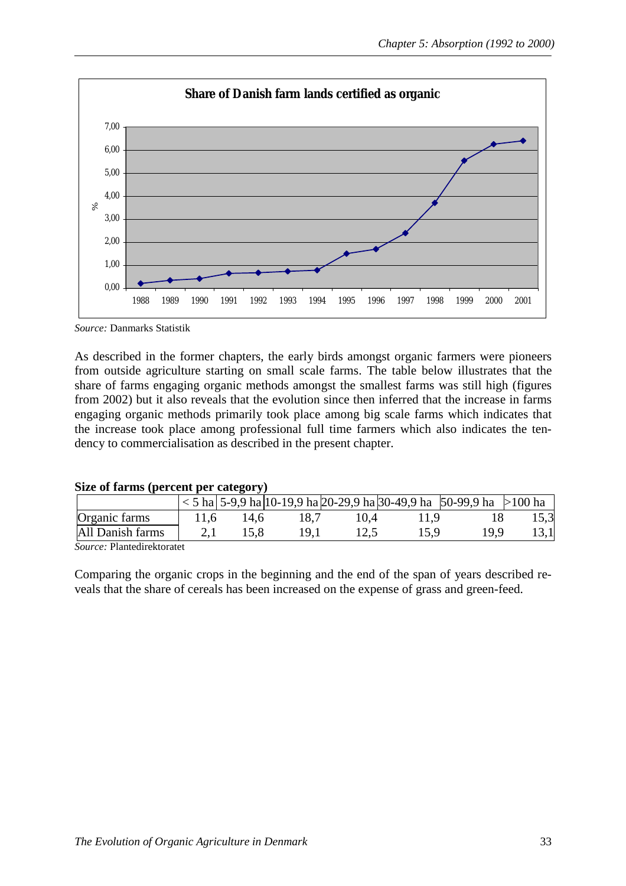**Share of Danish farm lands certified as organic**

7,00
6,00
5,00
4,00
3,00
2,00
1,00
0,00

%

1988 1989 1990 1991 1992 1993 1994 1995 1996 1997 1998 1999 2000 2001

*Source:* Danmarks Statistik

As described in the former chapters, the early birds amongst organic farmers were pioneers from outside agriculture starting on small scale farms. The table below illustrates that the share of farms engaging organic methods amongst the smallest farms was still high (figures from 2002) but it also reveals that the evolution since then inferred that the increase in farms engaging organic methods primarily took place among big scale farms which indicates that the increase took place among professional full time farmers which also indicates the tendency to commercialisation as described in the present chapter.

**Size of farms (percent per category)**

| | < 5 ha | 5-9,9 ha | 10-19,9 ha | 20-29,9 ha | 30-49,9 ha | 50-99,9 ha | >100 ha |
|---|---|---|---|---|---|---|---|
| Organic farms | 11,6 | 14,6 | 18,7 | 10,4 | 11,9 | 18 | 15,3 |
| All Danish farms | 2,1 | 15,8 | 19,1 | 12,5 | 15,9 | 19,9 | 13,1 |

*Source:* Plantedirektoratet

Comparing the organic crops in the beginning and the end of the span of years described reveals that the share of cereals has been increased on the expense of grass and green-feed.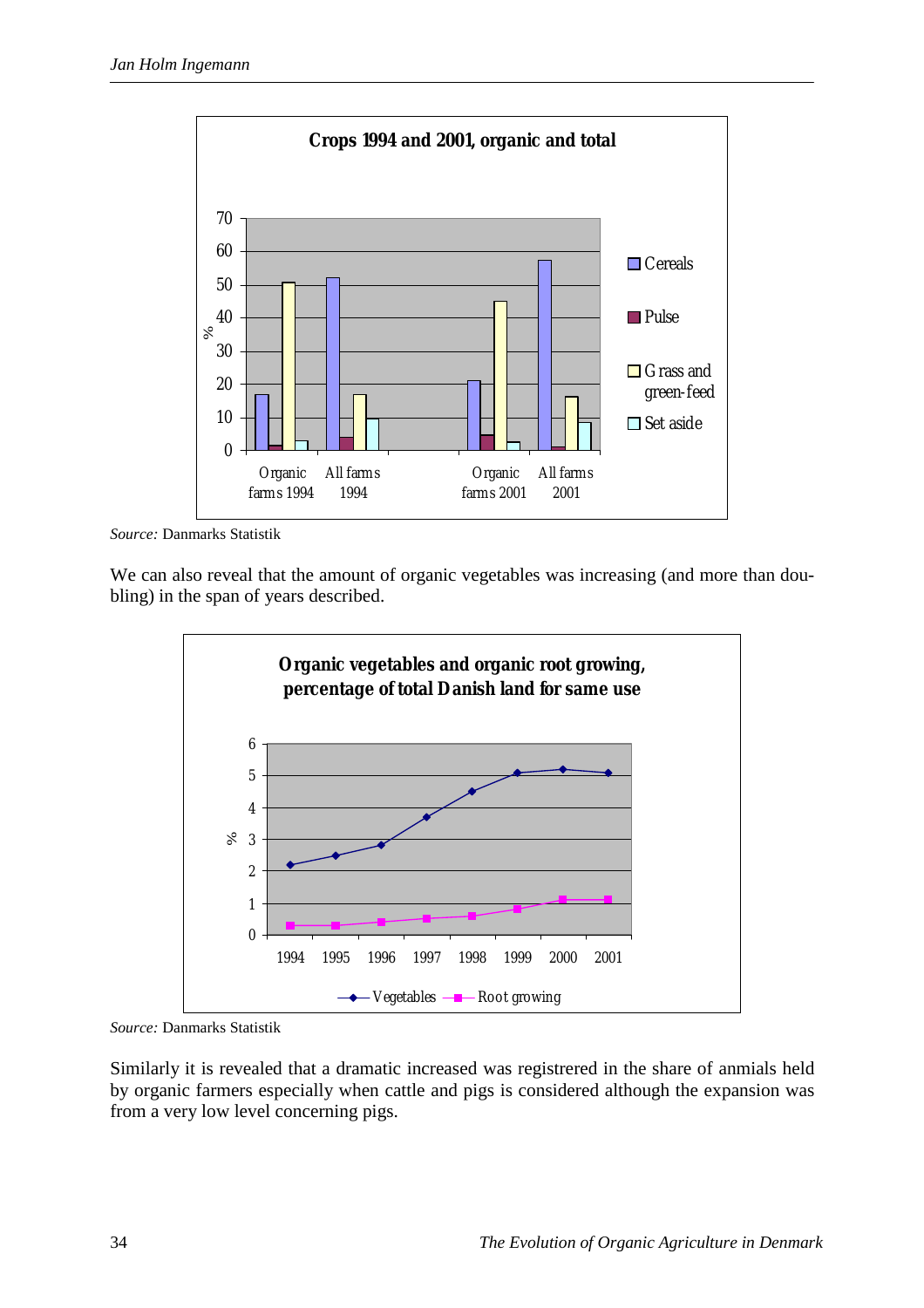**Crops 1994 and 2001, organic and total**

70
60
50
40
30
20
10
0

%

Organic farms 1994
All farms 1994
Organic farms 2001
All farms 2001

Cereals
Pulse
Grass and green-feed
Set aside

*Source:* Danmarks Statistik

We can also reveal that the amount of organic vegetables was increasing (and more than doubling) in the span of years described.

**Organic vegetables and organic root growing, percentage of total Danish land for same use**

6
5
4
3
2
1
0

%

1994 1995 1996 1997 1998 1999 2000 2001

Vegetables
Root growing

*Source:* Danmarks Statistik

Similarly it is revealed that a dramatic increased was registrered in the share of anmials held by organic farmers especially when cattle and pigs is considered although the expansion was from a very low level concerning pigs.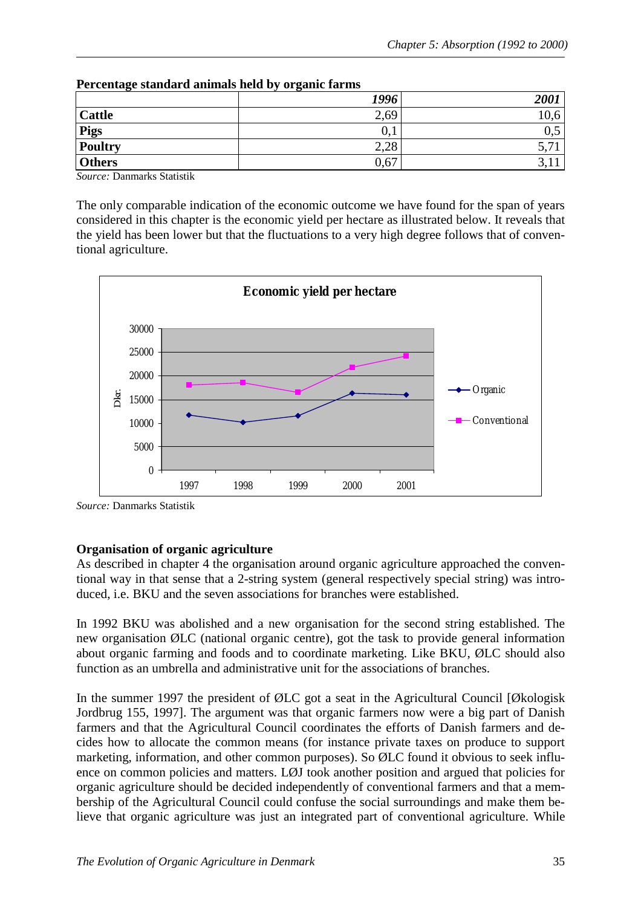**Percentage standard animals held by organic farms**

| | *1996* | *2001* |
|---|---|---|
| **Cattle** | 2,69 | 10,6 |
| **Pigs** | 0,1 | 0,5 |
| **Poultry** | 2,28 | 5,71 |
| **Others** | 0,67 | 3,11 |

*Source:* Danmarks Statistik

The only comparable indication of the economic outcome we have found for the span of years considered in this chapter is the economic yield per hectare as illustrated below. It reveals that the yield has been lower but that the fluctuations to a very high degree follows that of conventional agriculture.

Economic yield per hectare

Dkr.

30000
25000
20000
15000
10000
5000
0

1997
1998
1999
2000
2001

Organic
Conventional

*Source:* Danmarks Statistik

**Organisation of organic agriculture**

As described in chapter 4 the organisation around organic agriculture approached the conventional way in that sense that a 2-string system (general respectively special string) was introduced, i.e. BKU and the seven associations for branches were established.

In 1992 BKU was abolished and a new organisation for the second string established. The new organisation ØLC (national organic centre), got the task to provide general information about organic farming and foods and to coordinate marketing. Like BKU, ØLC should also function as an umbrella and administrative unit for the associations of branches.

In the summer 1997 the president of ØLC got a seat in the Agricultural Council [Økologisk Jordbrug 155, 1997]. The argument was that organic farmers now were a big part of Danish farmers and that the Agricultural Council coordinates the efforts of Danish farmers and decides how to allocate the common means (for instance private taxes on produce to support marketing, information, and other common purposes). So ØLC found it obvious to seek influence on common policies and matters. LØJ took another position and argued that policies for organic agriculture should be decided independently of conventional farmers and that a membership of the Agricultural Council could confuse the social surroundings and make them believe that organic agriculture was just an integrated part of conventional agriculture. While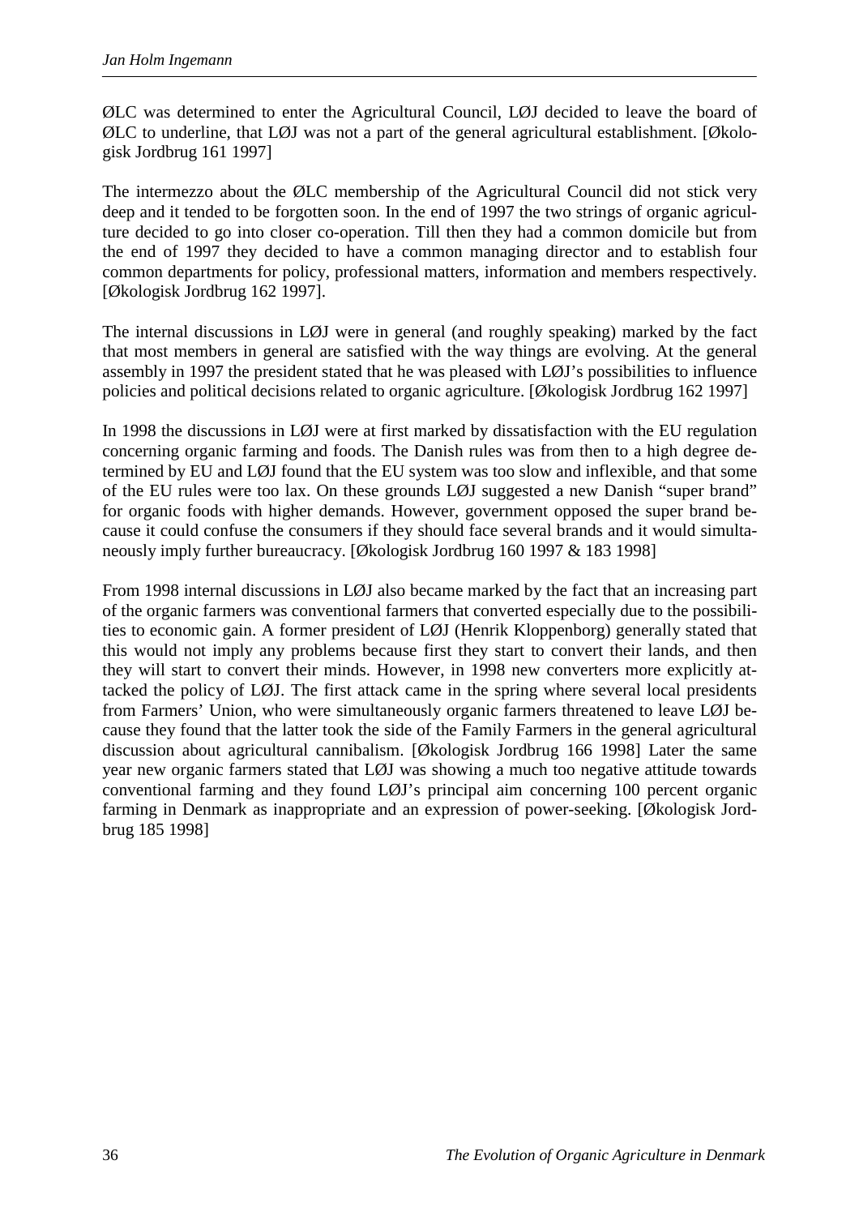ØLC was determined to enter the Agricultural Council, LØJ decided to leave the board of ØLC to underline, that LØJ was not a part of the general agricultural establishment. [Økologisk Jordbrug 161 1997]

The intermezzo about the ØLC membership of the Agricultural Council did not stick very deep and it tended to be forgotten soon. In the end of 1997 the two strings of organic agriculture decided to go into closer co-operation. Till then they had a common domicile but from the end of 1997 they decided to have a common managing director and to establish four common departments for policy, professional matters, information and members respectively. [Økologisk Jordbrug 162 1997].

The internal discussions in LØJ were in general (and roughly speaking) marked by the fact that most members in general are satisfied with the way things are evolving. At the general assembly in 1997 the president stated that he was pleased with LØJ's possibilities to influence policies and political decisions related to organic agriculture. [Økologisk Jordbrug 162 1997]

In 1998 the discussions in LØJ were at first marked by dissatisfaction with the EU regulation concerning organic farming and foods. The Danish rules was from then to a high degree determined by EU and LØJ found that the EU system was too slow and inflexible, and that some of the EU rules were too lax. On these grounds LØJ suggested a new Danish "super brand" for organic foods with higher demands. However, government opposed the super brand because it could confuse the consumers if they should face several brands and it would simultaneously imply further bureaucracy. [Økologisk Jordbrug 160 1997 & 183 1998]

From 1998 internal discussions in LØJ also became marked by the fact that an increasing part of the organic farmers was conventional farmers that converted especially due to the possibilities to economic gain. A former president of LØJ (Henrik Kloppenborg) generally stated that this would not imply any problems because first they start to convert their lands, and then they will start to convert their minds. However, in 1998 new converters more explicitly attacked the policy of LØJ. The first attack came in the spring where several local presidents from Farmers' Union, who were simultaneously organic farmers threatened to leave LØJ because they found that the latter took the side of the Family Farmers in the general agricultural discussion about agricultural cannibalism. [Økologisk Jordbrug 166 1998] Later the same year new organic farmers stated that LØJ was showing a much too negative attitude towards conventional farming and they found LØJ's principal aim concerning 100 percent organic farming in Denmark as inappropriate and an expression of power-seeking. [Økologisk Jordbrug 185 1998]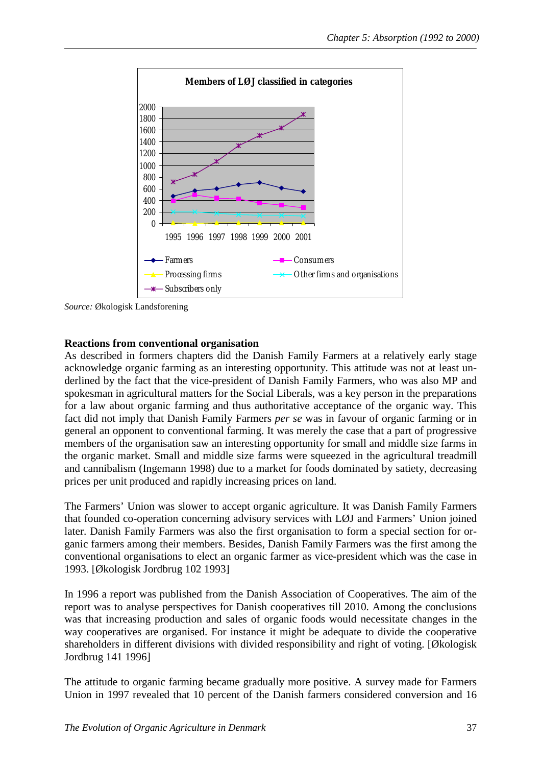**Members of LØJ classified in categories**

2000
1800
1600
1400
1200
1000
800
600
400
200
0

1995 1996 1997 1998 1999 2000 2001

Farmers
Consumers
Processing firms
Other firms and organisations
Subscribers only

*Source:* Økologisk Landsforening

**Reactions from conventional organisation**

As described in formers chapters did the Danish Family Farmers at a relatively early stage acknowledge organic farming as an interesting opportunity. This attitude was not at least underlined by the fact that the vice-president of Danish Family Farmers, who was also MP and spokesman in agricultural matters for the Social Liberals, was a key person in the preparations for a law about organic farming and thus authoritative acceptance of the organic way. This fact did not imply that Danish Family Farmers *per se* was in favour of organic farming or in general an opponent to conventional farming. It was merely the case that a part of progressive members of the organisation saw an interesting opportunity for small and middle size farms in the organic market. Small and middle size farms were squeezed in the agricultural treadmill and cannibalism (Ingemann 1998) due to a market for foods dominated by satiety, decreasing prices per unit produced and rapidly increasing prices on land.

The Farmers' Union was slower to accept organic agriculture. It was Danish Family Farmers that founded co-operation concerning advisory services with LØJ and Farmers' Union joined later. Danish Family Farmers was also the first organisation to form a special section for organic farmers among their members. Besides, Danish Family Farmers was the first among the conventional organisations to elect an organic farmer as vice-president which was the case in 1993. [Økologisk Jordbrug 102 1993]

In 1996 a report was published from the Danish Association of Cooperatives. The aim of the report was to analyse perspectives for Danish cooperatives till 2010. Among the conclusions was that increasing production and sales of organic foods would necessitate changes in the way cooperatives are organised. For instance it might be adequate to divide the cooperative shareholders in different divisions with divided responsibility and right of voting. [Økologisk Jordbrug 141 1996]

The attitude to organic farming became gradually more positive. A survey made for Farmers Union in 1997 revealed that 10 percent of the Danish farmers considered conversion and 16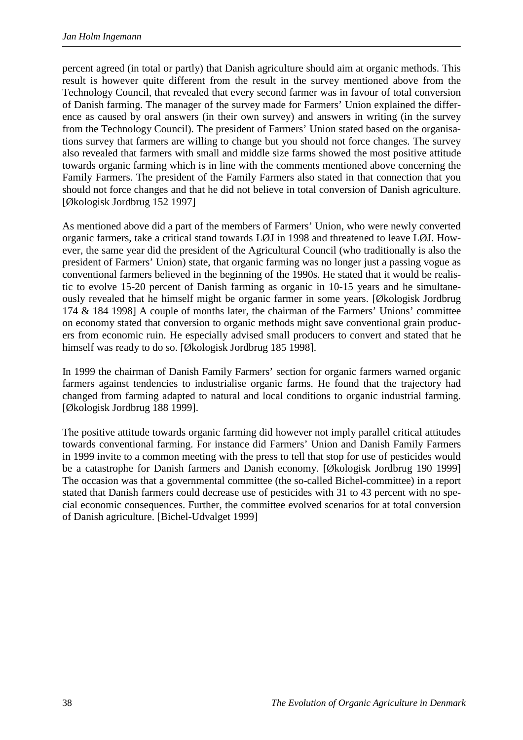percent agreed (in total or partly) that Danish agriculture should aim at organic methods. This result is however quite different from the result in the survey mentioned above from the Technology Council, that revealed that every second farmer was in favour of total conversion of Danish farming. The manager of the survey made for Farmers' Union explained the difference as caused by oral answers (in their own survey) and answers in writing (in the survey from the Technology Council). The president of Farmers' Union stated based on the organisations survey that farmers are willing to change but you should not force changes. The survey also revealed that farmers with small and middle size farms showed the most positive attitude towards organic farming which is in line with the comments mentioned above concerning the Family Farmers. The president of the Family Farmers also stated in that connection that you should not force changes and that he did not believe in total conversion of Danish agriculture. [Økologisk Jordbrug 152 1997]

As mentioned above did a part of the members of Farmers' Union, who were newly converted organic farmers, take a critical stand towards LØJ in 1998 and threatened to leave LØJ. However, the same year did the president of the Agricultural Council (who traditionally is also the president of Farmers' Union) state, that organic farming was no longer just a passing vogue as conventional farmers believed in the beginning of the 1990s. He stated that it would be realistic to evolve 15-20 percent of Danish farming as organic in 10-15 years and he simultaneously revealed that he himself might be organic farmer in some years. [Økologisk Jordbrug 174 & 184 1998] A couple of months later, the chairman of the Farmers' Unions' committee on economy stated that conversion to organic methods might save conventional grain producers from economic ruin. He especially advised small producers to convert and stated that he himself was ready to do so. [Økologisk Jordbrug 185 1998].

In 1999 the chairman of Danish Family Farmers' section for organic farmers warned organic farmers against tendencies to industrialise organic farms. He found that the trajectory had changed from farming adapted to natural and local conditions to organic industrial farming. [Økologisk Jordbrug 188 1999].

The positive attitude towards organic farming did however not imply parallel critical attitudes towards conventional farming. For instance did Farmers' Union and Danish Family Farmers in 1999 invite to a common meeting with the press to tell that stop for use of pesticides would be a catastrophe for Danish farmers and Danish economy. [Økologisk Jordbrug 190 1999] The occasion was that a governmental committee (the so-called Bichel-committee) in a report stated that Danish farmers could decrease use of pesticides with 31 to 43 percent with no special economic consequences. Further, the committee evolved scenarios for at total conversion of Danish agriculture. [Bichel-Udvalget 1999]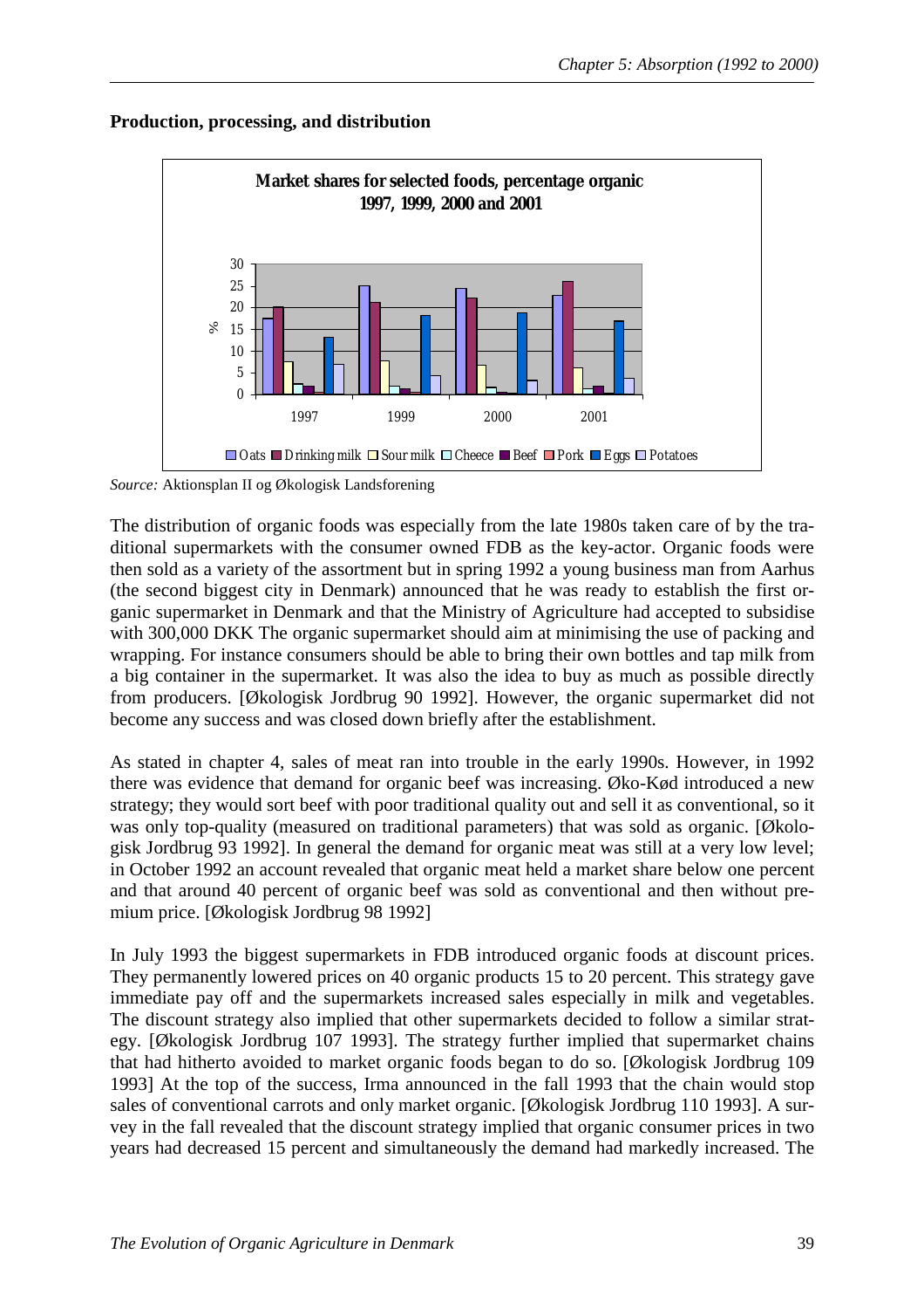**Production, processing, and distribution**

Market shares for selected foods, percentage organic
1997, 1999, 2000 and 2001

30
25
20
15
10
5
0

%

1997 1999 2000 2001

Oats Drinking milk Sour milk Cheece Beef Pork Eggs Potatoes

*Source:* Aktionsplan II og Økologisk Landsforening

The distribution of organic foods was especially from the late 1980s taken care of by the traditional supermarkets with the consumer owned FDB as the key-actor. Organic foods were then sold as a variety of the assortment but in spring 1992 a young business man from Aarhus (the second biggest city in Denmark) announced that he was ready to establish the first organic supermarket in Denmark and that the Ministry of Agriculture had accepted to subsidise with 300,000 DKK The organic supermarket should aim at minimising the use of packing and wrapping. For instance consumers should be able to bring their own bottles and tap milk from a big container in the supermarket. It was also the idea to buy as much as possible directly from producers. [Økologisk Jordbrug 90 1992]. However, the organic supermarket did not become any success and was closed down briefly after the establishment.

As stated in chapter 4, sales of meat ran into trouble in the early 1990s. However, in 1992 there was evidence that demand for organic beef was increasing. Øko-Kød introduced a new strategy; they would sort beef with poor traditional quality out and sell it as conventional, so it was only top-quality (measured on traditional parameters) that was sold as organic. [Økologisk Jordbrug 93 1992]. In general the demand for organic meat was still at a very low level; in October 1992 an account revealed that organic meat held a market share below one percent and that around 40 percent of organic beef was sold as conventional and then without premium price. [Økologisk Jordbrug 98 1992]

In July 1993 the biggest supermarkets in FDB introduced organic foods at discount prices. They permanently lowered prices on 40 organic products 15 to 20 percent. This strategy gave immediate pay off and the supermarkets increased sales especially in milk and vegetables. The discount strategy also implied that other supermarkets decided to follow a similar strategy. [Økologisk Jordbrug 107 1993]. The strategy further implied that supermarket chains that had hitherto avoided to market organic foods began to do so. [Økologisk Jordbrug 109 1993] At the top of the success, Irma announced in the fall 1993 that the chain would stop sales of conventional carrots and only market organic. [Økologisk Jordbrug 110 1993]. A survey in the fall revealed that the discount strategy implied that organic consumer prices in two years had decreased 15 percent and simultaneously the demand had markedly increased. The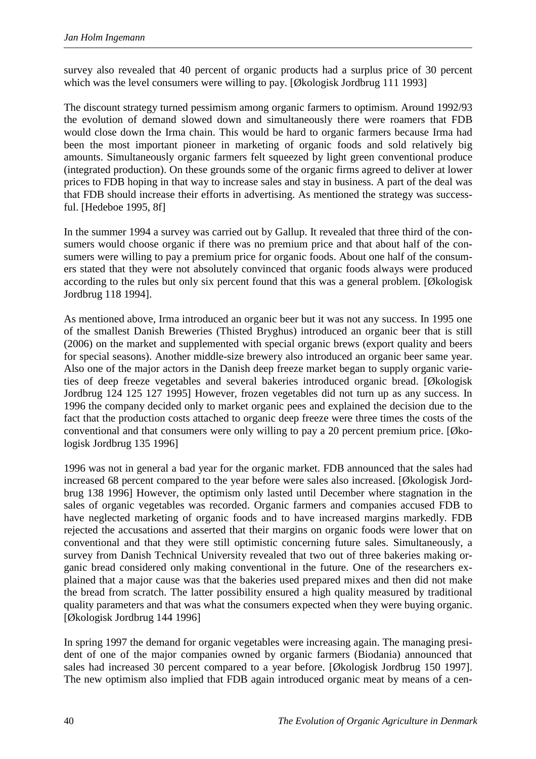survey also revealed that 40 percent of organic products had a surplus price of 30 percent which was the level consumers were willing to pay. [Økologisk Jordbrug 111 1993]

The discount strategy turned pessimism among organic farmers to optimism. Around 1992/93 the evolution of demand slowed down and simultaneously there were roamers that FDB would close down the Irma chain. This would be hard to organic farmers because Irma had been the most important pioneer in marketing of organic foods and sold relatively big amounts. Simultaneously organic farmers felt squeezed by light green conventional produce (integrated production). On these grounds some of the organic firms agreed to deliver at lower prices to FDB hoping in that way to increase sales and stay in business. A part of the deal was that FDB should increase their efforts in advertising. As mentioned the strategy was successful. [Hedeboe 1995, 8f]

In the summer 1994 a survey was carried out by Gallup. It revealed that three third of the consumers would choose organic if there was no premium price and that about half of the consumers were willing to pay a premium price for organic foods. About one half of the consumers stated that they were not absolutely convinced that organic foods always were produced according to the rules but only six percent found that this was a general problem. [Økologisk Jordbrug 118 1994].

As mentioned above, Irma introduced an organic beer but it was not any success. In 1995 one of the smallest Danish Breweries (Thisted Bryghus) introduced an organic beer that is still (2006) on the market and supplemented with special organic brews (export quality and beers for special seasons). Another middle-size brewery also introduced an organic beer same year. Also one of the major actors in the Danish deep freeze market began to supply organic varieties of deep freeze vegetables and several bakeries introduced organic bread. [Økologisk Jordbrug 124 125 127 1995] However, frozen vegetables did not turn up as any success. In 1996 the company decided only to market organic pees and explained the decision due to the fact that the production costs attached to organic deep freeze were three times the costs of the conventional and that consumers were only willing to pay a 20 percent premium price. [Økologisk Jordbrug 135 1996]

1996 was not in general a bad year for the organic market. FDB announced that the sales had increased 68 percent compared to the year before were sales also increased. [Økologisk Jordbrug 138 1996] However, the optimism only lasted until December where stagnation in the sales of organic vegetables was recorded. Organic farmers and companies accused FDB to have neglected marketing of organic foods and to have increased margins markedly. FDB rejected the accusations and asserted that their margins on organic foods were lower that on conventional and that they were still optimistic concerning future sales. Simultaneously, a survey from Danish Technical University revealed that two out of three bakeries making organic bread considered only making conventional in the future. One of the researchers explained that a major cause was that the bakeries used prepared mixes and then did not make the bread from scratch. The latter possibility ensured a high quality measured by traditional quality parameters and that was what the consumers expected when they were buying organic. [Økologisk Jordbrug 144 1996]

In spring 1997 the demand for organic vegetables were increasing again. The managing president of one of the major companies owned by organic farmers (Biodania) announced that sales had increased 30 percent compared to a year before. [Økologisk Jordbrug 150 1997]. The new optimism also implied that FDB again introduced organic meat by means of a cen-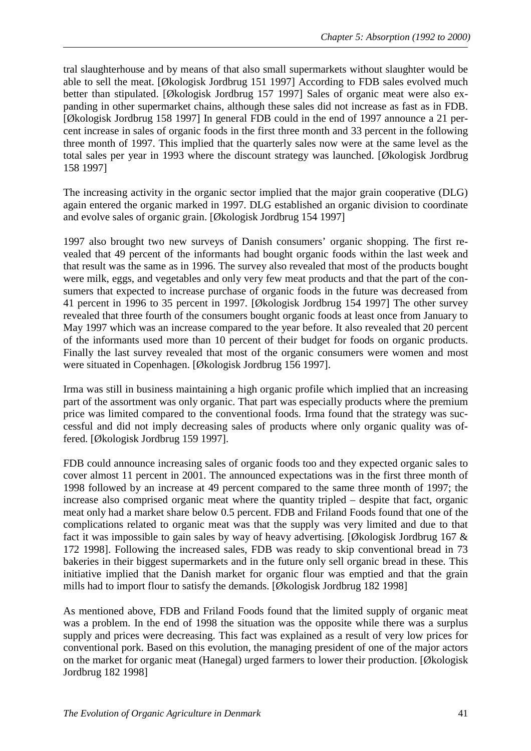tral slaughterhouse and by means of that also small supermarkets without slaughter would be able to sell the meat. [Økologisk Jordbrug 151 1997] According to FDB sales evolved much better than stipulated. [Økologisk Jordbrug 157 1997] Sales of organic meat were also expanding in other supermarket chains, although these sales did not increase as fast as in FDB. [Økologisk Jordbrug 158 1997] In general FDB could in the end of 1997 announce a 21 percent increase in sales of organic foods in the first three month and 33 percent in the following three month of 1997. This implied that the quarterly sales now were at the same level as the total sales per year in 1993 where the discount strategy was launched. [Økologisk Jordbrug 158 1997]

The increasing activity in the organic sector implied that the major grain cooperative (DLG) again entered the organic marked in 1997. DLG established an organic division to coordinate and evolve sales of organic grain. [Økologisk Jordbrug 154 1997]

1997 also brought two new surveys of Danish consumers' organic shopping. The first revealed that 49 percent of the informants had bought organic foods within the last week and that result was the same as in 1996. The survey also revealed that most of the products bought were milk, eggs, and vegetables and only very few meat products and that the part of the consumers that expected to increase purchase of organic foods in the future was decreased from 41 percent in 1996 to 35 percent in 1997. [Økologisk Jordbrug 154 1997] The other survey revealed that three fourth of the consumers bought organic foods at least once from January to May 1997 which was an increase compared to the year before. It also revealed that 20 percent of the informants used more than 10 percent of their budget for foods on organic products. Finally the last survey revealed that most of the organic consumers were women and most were situated in Copenhagen. [Økologisk Jordbrug 156 1997].

Irma was still in business maintaining a high organic profile which implied that an increasing part of the assortment was only organic. That part was especially products where the premium price was limited compared to the conventional foods. Irma found that the strategy was successful and did not imply decreasing sales of products where only organic quality was offered. [Økologisk Jordbrug 159 1997].

FDB could announce increasing sales of organic foods too and they expected organic sales to cover almost 11 percent in 2001. The announced expectations was in the first three month of 1998 followed by an increase at 49 percent compared to the same three month of 1997; the increase also comprised organic meat where the quantity tripled – despite that fact, organic meat only had a market share below 0.5 percent. FDB and Friland Foods found that one of the complications related to organic meat was that the supply was very limited and due to that fact it was impossible to gain sales by way of heavy advertising. [Økologisk Jordbrug 167 & 172 1998]. Following the increased sales, FDB was ready to skip conventional bread in 73 bakeries in their biggest supermarkets and in the future only sell organic bread in these. This initiative implied that the Danish market for organic flour was emptied and that the grain mills had to import flour to satisfy the demands. [Økologisk Jordbrug 182 1998]

As mentioned above, FDB and Friland Foods found that the limited supply of organic meat was a problem. In the end of 1998 the situation was the opposite while there was a surplus supply and prices were decreasing. This fact was explained as a result of very low prices for conventional pork. Based on this evolution, the managing president of one of the major actors on the market for organic meat (Hanegal) urged farmers to lower their production. [Økologisk Jordbrug 182 1998]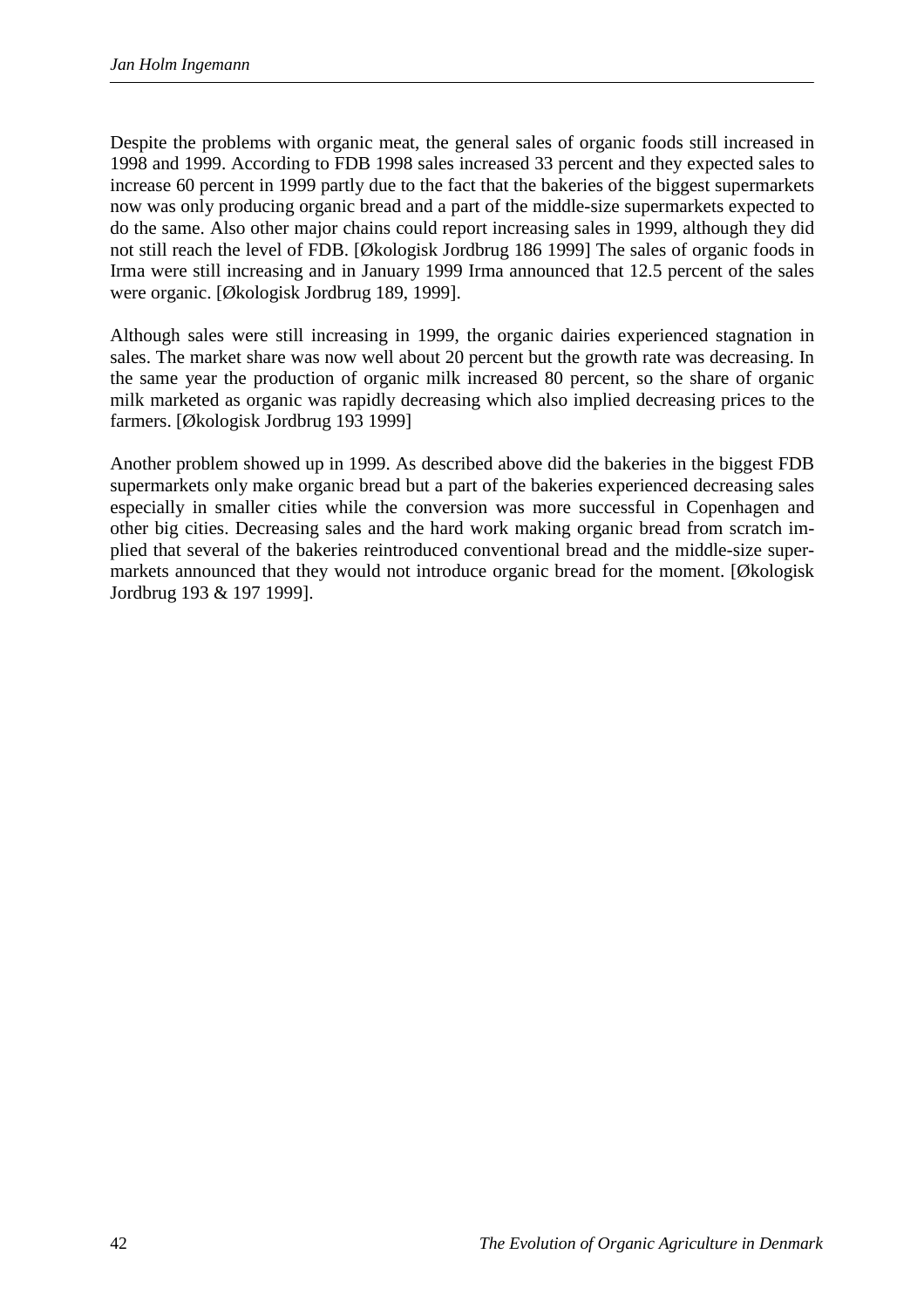Despite the problems with organic meat, the general sales of organic foods still increased in 1998 and 1999. According to FDB 1998 sales increased 33 percent and they expected sales to increase 60 percent in 1999 partly due to the fact that the bakeries of the biggest supermarkets now was only producing organic bread and a part of the middle-size supermarkets expected to do the same. Also other major chains could report increasing sales in 1999, although they did not still reach the level of FDB. [Økologisk Jordbrug 186 1999] The sales of organic foods in Irma were still increasing and in January 1999 Irma announced that 12.5 percent of the sales were organic. [Økologisk Jordbrug 189, 1999].

Although sales were still increasing in 1999, the organic dairies experienced stagnation in sales. The market share was now well about 20 percent but the growth rate was decreasing. In the same year the production of organic milk increased 80 percent, so the share of organic milk marketed as organic was rapidly decreasing which also implied decreasing prices to the farmers. [Økologisk Jordbrug 193 1999]

Another problem showed up in 1999. As described above did the bakeries in the biggest FDB supermarkets only make organic bread but a part of the bakeries experienced decreasing sales especially in smaller cities while the conversion was more successful in Copenhagen and other big cities. Decreasing sales and the hard work making organic bread from scratch implied that several of the bakeries reintroduced conventional bread and the middle-size supermarkets announced that they would not introduce organic bread for the moment. [Økologisk Jordbrug 193 & 197 1999].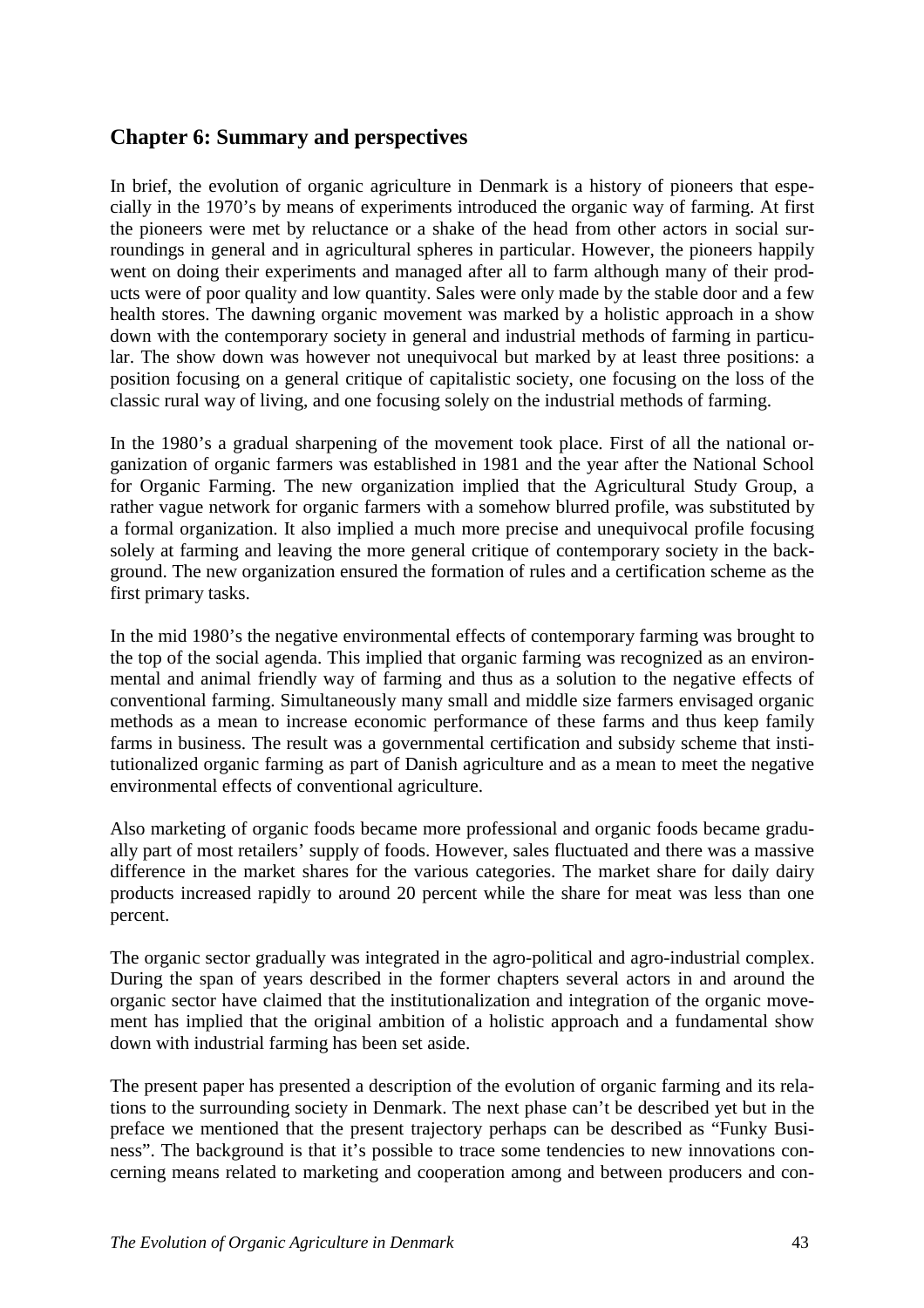## Chapter 6: Summary and perspectives

In brief, the evolution of organic agriculture in Denmark is a history of pioneers that especially in the 1970's by means of experiments introduced the organic way of farming. At first the pioneers were met by reluctance or a shake of the head from other actors in social surroundings in general and in agricultural spheres in particular. However, the pioneers happily went on doing their experiments and managed after all to farm although many of their products were of poor quality and low quantity. Sales were only made by the stable door and a few health stores. The dawning organic movement was marked by a holistic approach in a show down with the contemporary society in general and industrial methods of farming in particular. The show down was however not unequivocal but marked by at least three positions: a position focusing on a general critique of capitalistic society, one focusing on the loss of the classic rural way of living, and one focusing solely on the industrial methods of farming.

In the 1980's a gradual sharpening of the movement took place. First of all the national organization of organic farmers was established in 1981 and the year after the National School for Organic Farming. The new organization implied that the Agricultural Study Group, a rather vague network for organic farmers with a somehow blurred profile, was substituted by a formal organization. It also implied a much more precise and unequivocal profile focusing solely at farming and leaving the more general critique of contemporary society in the background. The new organization ensured the formation of rules and a certification scheme as the first primary tasks.

In the mid 1980's the negative environmental effects of contemporary farming was brought to the top of the social agenda. This implied that organic farming was recognized as an environmental and animal friendly way of farming and thus as a solution to the negative effects of conventional farming. Simultaneously many small and middle size farmers envisaged organic methods as a mean to increase economic performance of these farms and thus keep family farms in business. The result was a governmental certification and subsidy scheme that institutionalized organic farming as part of Danish agriculture and as a mean to meet the negative environmental effects of conventional agriculture.

Also marketing of organic foods became more professional and organic foods became gradually part of most retailers' supply of foods. However, sales fluctuated and there was a massive difference in the market shares for the various categories. The market share for daily dairy products increased rapidly to around 20 percent while the share for meat was less than one percent.

The organic sector gradually was integrated in the agro-political and agro-industrial complex. During the span of years described in the former chapters several actors in and around the organic sector have claimed that the institutionalization and integration of the organic movement has implied that the original ambition of a holistic approach and a fundamental show down with industrial farming has been set aside.

The present paper has presented a description of the evolution of organic farming and its relations to the surrounding society in Denmark. The next phase can't be described yet but in the preface we mentioned that the present trajectory perhaps can be described as "Funky Business". The background is that it's possible to trace some tendencies to new innovations concerning means related to marketing and cooperation among and between producers and con-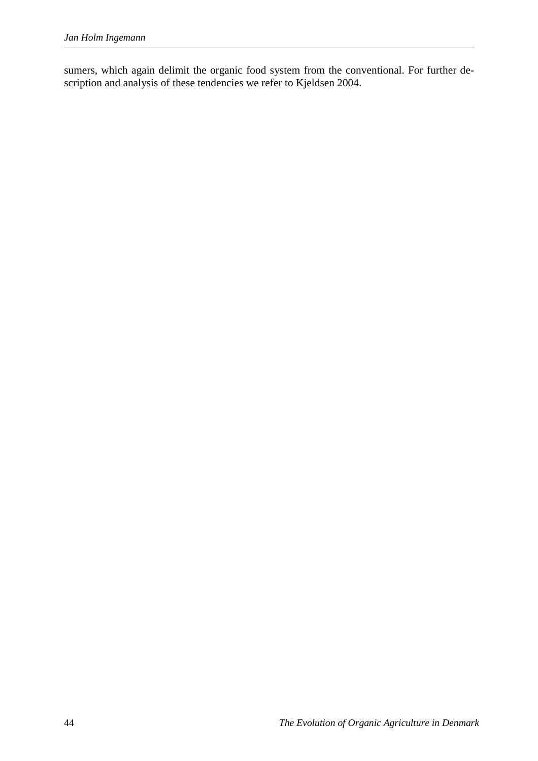sumers, which again delimit the organic food system from the conventional. For further description and analysis of these tendencies we refer to Kjeldsen 2004.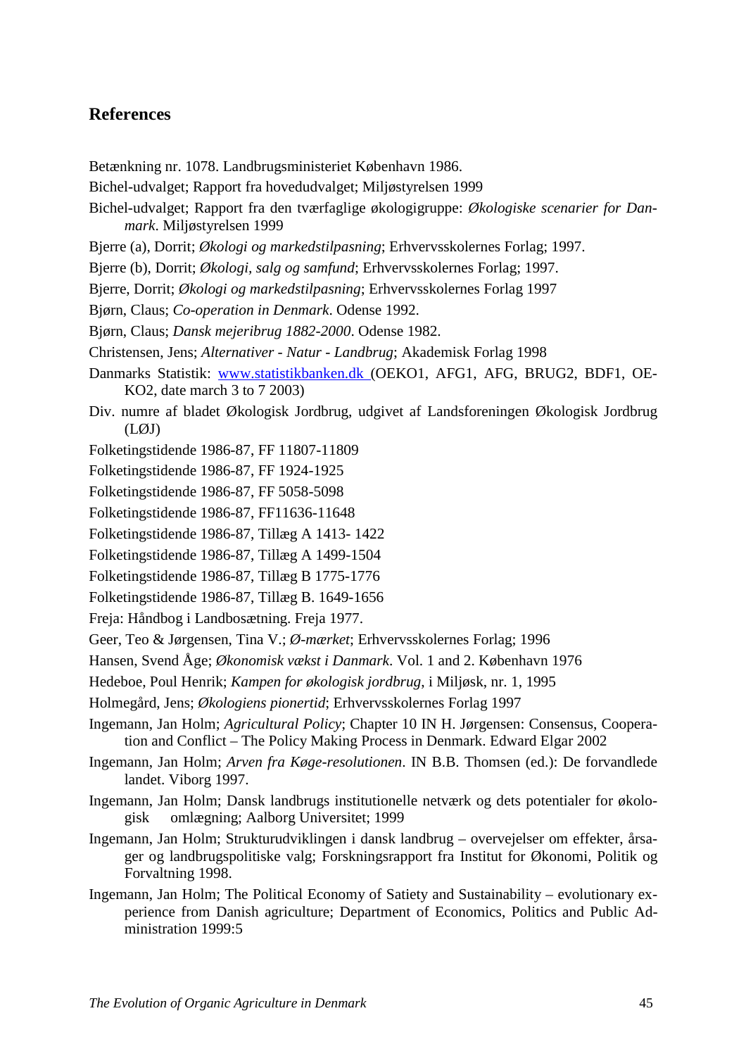## References

Betænkning nr. 1078. Landbrugsministeriet København 1986.

Bichel-udvalget; Rapport fra hovedudvalget; Miljøstyrelsen 1999

Bichel-udvalget; Rapport fra den tværfaglige økologigruppe: *Økologiske scenarier for Danmark*. Miljøstyrelsen 1999

Bjerre (a), Dorrit; *Økologi og markedstilpasning*; Erhvervsskolernes Forlag; 1997.

Bjerre (b), Dorrit; *Økologi, salg og samfund*; Erhvervsskolernes Forlag; 1997.

Bjerre, Dorrit; *Økologi og markedstilpasning*; Erhvervsskolernes Forlag 1997

Bjørn, Claus; *Co-operation in Denmark*. Odense 1992.

Bjørn, Claus; *Dansk mejeribrug 1882-2000*. Odense 1982.

Christensen, Jens; *Alternativer - Natur - Landbrug*; Akademisk Forlag 1998

Danmarks Statistik: [www.statistikbanken.dk](http://www.statistikbanken.dk) (OEKO1, AFG1, AFG, BRUG2, BDF1, OEKO2, date march 3 to 7 2003)

Div. numre af bladet Økologisk Jordbrug, udgivet af Landsforeningen Økologisk Jordbrug (LØJ)

Folketingstidende 1986-87, FF 11807-11809

Folketingstidende 1986-87, FF 1924-1925

Folketingstidende 1986-87, FF 5058-5098

Folketingstidende 1986-87, FF11636-11648

Folketingstidende 1986-87, Tillæg A 1413- 1422

Folketingstidende 1986-87, Tillæg A 1499-1504

Folketingstidende 1986-87, Tillæg B 1775-1776

Folketingstidende 1986-87, Tillæg B. 1649-1656

Freja: Håndbog i Landbosætning. Freja 1977.

Geer, Teo & Jørgensen, Tina V.; *Ø-mærket*; Erhvervsskolernes Forlag; 1996

Hansen, Svend Åge; *Økonomisk vækst i Danmark*. Vol. 1 and 2. København 1976

Hedeboe, Poul Henrik; *Kampen for økologisk jordbrug*, i Miljøsk, nr. 1, 1995

Holmegård, Jens; *Økologiens pionertid*; Erhvervsskolernes Forlag 1997

Ingemann, Jan Holm; *Agricultural Policy*; Chapter 10 IN H. Jørgensen: Consensus, Cooperation and Conflict – The Policy Making Process in Denmark. Edward Elgar 2002

Ingemann, Jan Holm; *Arven fra Køge-resolutionen*. IN B.B. Thomsen (ed.): De forvandlede landet. Viborg 1997.

Ingemann, Jan Holm; Dansk landbrugs institutionelle netværk og dets potentialer for økologisk omlægning; Aalborg Universitet; 1999

Ingemann, Jan Holm; Strukturudviklingen i dansk landbrug – overvejelser om effekter, årsager og landbrugspolitiske valg; Forskningsrapport fra Institut for Økonomi, Politik og Forvaltning 1998.

Ingemann, Jan Holm; The Political Economy of Satiety and Sustainability – evolutionary experience from Danish agriculture; Department of Economics, Politics and Public Administration 1999:5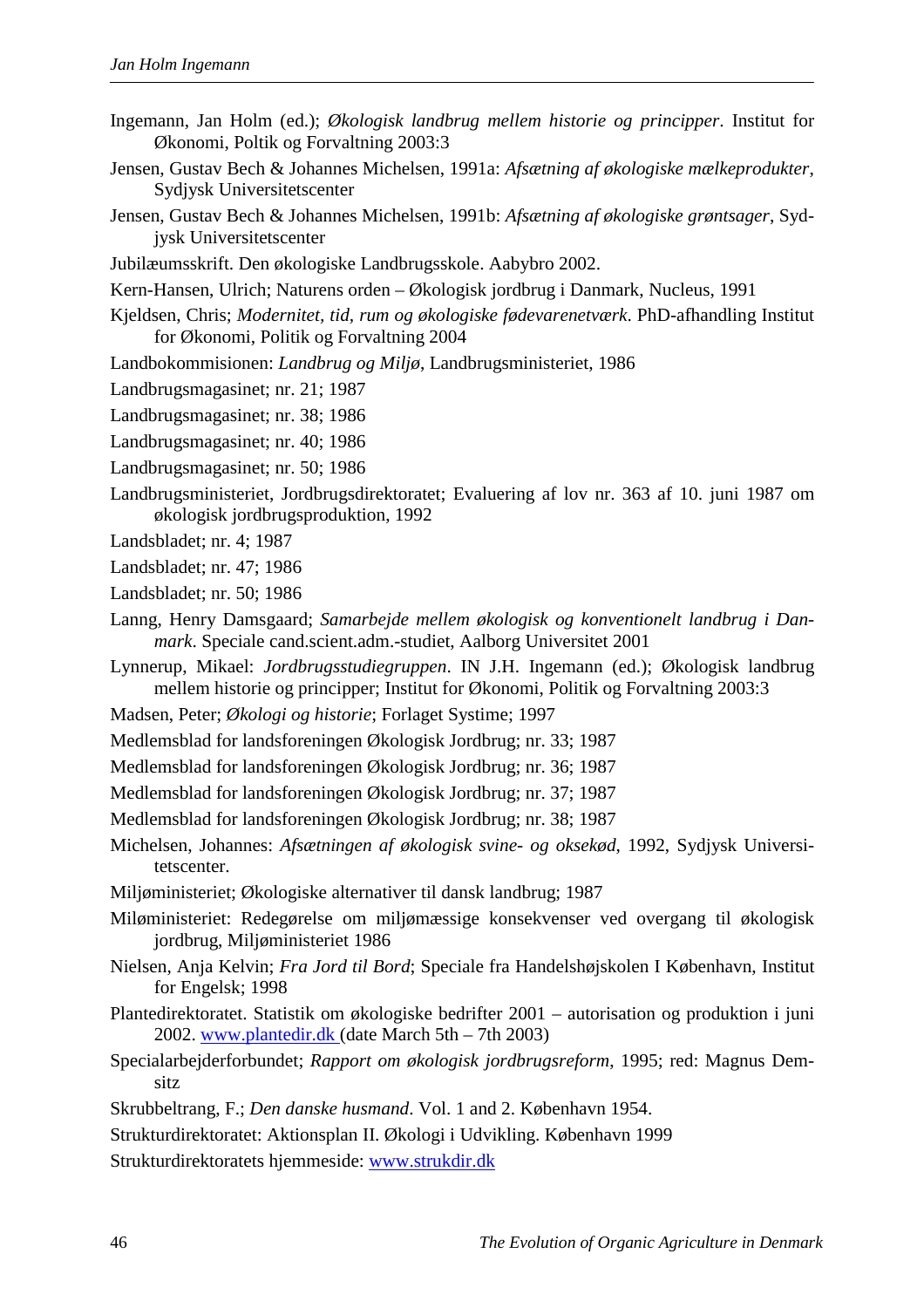Ingemann, Jan Holm (ed.); *Økologisk landbrug mellem historie og principper*. Institut for Økonomi, Poltik og Forvaltning 2003:3

Jensen, Gustav Bech & Johannes Michelsen, 1991a: *Afsætning af økologiske mælkeprodukter*, Sydjysk Universitetscenter

Jensen, Gustav Bech & Johannes Michelsen, 1991b: *Afsætning af økologiske grøntsager*, Sydjysk Universitetscenter

Jubilæumsskrift. Den økologiske Landbrugsskole. Aabybro 2002.

Kern-Hansen, Ulrich; Naturens orden – Økologisk jordbrug i Danmark, Nucleus, 1991

Kjeldsen, Chris; *Modernitet, tid, rum og økologiske fødevarenetværk*. PhD-afhandling Institut for Økonomi, Politik og Forvaltning 2004

Landbokommisionen: *Landbrug og Miljø*, Landbrugsministeriet, 1986

Landbrugsmagasinet; nr. 21; 1987

Landbrugsmagasinet; nr. 38; 1986

Landbrugsmagasinet; nr. 40; 1986

Landbrugsmagasinet; nr. 50; 1986

Landbrugsministeriet, Jordbrugsdirektoratet; Evaluering af lov nr. 363 af 10. juni 1987 om økologisk jordbrugsproduktion, 1992

Landsbladet; nr. 4; 1987

Landsbladet; nr. 47; 1986

Landsbladet; nr. 50; 1986

Lanng, Henry Damsgaard; *Samarbejde mellem økologisk og konventionelt landbrug i Danmark*. Speciale cand.scient.adm.-studiet, Aalborg Universitet 2001

Lynnerup, Mikael: *Jordbrugsstudiegruppen*. IN J.H. Ingemann (ed.); Økologisk landbrug mellem historie og principper; Institut for Økonomi, Politik og Forvaltning 2003:3

Madsen, Peter; *Økologi og historie*; Forlaget Systime; 1997

Medlemsblad for landsforeningen Økologisk Jordbrug; nr. 33; 1987

Medlemsblad for landsforeningen Økologisk Jordbrug; nr. 36; 1987

Medlemsblad for landsforeningen Økologisk Jordbrug; nr. 37; 1987

Medlemsblad for landsforeningen Økologisk Jordbrug; nr. 38; 1987

Michelsen, Johannes: *Afsætningen af økologisk svine- og oksekød*, 1992, Sydjysk Universitetscenter.

Miljøministeriet; Økologiske alternativer til dansk landbrug; 1987

Miløministeriet: Redegørelse om miljømæssige konsekvenser ved overgang til økologisk jordbrug, Miljøministeriet 1986

Nielsen, Anja Kelvin; *Fra Jord til Bord*; Speciale fra Handelshøjskolen I København, Institut for Engelsk; 1998

Plantedirektoratet. Statistik om økologiske bedrifter 2001 – autorisation og produktion i juni 2002. www.plantedir.dk (date March 5th – 7th 2003)

Specialarbejderforbundet; *Rapport om økologisk jordbrugsreform*, 1995; red: Magnus Demsitz

Skrubbeltrang, F.; *Den danske husmand*. Vol. 1 and 2. København 1954.

Strukturdirektoratet: Aktionsplan II. Økologi i Udvikling. København 1999

Strukturdirektoratets hjemmeside: www.strukdir.dk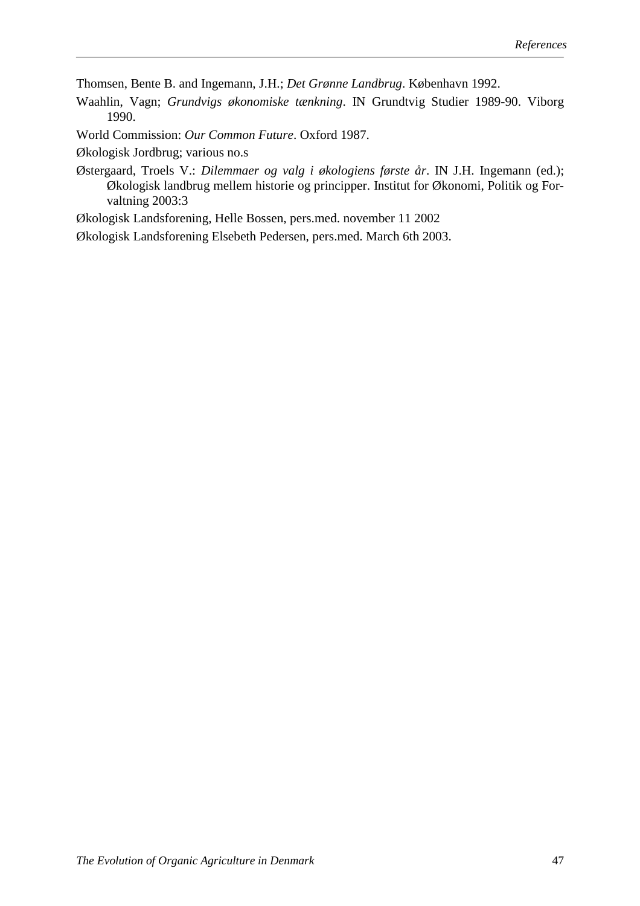Thomsen, Bente B. and Ingemann, J.H.; *Det Grønne Landbrug*. København 1992.

Waahlin, Vagn; *Grundvigs økonomiske tænkning*. IN Grundtvig Studier 1989-90. Viborg 1990.

World Commission: *Our Common Future*. Oxford 1987.

Økologisk Jordbrug; various no.s

Østergaard, Troels V.: *Dilemmaer og valg i økologiens første år*. IN J.H. Ingemann (ed.); Økologisk landbrug mellem historie og principper. Institut for Økonomi, Politik og Forvaltning 2003:3

Økologisk Landsforening, Helle Bossen, pers.med. november 11 2002

Økologisk Landsforening Elsebeth Pedersen, pers.med. March 6th 2003.